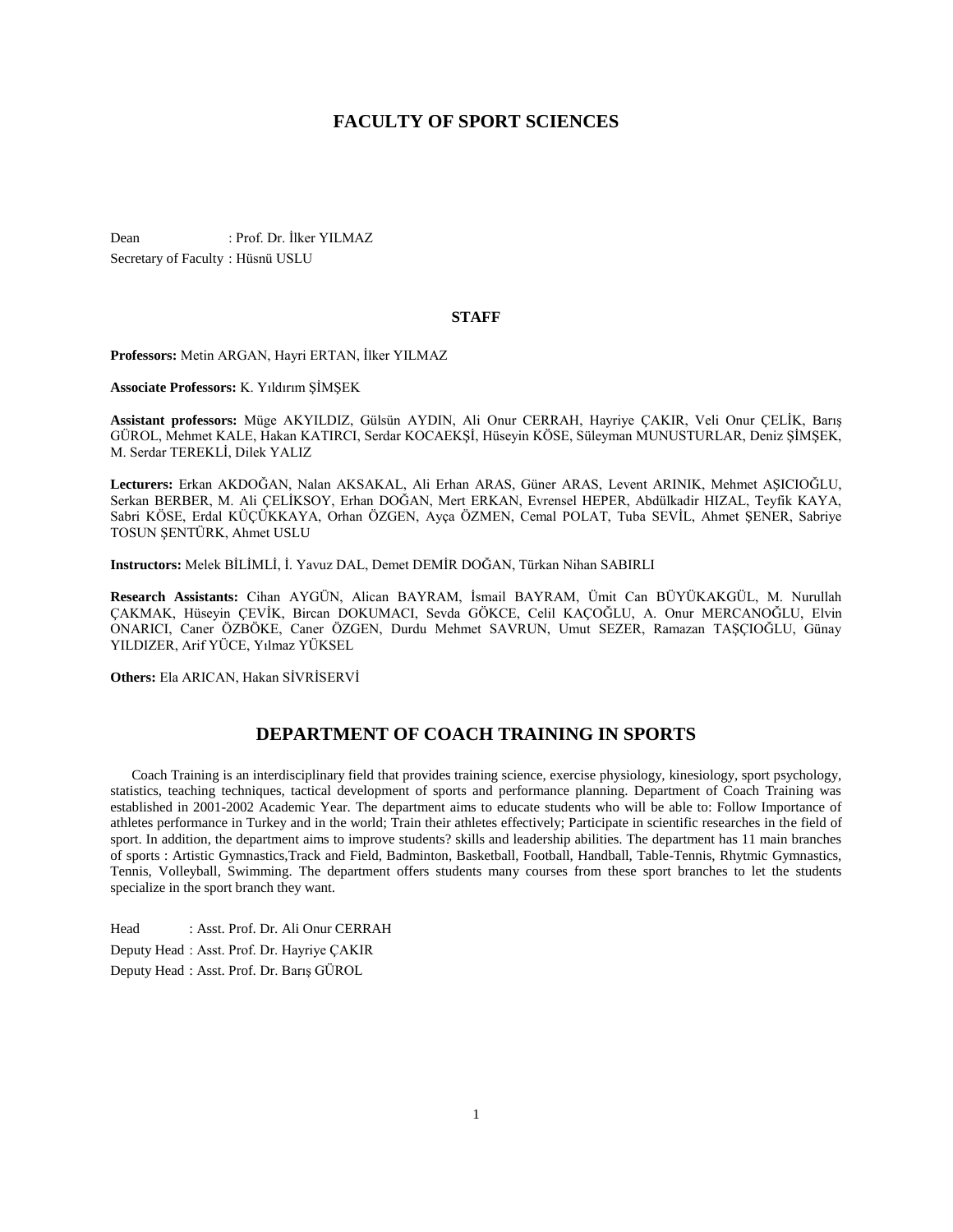# FACULTY OF SPORT SCIENCES

Dean : Prof. Dr. İlker YILMAZ

Secretary of Faculty : Hüsnü USLU

### STAFF

**Professors:** Metin ARGAN, Hayri ERTAN, İlker YILMAZ

**Associate Professors:** K. Yıldırım ŞİMŞEK

**Assistant professors:** Müge AKYILDIZ, Gülsün AYDIN, Ali Onur CERRAH, Hayriye ÇAKIR, Veli Onur ÇELİK, Barış GÜROL, Mehmet KALE, Hakan KATIRCI, Serdar KOCAEKŞİ, Hüseyin KÖSE, Süleyman MUNUSTURLAR, Deniz ŞİMŞEK, M. Serdar TEREKLİ, Dilek YALIZ

**Lecturers:** Erkan AKDOĞAN, Nalan AKSAKAL, Ali Erhan ARAS, Güner ARAS, Levent ARINIK, Mehmet AŞICIOĞLU, Serkan BERBER, M. Ali ÇELİKSOY, Erhan DOĞAN, Mert ERKAN, Evrensel HEPER, Abdülkadir HIZAL, Teyfik KAYA, Sabri KÖSE, Erdal KÜÇÜKKAYA, Orhan ÖZGEN, Ayça ÖZMEN, Cemal POLAT, Tuba SEVİL, Ahmet ŞENER, Sabriye TOSUN ŞENTÜRK, Ahmet USLU

**Instructors:** Melek BİLİMLİ, İ. Yavuz DAL, Demet DEMİR DOĞAN, Türkan Nihan SABIRLI

**Research Assistants:** Cihan AYGÜN, Alican BAYRAM, İsmail BAYRAM, Ümit Can BÜYÜKAKGÜL, M. Nurullah ÇAKMAK, Hüseyin ÇEVİK, Bircan DOKUMACI, Sevda GÖKCE, Celil KAÇOĞLU, A. Onur MERCANOĞLU, Elvin ONARICI, Caner ÖZBÖKE, Caner ÖZGEN, Durdu Mehmet SAVRUN, Umut SEZER, Ramazan TAŞÇIOĞLU, Günay YILDIZER, Arif YÜCE, Yılmaz YÜKSEL

**Others:** Ela ARICAN, Hakan SİVRİSERVİ

## DEPARTMENT OF COACH TRAINING IN SPORTS

Coach Training is an interdisciplinary field that provides training science, exercise physiology, kinesiology, sport psychology, statistics, teaching techniques, tactical development of sports and performance planning. Department of Coach Training was established in 2001-2002 Academic Year. The department aims to educate students who will be able to: Follow Importance of athletes performance in Turkey and in the world; Train their athletes effectively; Participate in scientific researches in the field of sport. In addition, the department aims to improve students? skills and leadership abilities. The department has 11 main branches of sports : Artistic Gymnastics,Track and Field, Badminton, Basketball, Football, Handball, Table-Tennis, Rhytmic Gymnastics, Tennis, Volleyball, Swimming. The department offers students many courses from these sport branches to let the students specialize in the sport branch they want.

Head : Asst. Prof. Dr. Ali Onur CERRAH

Deputy Head : Asst. Prof. Dr. Hayriye ÇAKIR

Deputy Head : Asst. Prof. Dr. Barış GÜROL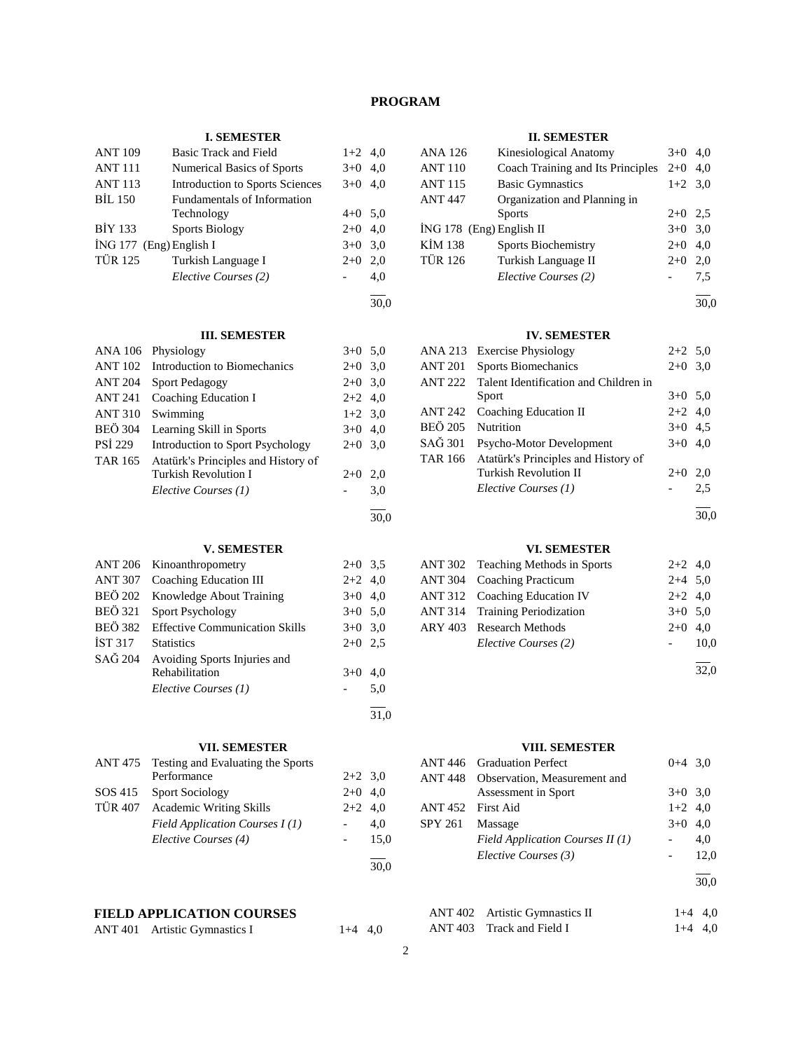# PROGRAM

### I. SEMESTER

| | | | |
|---|---|---|---|
| ANT 109 | Basic Track and Field | 1+2 | 4,0 |
| ANT 111 | Numerical Basics of Sports | 3+0 | 4,0 |
| ANT 113 | Introduction to Sports Sciences | 3+0 | 4,0 |
| BİL 150 | Fundamentals of Information Technology | 4+0 | 5,0 |
| BİY 133 | Sports Biology | 2+0 | 4,0 |
| İNG 177 | (Eng) English I | 3+0 | 3,0 |
| TÜR 125 | Turkish Language I | 2+0 | 2,0 |
| | *Elective Courses (2)* | - | 4,0 |
| | | | 30,0 |

### II. SEMESTER

| | | | |
|---|---|---|---|
| ANA 126 | Kinesiological Anatomy | 3+0 | 4,0 |
| ANT 110 | Coach Training and Its Principles | 2+0 | 4,0 |
| ANT 115 | Basic Gymnastics | 1+2 | 3,0 |
| ANT 447 | Organization and Planning in Sports | 2+0 | 2,5 |
| İNG 178 | (Eng) English II | 3+0 | 3,0 |
| KİM 138 | Sports Biochemistry | 2+0 | 4,0 |
| TÜR 126 | Turkish Language II | 2+0 | 2,0 |
| | *Elective Courses (2)* | - | 7,5 |
| | | | 30,0 |

### III. SEMESTER

| | | | |
|---|---|---|---|
| ANA 106 | Physiology | 3+0 | 5,0 |
| ANT 102 | Introduction to Biomechanics | 2+0 | 3,0 |
| ANT 204 | Sport Pedagogy | 2+0 | 3,0 |
| ANT 241 | Coaching Education I | 2+2 | 4,0 |
| ANT 310 | Swimming | 1+2 | 3,0 |
| BEÖ 304 | Learning Skill in Sports | 3+0 | 4,0 |
| PSİ 229 | Introduction to Sport Psychology | 2+0 | 3,0 |
| TAR 165 | Atatürk's Principles and History of Turkish Revolution I | 2+0 | 2,0 |
| | *Elective Courses (1)* | - | 3,0 |
| | | | 30,0 |

### IV. SEMESTER

| | | | |
|---|---|---|---|
| ANA 213 | Exercise Physiology | 2+2 | 5,0 |
| ANT 201 | Sports Biomechanics | 2+0 | 3,0 |
| ANT 222 | Talent Identification and Children in Sport | 3+0 | 5,0 |
| ANT 242 | Coaching Education II | 2+2 | 4,0 |
| BEÖ 205 | Nutrition | 3+0 | 4,5 |
| SAĞ 301 | Psycho-Motor Development | 3+0 | 4,0 |
| TAR 166 | Atatürk's Principles and History of Turkish Revolution II | 2+0 | 2,0 |
| | *Elective Courses (1)* | - | 2,5 |
| | | | 30,0 |

### V. SEMESTER

| | | | |
|---|---|---|---|
| ANT 206 | Kinoanthropometry | 2+0 | 3,5 |
| ANT 307 | Coaching Education III | 2+2 | 4,0 |
| BEÖ 202 | Knowledge About Training | 3+0 | 4,0 |
| BEÖ 321 | Sport Psychology | 3+0 | 5,0 |
| BEÖ 382 | Effective Communication Skills | 3+0 | 3,0 |
| İST 317 | Statistics | 2+0 | 2,5 |
| SAĞ 204 | Avoiding Sports Injuries and Rehabilitation | 3+0 | 4,0 |
| | *Elective Courses (1)* | - | 5,0 |
| | | | 31,0 |

### VI. SEMESTER

| | | | |
|---|---|---|---|
| ANT 302 | Teaching Methods in Sports | 2+2 | 4,0 |
| ANT 304 | Coaching Practicum | 2+4 | 5,0 |
| ANT 312 | Coaching Education IV | 2+2 | 4,0 |
| ANT 314 | Training Periodization | 3+0 | 5,0 |
| ARY 403 | Research Methods | 2+0 | 4,0 |
| | *Elective Courses (2)* | - | 10,0 |
| | | | 32,0 |

### VII. SEMESTER

| | | | |
|---|---|---|---|
| ANT 475 | Testing and Evaluating the Sports Performance | 2+2 | 3,0 |
| SOS 415 | Sport Sociology | 2+0 | 4,0 |
| TÜR 407 | Academic Writing Skills | 2+2 | 4,0 |
| | *Field Application Courses I (1)* | - | 4,0 |
| | *Elective Courses (4)* | - | 15,0 |
| | | | 30,0 |

### VIII. SEMESTER

| | | | |
|---|---|---|---|
| ANT 446 | Graduation Perfect | 0+4 | 3,0 |
| ANT 448 | Observation, Measurement and Assessment in Sport | 3+0 | 3,0 |
| ANT 452 | First Aid | 1+2 | 4,0 |
| SPY 261 | Massage | 3+0 | 4,0 |
| | *Field Application Courses II (1)* | - | 4,0 |
| | *Elective Courses (3)* | - | 12,0 |
| | | | 30,0 |

### FIELD APPLICATION COURSES

| | | | |
|---|---|---|---|
| ANT 401 | Artistic Gymnastics I | 1+4 | 4,0 |
| ANT 402 | Artistic Gymnastics II | 1+4 | 4,0 |
| ANT 403 | Track and Field I | 1+4 | 4,0 |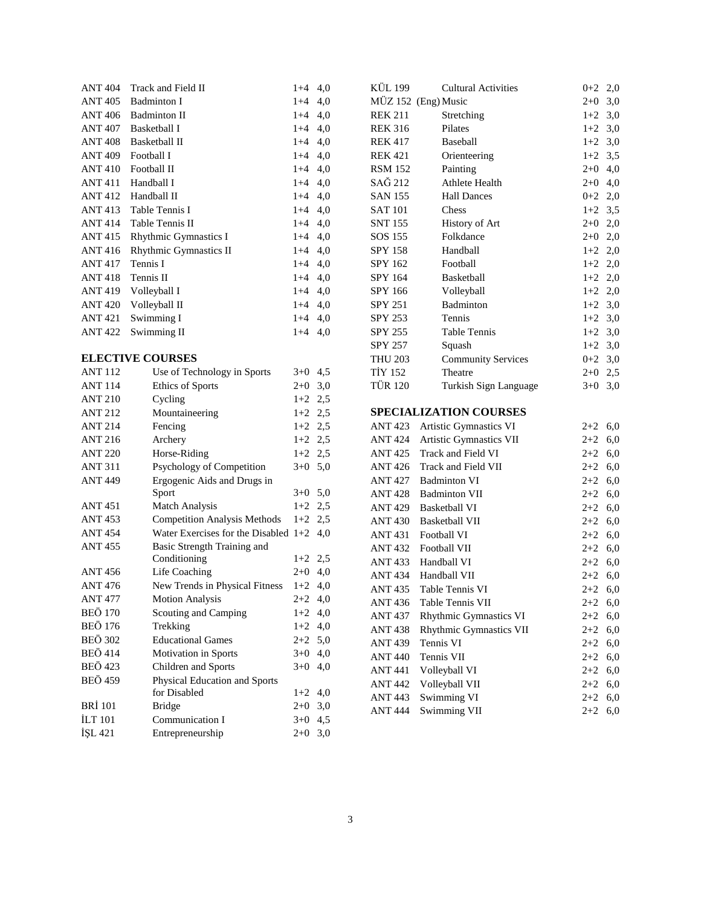| | | | |
|---|---|---|---|
| ANT 404 | Track and Field II | 1+4 | 4,0 |
| ANT 405 | Badminton I | 1+4 | 4,0 |
| ANT 406 | Badminton II | 1+4 | 4,0 |
| ANT 407 | Basketball I | 1+4 | 4,0 |
| ANT 408 | Basketball II | 1+4 | 4,0 |
| ANT 409 | Football I | 1+4 | 4,0 |
| ANT 410 | Football II | 1+4 | 4,0 |
| ANT 411 | Handball I | 1+4 | 4,0 |
| ANT 412 | Handball II | 1+4 | 4,0 |
| ANT 413 | Table Tennis I | 1+4 | 4,0 |
| ANT 414 | Table Tennis II | 1+4 | 4,0 |
| ANT 415 | Rhythmic Gymnastics I | 1+4 | 4,0 |
| ANT 416 | Rhythmic Gymnastics II | 1+4 | 4,0 |
| ANT 417 | Tennis I | 1+4 | 4,0 |
| ANT 418 | Tennis II | 1+4 | 4,0 |
| ANT 419 | Volleyball I | 1+4 | 4,0 |
| ANT 420 | Volleyball II | 1+4 | 4,0 |
| ANT 421 | Swimming I | 1+4 | 4,0 |
| ANT 422 | Swimming II | 1+4 | 4,0 |

### ELECTIVE COURSES

| | | | |
|---|---|---|---|
| ANT 112 | Use of Technology in Sports | 3+0 | 4,5 |
| ANT 114 | Ethics of Sports | 2+0 | 3,0 |
| ANT 210 | Cycling | 1+2 | 2,5 |
| ANT 212 | Mountaineering | 1+2 | 2,5 |
| ANT 214 | Fencing | 1+2 | 2,5 |
| ANT 216 | Archery | 1+2 | 2,5 |
| ANT 220 | Horse-Riding | 1+2 | 2,5 |
| ANT 311 | Psychology of Competition | 3+0 | 5,0 |
| ANT 449 | Ergogenic Aids and Drugs in Sport | 3+0 | 5,0 |
| ANT 451 | Match Analysis | 1+2 | 2,5 |
| ANT 453 | Competition Analysis Methods | 1+2 | 2,5 |
| ANT 454 | Water Exercises for the Disabled | 1+2 | 4,0 |
| ANT 455 | Basic Strength Training and Conditioning | 1+2 | 2,5 |
| ANT 456 | Life Coaching | 2+0 | 4,0 |
| ANT 476 | New Trends in Physical Fitness | 1+2 | 4,0 |
| ANT 477 | Motion Analysis | 2+2 | 4,0 |
| BEÖ 170 | Scouting and Camping | 1+2 | 4,0 |
| BEÖ 176 | Trekking | 1+2 | 4,0 |
| BEÖ 302 | Educational Games | 2+2 | 5,0 |
| BEÖ 414 | Motivation in Sports | 3+0 | 4,0 |
| BEÖ 423 | Children and Sports | 3+0 | 4,0 |
| BEÖ 459 | Physical Education and Sports for Disabled | 1+2 | 4,0 |
| BRİ 101 | Bridge | 2+0 | 3,0 |
| İLT 101 | Communication I | 3+0 | 4,5 |
| İŞL 421 | Entrepreneurship | 2+0 | 3,0 |
| KÜL 199 | Cultural Activities | 0+2 | 2,0 |
| MÜZ 152 (Eng) | Music | 2+0 | 3,0 |
| REK 211 | Stretching | 1+2 | 3,0 |
| REK 316 | Pilates | 1+2 | 3,0 |
| REK 417 | Baseball | 1+2 | 3,0 |
| REK 421 | Orienteering | 1+2 | 3,5 |
| RSM 152 | Painting | 2+0 | 4,0 |
| SAĞ 212 | Athlete Health | 2+0 | 4,0 |
| SAN 155 | Hall Dances | 0+2 | 2,0 |
| SAT 101 | Chess | 1+2 | 3,5 |
| SNT 155 | History of Art | 2+0 | 2,0 |
| SOS 155 | Folkdance | 2+0 | 2,0 |
| SPY 158 | Handball | 1+2 | 2,0 |
| SPY 162 | Football | 1+2 | 2,0 |
| SPY 164 | Basketball | 1+2 | 2,0 |
| SPY 166 | Volleyball | 1+2 | 2,0 |
| SPY 251 | Badminton | 1+2 | 3,0 |
| SPY 253 | Tennis | 1+2 | 3,0 |
| SPY 255 | Table Tennis | 1+2 | 3,0 |
| SPY 257 | Squash | 1+2 | 3,0 |
| THU 203 | Community Services | 0+2 | 3,0 |
| TİY 152 | Theatre | 2+0 | 2,5 |
| TÜR 120 | Turkish Sign Language | 3+0 | 3,0 |

### SPECIALIZATION COURSES

| | | | |
|---|---|---|---|
| ANT 423 | Artistic Gymnastics VI | 2+2 | 6,0 |
| ANT 424 | Artistic Gymnastics VII | 2+2 | 6,0 |
| ANT 425 | Track and Field VI | 2+2 | 6,0 |
| ANT 426 | Track and Field VII | 2+2 | 6,0 |
| ANT 427 | Badminton VI | 2+2 | 6,0 |
| ANT 428 | Badminton VII | 2+2 | 6,0 |
| ANT 429 | Basketball VI | 2+2 | 6,0 |
| ANT 430 | Basketball VII | 2+2 | 6,0 |
| ANT 431 | Football VI | 2+2 | 6,0 |
| ANT 432 | Football VII | 2+2 | 6,0 |
| ANT 433 | Handball VI | 2+2 | 6,0 |
| ANT 434 | Handball VII | 2+2 | 6,0 |
| ANT 435 | Table Tennis VI | 2+2 | 6,0 |
| ANT 436 | Table Tennis VII | 2+2 | 6,0 |
| ANT 437 | Rhythmic Gymnastics VI | 2+2 | 6,0 |
| ANT 438 | Rhythmic Gymnastics VII | 2+2 | 6,0 |
| ANT 439 | Tennis VI | 2+2 | 6,0 |
| ANT 440 | Tennis VII | 2+2 | 6,0 |
| ANT 441 | Volleyball VI | 2+2 | 6,0 |
| ANT 442 | Volleyball VII | 2+2 | 6,0 |
| ANT 443 | Swimming VI | 2+2 | 6,0 |
| ANT 444 | Swimming VII | 2+2 | 6,0 |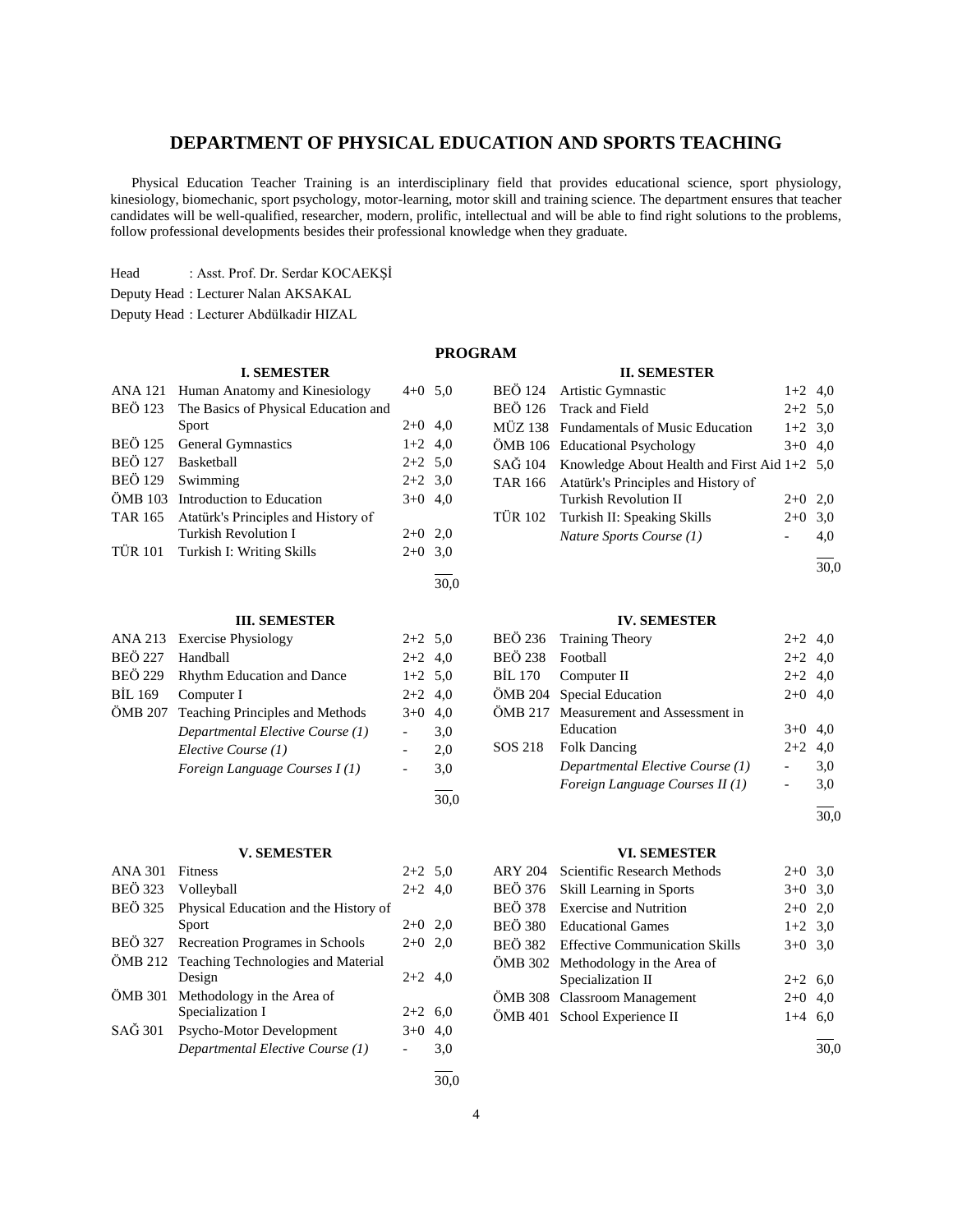## DEPARTMENT OF PHYSICAL EDUCATION AND SPORTS TEACHING

Physical Education Teacher Training is an interdisciplinary field that provides educational science, sport physiology, kinesiology, biomechanic, sport psychology, motor-learning, motor skill and training science. The department ensures that teacher candidates will be well-qualified, researcher, modern, prolific, intellectual and will be able to find right solutions to the problems, follow professional developments besides their professional knowledge when they graduate.

Head : Asst. Prof. Dr. Serdar KOCAEKŞİ

Deputy Head : Lecturer Nalan AKSAKAL

Deputy Head : Lecturer Abdülkadir HIZAL

### PROGRAM

#### I. SEMESTER

| | | | |
|---|---|---|---|
| ANA 121 | Human Anatomy and Kinesiology | 4+0 | 5,0 |
| BEÖ 123 | The Basics of Physical Education and Sport | 2+0 | 4,0 |
| BEÖ 125 | General Gymnastics | 1+2 | 4,0 |
| BEÖ 127 | Basketball | 2+2 | 5,0 |
| BEÖ 129 | Swimming | 2+2 | 3,0 |
| ÖMB 103 | Introduction to Education | 3+0 | 4,0 |
| TAR 165 | Atatürk's Principles and History of Turkish Revolution I | 2+0 | 2,0 |
| TÜR 101 | Turkish I: Writing Skills | 2+0 | 3,0 |
| | | | 30,0 |

#### II. SEMESTER

| | | | |
|---|---|---|---|
| BEÖ 124 | Artistic Gymnastic | 1+2 | 4,0 |
| BEÖ 126 | Track and Field | 2+2 | 5,0 |
| MÜZ 138 | Fundamentals of Music Education | 1+2 | 3,0 |
| ÖMB 106 | Educational Psychology | 3+0 | 4,0 |
| SAĞ 104 | Knowledge About Health and First Aid | 1+2 | 5,0 |
| TAR 166 | Atatürk's Principles and History of Turkish Revolution II | 2+0 | 2,0 |
| TÜR 102 | Turkish II: Speaking Skills | 2+0 | 3,0 |
| | *Nature Sports Course (1)* | - | 4,0 |
| | | | 30,0 |

#### III. SEMESTER

| | | | |
|---|---|---|---|
| ANA 213 | Exercise Physiology | 2+2 | 5,0 |
| BEÖ 227 | Handball | 2+2 | 4,0 |
| BEÖ 229 | Rhythm Education and Dance | 1+2 | 5,0 |
| BİL 169 | Computer I | 2+2 | 4,0 |
| ÖMB 207 | Teaching Principles and Methods | 3+0 | 4,0 |
| | *Departmental Elective Course (1)* | - | 3,0 |
| | *Elective Course (1)* | - | 2,0 |
| | *Foreign Language Courses I (1)* | - | 3,0 |
| | | | 30,0 |

#### IV. SEMESTER

| | | | |
|---|---|---|---|
| BEÖ 236 | Training Theory | 2+2 | 4,0 |
| BEÖ 238 | Football | 2+2 | 4,0 |
| BİL 170 | Computer II | 2+2 | 4,0 |
| ÖMB 204 | Special Education | 2+0 | 4,0 |
| ÖMB 217 | Measurement and Assessment in Education | 3+0 | 4,0 |
| SOS 218 | Folk Dancing | 2+2 | 4,0 |
| | *Departmental Elective Course (1)* | - | 3,0 |
| | *Foreign Language Courses II (1)* | - | 3,0 |
| | | | 30,0 |

#### V. SEMESTER

| | | | |
|---|---|---|---|
| ANA 301 | Fitness | 2+2 | 5,0 |
| BEÖ 323 | Volleyball | 2+2 | 4,0 |
| BEÖ 325 | Physical Education and the History of Sport | 2+0 | 2,0 |
| BEÖ 327 | Recreation Programes in Schools | 2+0 | 2,0 |
| ÖMB 212 | Teaching Technologies and Material Design | 2+2 | 4,0 |
| ÖMB 301 | Methodology in the Area of Specialization I | 2+2 | 6,0 |
| SAĞ 301 | Psycho-Motor Development | 3+0 | 4,0 |
| | *Departmental Elective Course (1)* | - | 3,0 |
| | | | 30,0 |

#### VI. SEMESTER

| | | | |
|---|---|---|---|
| ARY 204 | Scientific Research Methods | 2+0 | 3,0 |
| BEÖ 376 | Skill Learning in Sports | 3+0 | 3,0 |
| BEÖ 378 | Exercise and Nutrition | 2+0 | 2,0 |
| BEÖ 380 | Educational Games | 1+2 | 3,0 |
| BEÖ 382 | Effective Communication Skills | 3+0 | 3,0 |
| ÖMB 302 | Methodology in the Area of Specialization II | 2+2 | 6,0 |
| ÖMB 308 | Classroom Management | 2+0 | 4,0 |
| ÖMB 401 | School Experience II | 1+4 | 6,0 |
| | | | 30,0 |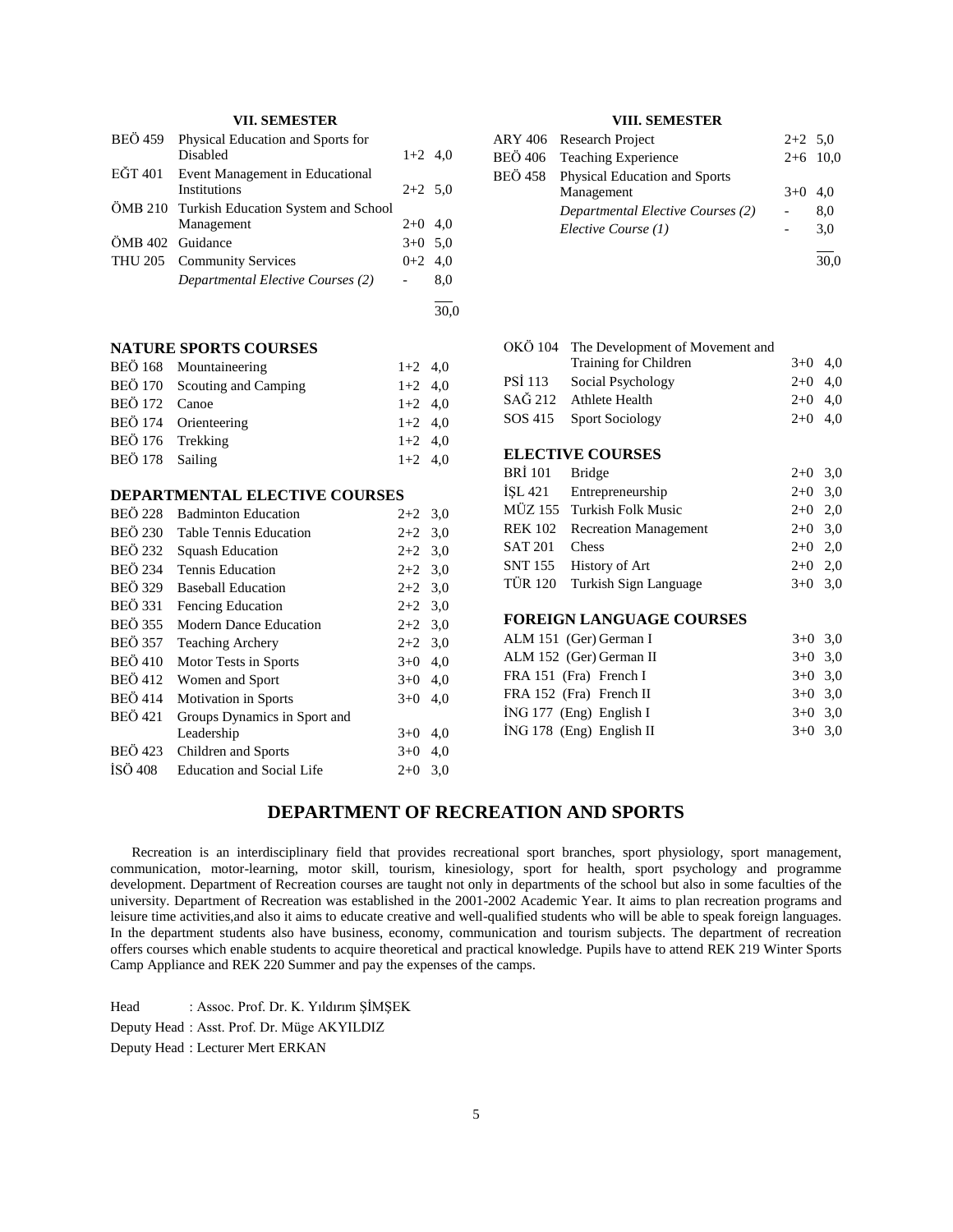### VII. SEMESTER

| | | | |
|---|---|---|---|
| BEÖ 459 | Physical Education and Sports for Disabled | 1+2 | 4,0 |
| EĞT 401 | Event Management in Educational Institutions | 2+2 | 5,0 |
| ÖMB 210 | Turkish Education System and School Management | 2+0 | 4,0 |
| ÖMB 402 | Guidance | 3+0 | 5,0 |
| THU 205 | Community Services | 0+2 | 4,0 |
| | *Departmental Elective Courses (2)* | - | 8,0 |
| | | | 30,0 |

### VIII. SEMESTER

| | | | |
|---|---|---|---|
| ARY 406 | Research Project | 2+2 | 5,0 |
| BEÖ 406 | Teaching Experience | 2+6 | 10,0 |
| BEÖ 458 | Physical Education and Sports Management | 3+0 | 4,0 |
| | *Departmental Elective Courses (2)* | - | 8,0 |
| | *Elective Course (1)* | - | 3,0 |
| | | | 30,0 |

### NATURE SPORTS COURSES

| | | | |
|---|---|---|---|
| BEÖ 168 | Mountaineering | 1+2 | 4,0 |
| BEÖ 170 | Scouting and Camping | 1+2 | 4,0 |
| BEÖ 172 | Canoe | 1+2 | 4,0 |
| BEÖ 174 | Orienteering | 1+2 | 4,0 |
| BEÖ 176 | Trekking | 1+2 | 4,0 |
| BEÖ 178 | Sailing | 1+2 | 4,0 |

### DEPARTMENTAL ELECTIVE COURSES

| | | | |
|---|---|---|---|
| BEÖ 228 | Badminton Education | 2+2 | 3,0 |
| BEÖ 230 | Table Tennis Education | 2+2 | 3,0 |
| BEÖ 232 | Squash Education | 2+2 | 3,0 |
| BEÖ 234 | Tennis Education | 2+2 | 3,0 |
| BEÖ 329 | Baseball Education | 2+2 | 3,0 |
| BEÖ 331 | Fencing Education | 2+2 | 3,0 |
| BEÖ 355 | Modern Dance Education | 2+2 | 3,0 |
| BEÖ 357 | Teaching Archery | 2+2 | 3,0 |
| BEÖ 410 | Motor Tests in Sports | 3+0 | 4,0 |
| BEÖ 412 | Women and Sport | 3+0 | 4,0 |
| BEÖ 414 | Motivation in Sports | 3+0 | 4,0 |
| BEÖ 421 | Groups Dynamics in Sport and Leadership | 3+0 | 4,0 |
| BEÖ 423 | Children and Sports | 3+0 | 4,0 |
| İSÖ 408 | Education and Social Life | 2+0 | 3,0 |
| OKÖ 104 | The Development of Movement and Training for Children | 3+0 | 4,0 |
| PSİ 113 | Social Psychology | 2+0 | 4,0 |
| SAĞ 212 | Athlete Health | 2+0 | 4,0 |
| SOS 415 | Sport Sociology | 2+0 | 4,0 |

### ELECTIVE COURSES

| | | | |
|---|---|---|---|
| BRİ 101 | Bridge | 2+0 | 3,0 |
| İŞL 421 | Entrepreneurship | 2+0 | 3,0 |
| MÜZ 155 | Turkish Folk Music | 2+0 | 2,0 |
| REK 102 | Recreation Management | 2+0 | 3,0 |
| SAT 201 | Chess | 2+0 | 2,0 |
| SNT 155 | History of Art | 2+0 | 2,0 |
| TÜR 120 | Turkish Sign Language | 3+0 | 3,0 |

### FOREIGN LANGUAGE COURSES

| | | | |
|---|---|---|---|
| ALM 151 | (Ger) German I | 3+0 | 3,0 |
| ALM 152 | (Ger) German II | 3+0 | 3,0 |
| FRA 151 | (Fra) French I | 3+0 | 3,0 |
| FRA 152 | (Fra) French II | 3+0 | 3,0 |
| İNG 177 | (Eng) English I | 3+0 | 3,0 |
| İNG 178 | (Eng) English II | 3+0 | 3,0 |

## DEPARTMENT OF RECREATION AND SPORTS

Recreation is an interdisciplinary field that provides recreational sport branches, sport physiology, sport management, communication, motor-learning, motor skill, tourism, kinesiology, sport for health, sport psychology and programme development. Department of Recreation courses are taught not only in departments of the school but also in some faculties of the university. Department of Recreation was established in the 2001-2002 Academic Year. It aims to plan recreation programs and leisure time activities,and also it aims to educate creative and well-qualified students who will be able to speak foreign languages. In the department students also have business, economy, communication and tourism subjects. The department of recreation offers courses which enable students to acquire theoretical and practical knowledge. Pupils have to attend REK 219 Winter Sports Camp Appliance and REK 220 Summer and pay the expenses of the camps.

Head : Assoc. Prof. Dr. K. Yıldırım ŞİMŞEK

Deputy Head : Asst. Prof. Dr. Müge AKYILDIZ

Deputy Head : Lecturer Mert ERKAN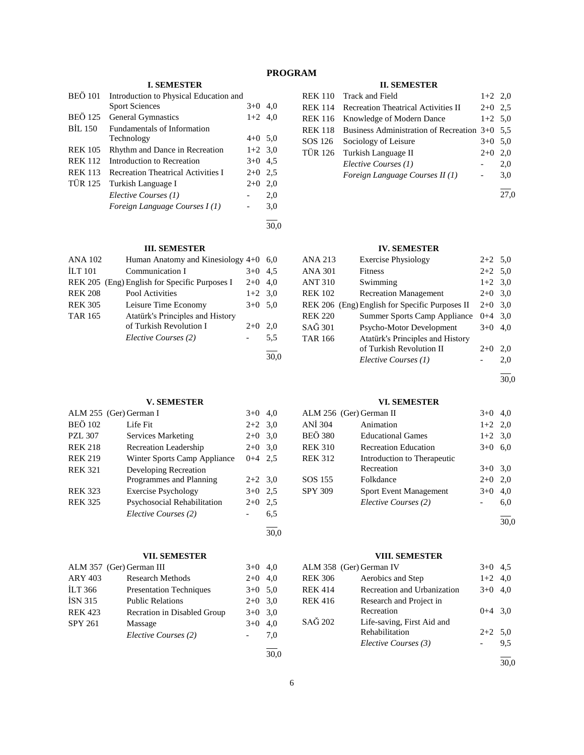# PROGRAM

## I. SEMESTER

| Code | Course | Hours | Credit |
|---|---|---|---|
| BEÖ 101 | Introduction to Physical Education and Sport Sciences | 3+0 | 4,0 |
| BEÖ 125 | General Gymnastics | 1+2 | 4,0 |
| BİL 150 | Fundamentals of Information Technology | 4+0 | 5,0 |
| REK 105 | Rhythm and Dance in Recreation | 1+2 | 3,0 |
| REK 112 | Introduction to Recreation | 3+0 | 4,5 |
| REK 113 | Recreation Theatrical Activities I | 2+0 | 2,5 |
| TÜR 125 | Turkish Language I | 2+0 | 2,0 |
| | *Elective Courses (1)* | - | 2,0 |
| | *Foreign Language Courses I (1)* | - | 3,0 |
| | | | 30,0 |

## II. SEMESTER

| Code | Course | Hours | Credit |
|---|---|---|---|
| REK 110 | Track and Field | 1+2 | 2,0 |
| REK 114 | Recreation Theatrical Activities II | 2+0 | 2,5 |
| REK 116 | Knowledge of Modern Dance | 1+2 | 5,0 |
| REK 118 | Business Administration of Recreation | 3+0 | 5,5 |
| SOS 126 | Sociology of Leisure | 3+0 | 5,0 |
| TÜR 126 | Turkish Language II | 2+0 | 2,0 |
| | *Elective Courses (1)* | - | 2,0 |
| | *Foreign Language Courses II (1)* | - | 3,0 |
| | | | 27,0 |

## III. SEMESTER

| Code | Course | Hours | Credit |
|---|---|---|---|
| ANA 102 | Human Anatomy and Kinesiology | 4+0 | 6,0 |
| İLT 101 | Communication I | 3+0 | 4,5 |
| REK 205 | (Eng) English for Specific Purposes I | 2+0 | 4,0 |
| REK 208 | Pool Activities | 1+2 | 3,0 |
| REK 305 | Leisure Time Economy | 3+0 | 5,0 |
| TAR 165 | Atatürk's Principles and History of Turkish Revolution I | 2+0 | 2,0 |
| | *Elective Courses (2)* | - | 5,5 |
| | | | 30,0 |

## IV. SEMESTER

| Code | Course | Hours | Credit |
|---|---|---|---|
| ANA 213 | Exercise Physiology | 2+2 | 5,0 |
| ANA 301 | Fitness | 2+2 | 5,0 |
| ANT 310 | Swimming | 1+2 | 3,0 |
| REK 102 | Recreation Management | 2+0 | 3,0 |
| REK 206 | (Eng) English for Specific Purposes II | 2+0 | 3,0 |
| REK 220 | Summer Sports Camp Appliance | 0+4 | 3,0 |
| SAĞ 301 | Psycho-Motor Development | 3+0 | 4,0 |
| TAR 166 | Atatürk's Principles and History of Turkish Revolution II | 2+0 | 2,0 |
| | *Elective Courses (1)* | - | 2,0 |
| | | | 30,0 |

## V. SEMESTER

| Code | Course | Hours | Credit |
|---|---|---|---|
| ALM 255 | (Ger) German I | 3+0 | 4,0 |
| BEÖ 102 | Life Fit | 2+2 | 3,0 |
| PZL 307 | Services Marketing | 2+0 | 3,0 |
| REK 218 | Recreation Leadership | 2+0 | 3,0 |
| REK 219 | Winter Sports Camp Appliance | 0+4 | 2,5 |
| REK 321 | Developing Recreation Programmes and Planning | 2+2 | 3,0 |
| REK 323 | Exercise Psychology | 3+0 | 2,5 |
| REK 325 | Psychosocial Rehabilitation | 2+0 | 2,5 |
| | *Elective Courses (2)* | - | 6,5 |
| | | | 30,0 |

## VI. SEMESTER

| Code | Course | Hours | Credit |
|---|---|---|---|
| ALM 256 | (Ger) German II | 3+0 | 4,0 |
| ANİ 304 | Animation | 1+2 | 2,0 |
| BEÖ 380 | Educational Games | 1+2 | 3,0 |
| REK 310 | Recreation Education | 3+0 | 6,0 |
| REK 312 | Introduction to Therapeutic Recreation | 3+0 | 3,0 |
| SOS 155 | Folkdance | 2+0 | 2,0 |
| SPY 309 | Sport Event Management | 3+0 | 4,0 |
| | *Elective Courses (2)* | - | 6,0 |
| | | | 30,0 |

## VII. SEMESTER

| Code | Course | Hours | Credit |
|---|---|---|---|
| ALM 357 | (Ger) German III | 3+0 | 4,0 |
| ARY 403 | Research Methods | 2+0 | 4,0 |
| İLT 366 | Presentation Techniques | 3+0 | 5,0 |
| İSN 315 | Public Relations | 2+0 | 3,0 |
| REK 423 | Recration in Disabled Group | 3+0 | 3,0 |
| SPY 261 | Massage | 3+0 | 4,0 |
| | *Elective Courses (2)* | - | 7,0 |
| | | | 30,0 |

## VIII. SEMESTER

| Code | Course | Hours | Credit |
|---|---|---|---|
| ALM 358 | (Ger) German IV | 3+0 | 4,5 |
| REK 306 | Aerobics and Step | 1+2 | 4,0 |
| REK 414 | Recreation and Urbanization | 3+0 | 4,0 |
| REK 416 | Research and Project in Recreation | 0+4 | 3,0 |
| SAĞ 202 | Life-saving, First Aid and Rehabilitation | 2+2 | 5,0 |
| | *Elective Courses (3)* | - | 9,5 |
| | | | 30,0 |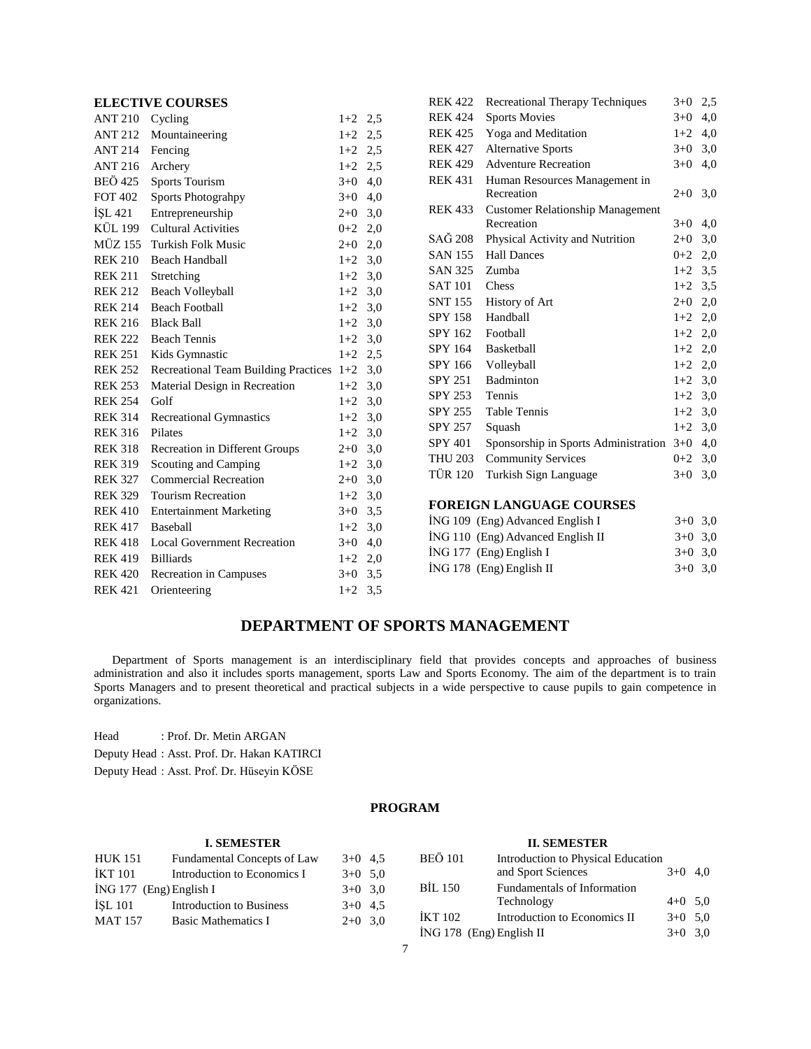## ELECTIVE COURSES

| | | | |
|---|---|---|---|
| ANT 210 | Cycling | 1+2 | 2,5 |
| ANT 212 | Mountaineering | 1+2 | 2,5 |
| ANT 214 | Fencing | 1+2 | 2,5 |
| ANT 216 | Archery | 1+2 | 2,5 |
| BEÖ 425 | Sports Tourism | 3+0 | 4,0 |
| FOT 402 | Sports Photograhpy | 3+0 | 4,0 |
| İŞL 421 | Entrepreneurship | 2+0 | 3,0 |
| KÜL 199 | Cultural Activities | 0+2 | 2,0 |
| MÜZ 155 | Turkish Folk Music | 2+0 | 2,0 |
| REK 210 | Beach Handball | 1+2 | 3,0 |
| REK 211 | Stretching | 1+2 | 3,0 |
| REK 212 | Beach Volleyball | 1+2 | 3,0 |
| REK 214 | Beach Football | 1+2 | 3,0 |
| REK 216 | Black Ball | 1+2 | 3,0 |
| REK 222 | Beach Tennis | 1+2 | 3,0 |
| REK 251 | Kids Gymnastic | 1+2 | 2,5 |
| REK 252 | Recreational Team Building Practices | 1+2 | 3,0 |
| REK 253 | Material Design in Recreation | 1+2 | 3,0 |
| REK 254 | Golf | 1+2 | 3,0 |
| REK 314 | Recreational Gymnastics | 1+2 | 3,0 |
| REK 316 | Pilates | 1+2 | 3,0 |
| REK 318 | Recreation in Different Groups | 2+0 | 3,0 |
| REK 319 | Scouting and Camping | 1+2 | 3,0 |
| REK 327 | Commercial Recreation | 2+0 | 3,0 |
| REK 329 | Tourism Recreation | 1+2 | 3,0 |
| REK 410 | Entertainment Marketing | 3+0 | 3,5 |
| REK 417 | Baseball | 1+2 | 3,0 |
| REK 418 | Local Government Recreation | 3+0 | 4,0 |
| REK 419 | Billiards | 1+2 | 2,0 |
| REK 420 | Recreation in Campuses | 3+0 | 3,5 |
| REK 421 | Orienteering | 1+2 | 3,5 |
| REK 422 | Recreational Therapy Techniques | 3+0 | 2,5 |
| REK 424 | Sports Movies | 3+0 | 4,0 |
| REK 425 | Yoga and Meditation | 1+2 | 4,0 |
| REK 427 | Alternative Sports | 3+0 | 3,0 |
| REK 429 | Adventure Recreation | 3+0 | 4,0 |
| REK 431 | Human Resources Management in Recreation | 2+0 | 3,0 |
| REK 433 | Customer Relationship Management Recreation | 3+0 | 4,0 |
| SAĞ 208 | Physical Activity and Nutrition | 2+0 | 3,0 |
| SAN 155 | Hall Dances | 0+2 | 2,0 |
| SAN 325 | Zumba | 1+2 | 3,5 |
| SAT 101 | Chess | 1+2 | 3,5 |
| SNT 155 | History of Art | 2+0 | 2,0 |
| SPY 158 | Handball | 1+2 | 2,0 |
| SPY 162 | Football | 1+2 | 2,0 |
| SPY 164 | Basketball | 1+2 | 2,0 |
| SPY 166 | Volleyball | 1+2 | 2,0 |
| SPY 251 | Badminton | 1+2 | 3,0 |
| SPY 253 | Tennis | 1+2 | 3,0 |
| SPY 255 | Table Tennis | 1+2 | 3,0 |
| SPY 257 | Squash | 1+2 | 3,0 |
| SPY 401 | Sponsorship in Sports Administration | 3+0 | 4,0 |
| THU 203 | Community Services | 0+2 | 3,0 |
| TÜR 120 | Turkish Sign Language | 3+0 | 3,0 |

## FOREIGN LANGUAGE COURSES

| | | | |
|---|---|---|---|
| İNG 109 | (Eng) Advanced English I | 3+0 | 3,0 |
| İNG 110 | (Eng) Advanced English II | 3+0 | 3,0 |
| İNG 177 | (Eng) English I | 3+0 | 3,0 |
| İNG 178 | (Eng) English II | 3+0 | 3,0 |

# DEPARTMENT OF SPORTS MANAGEMENT

Department of Sports management is an interdisciplinary field that provides concepts and approaches of business administration and also it includes sports management, sports Law and Sports Economy. The aim of the department is to train Sports Managers and to present theoretical and practical subjects in a wide perspective to cause pupils to gain competence in organizations.

Head : Prof. Dr. Metin ARGAN

Deputy Head : Asst. Prof. Dr. Hakan KATIRCI

Deputy Head : Asst. Prof. Dr. Hüseyin KÖSE

## PROGRAM

### I. SEMESTER

| | | | |
|---|---|---|---|
| HUK 151 | Fundamental Concepts of Law | 3+0 | 4,5 |
| İKT 101 | Introduction to Economics I | 3+0 | 5,0 |
| İNG 177 | (Eng) English I | 3+0 | 3,0 |
| İŞL 101 | Introduction to Business | 3+0 | 4,5 |
| MAT 157 | Basic Mathematics I | 2+0 | 3,0 |

### II. SEMESTER

| | | | |
|---|---|---|---|
| BEÖ 101 | Introduction to Physical Education and Sport Sciences | 3+0 | 4,0 |
| BİL 150 | Fundamentals of Information Technology | 4+0 | 5,0 |
| İKT 102 | Introduction to Economics II | 3+0 | 5,0 |
| İNG 178 | (Eng) English II | 3+0 | 3,0 |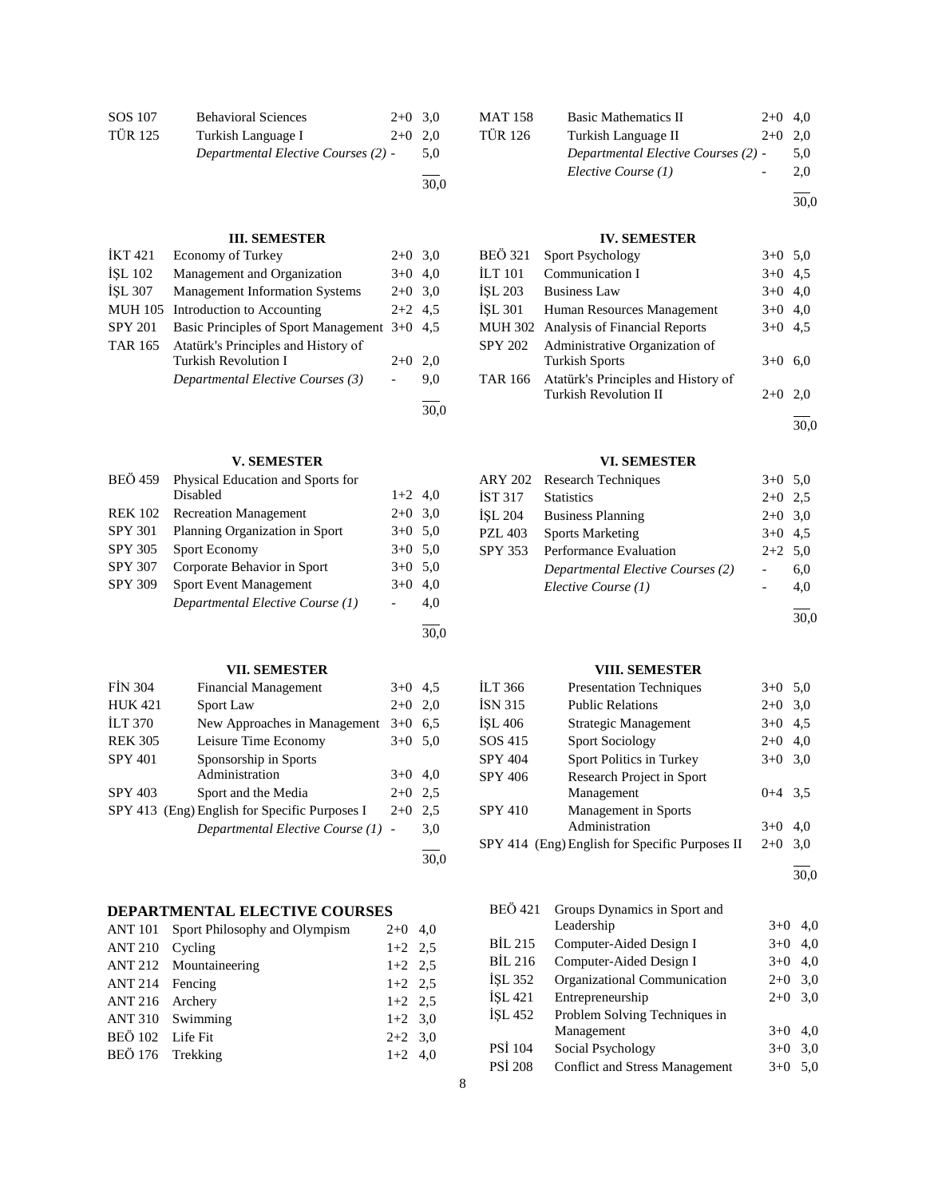| | | | |
|---|---|---|---|
| SOS 107 | Behavioral Sciences | 2+0 | 3,0 |
| TÜR 125 | Turkish Language I | 2+0 | 2,0 |
| | *Departmental Elective Courses (2)* | - | 5,0 |
| | | | 30,0 |

| | | | |
|---|---|---|---|
| MAT 158 | Basic Mathematics II | 2+0 | 4,0 |
| TÜR 126 | Turkish Language II | 2+0 | 2,0 |
| | *Departmental Elective Courses (2)* | - | 5,0 |
| | *Elective Course (1)* | - | 2,0 |
| | | | 30,0 |

### III. SEMESTER

| | | | |
|---|---|---|---|
| İKT 421 | Economy of Turkey | 2+0 | 3,0 |
| İŞL 102 | Management and Organization | 3+0 | 4,0 |
| İŞL 307 | Management Information Systems | 2+0 | 3,0 |
| MUH 105 | Introduction to Accounting | 2+2 | 4,5 |
| SPY 201 | Basic Principles of Sport Management | 3+0 | 4,5 |
| TAR 165 | Atatürk's Principles and History of Turkish Revolution I | 2+0 | 2,0 |
| | *Departmental Elective Courses (3)* | - | 9,0 |
| | | | 30,0 |

### IV. SEMESTER

| | | | |
|---|---|---|---|
| BEÖ 321 | Sport Psychology | 3+0 | 5,0 |
| İLT 101 | Communication I | 3+0 | 4,5 |
| İŞL 203 | Business Law | 3+0 | 4,0 |
| İŞL 301 | Human Resources Management | 3+0 | 4,0 |
| MUH 302 | Analysis of Financial Reports | 3+0 | 4,5 |
| SPY 202 | Administrative Organization of Turkish Sports | 3+0 | 6,0 |
| TAR 166 | Atatürk's Principles and History of Turkish Revolution II | 2+0 | 2,0 |
| | | | 30,0 |

### V. SEMESTER

| | | | |
|---|---|---|---|
| BEÖ 459 | Physical Education and Sports for Disabled | 1+2 | 4,0 |
| REK 102 | Recreation Management | 2+0 | 3,0 |
| SPY 301 | Planning Organization in Sport | 3+0 | 5,0 |
| SPY 305 | Sport Economy | 3+0 | 5,0 |
| SPY 307 | Corporate Behavior in Sport | 3+0 | 5,0 |
| SPY 309 | Sport Event Management | 3+0 | 4,0 |
| | *Departmental Elective Course (1)* | - | 4,0 |
| | | | 30,0 |

### VI. SEMESTER

| | | | |
|---|---|---|---|
| ARY 202 | Research Techniques | 3+0 | 5,0 |
| İST 317 | Statistics | 2+0 | 2,5 |
| İŞL 204 | Business Planning | 2+0 | 3,0 |
| PZL 403 | Sports Marketing | 3+0 | 4,5 |
| SPY 353 | Performance Evaluation | 2+2 | 5,0 |
| | *Departmental Elective Courses (2)* | - | 6,0 |
| | *Elective Course (1)* | - | 4,0 |
| | | | 30,0 |

### VII. SEMESTER

| | | | |
|---|---|---|---|
| FİN 304 | Financial Management | 3+0 | 4,5 |
| HUK 421 | Sport Law | 2+0 | 2,0 |
| İLT 370 | New Approaches in Management | 3+0 | 6,5 |
| REK 305 | Leisure Time Economy | 3+0 | 5,0 |
| SPY 401 | Sponsorship in Sports Administration | 3+0 | 4,0 |
| SPY 403 | Sport and the Media | 2+0 | 2,5 |
| SPY 413 (Eng) | English for Specific Purposes I | 2+0 | 2,5 |
| | *Departmental Elective Course (1)* | - | 3,0 |
| | | | 30,0 |

### VIII. SEMESTER

| | | | |
|---|---|---|---|
| İLT 366 | Presentation Techniques | 3+0 | 5,0 |
| İSN 315 | Public Relations | 2+0 | 3,0 |
| İŞL 406 | Strategic Management | 3+0 | 4,5 |
| SOS 415 | Sport Sociology | 2+0 | 4,0 |
| SPY 404 | Sport Politics in Turkey | 3+0 | 3,0 |
| SPY 406 | Research Project in Sport Management | 0+4 | 3,5 |
| SPY 410 | Management in Sports Administration | 3+0 | 4,0 |
| SPY 414 (Eng) | English for Specific Purposes II | 2+0 | 3,0 |
| | | | 30,0 |

## DEPARTMENTAL ELECTIVE COURSES

| | | | |
|---|---|---|---|
| ANT 101 | Sport Philosophy and Olympism | 2+0 | 4,0 |
| ANT 210 | Cycling | 1+2 | 2,5 |
| ANT 212 | Mountaineering | 1+2 | 2,5 |
| ANT 214 | Fencing | 1+2 | 2,5 |
| ANT 216 | Archery | 1+2 | 2,5 |
| ANT 310 | Swimming | 1+2 | 3,0 |
| BEÖ 102 | Life Fit | 2+2 | 3,0 |
| BEÖ 176 | Trekking | 1+2 | 4,0 |
| BEÖ 421 | Groups Dynamics in Sport and Leadership | 3+0 | 4,0 |
| BİL 215 | Computer-Aided Design I | 3+0 | 4,0 |
| BİL 216 | Computer-Aided Design I | 3+0 | 4,0 |
| İŞL 352 | Organizational Communication | 2+0 | 3,0 |
| İŞL 421 | Entrepreneurship | 2+0 | 3,0 |
| İŞL 452 | Problem Solving Techniques in Management | 3+0 | 4,0 |
| PSİ 104 | Social Psychology | 3+0 | 3,0 |
| PSİ 208 | Conflict and Stress Management | 3+0 | 5,0 |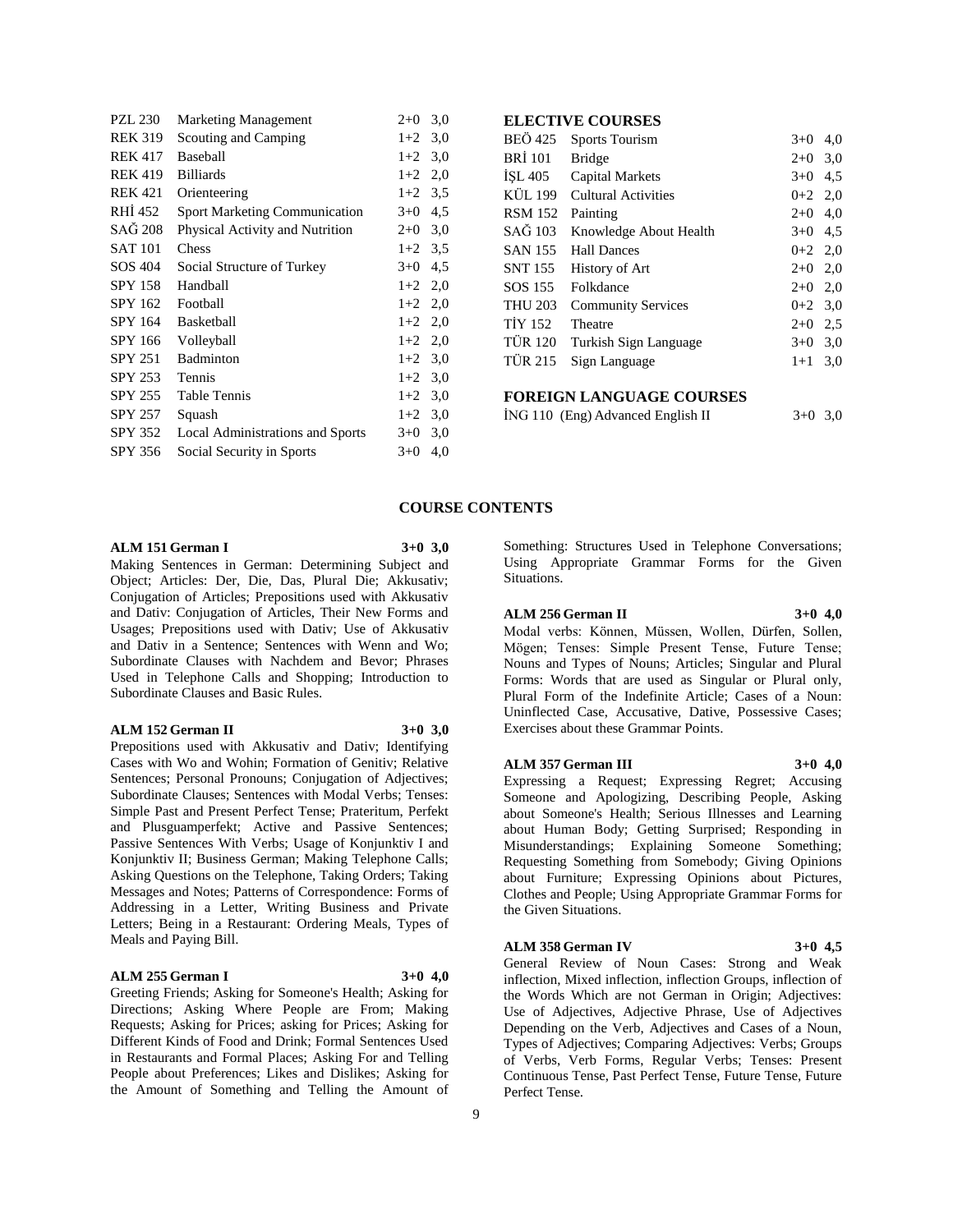| | | | |
|---|---|---|---|
| PZL 230 | Marketing Management | 2+0 | 3,0 |
| REK 319 | Scouting and Camping | 1+2 | 3,0 |
| REK 417 | Baseball | 1+2 | 3,0 |
| REK 419 | Billiards | 1+2 | 2,0 |
| REK 421 | Orienteering | 1+2 | 3,5 |
| RHİ 452 | Sport Marketing Communication | 3+0 | 4,5 |
| SAĞ 208 | Physical Activity and Nutrition | 2+0 | 3,0 |
| SAT 101 | Chess | 1+2 | 3,5 |
| SOS 404 | Social Structure of Turkey | 3+0 | 4,5 |
| SPY 158 | Handball | 1+2 | 2,0 |
| SPY 162 | Football | 1+2 | 2,0 |
| SPY 164 | Basketball | 1+2 | 2,0 |
| SPY 166 | Volleyball | 1+2 | 2,0 |
| SPY 251 | Badminton | 1+2 | 3,0 |
| SPY 253 | Tennis | 1+2 | 3,0 |
| SPY 255 | Table Tennis | 1+2 | 3,0 |
| SPY 257 | Squash | 1+2 | 3,0 |
| SPY 352 | Local Administrations and Sports | 3+0 | 3,0 |
| SPY 356 | Social Security in Sports | 3+0 | 4,0 |

**ELECTIVE COURSES**

| | | | |
|---|---|---|---|
| BEÖ 425 | Sports Tourism | 3+0 | 4,0 |
| BRİ 101 | Bridge | 2+0 | 3,0 |
| İŞL 405 | Capital Markets | 3+0 | 4,5 |
| KÜL 199 | Cultural Activities | 0+2 | 2,0 |
| RSM 152 | Painting | 2+0 | 4,0 |
| SAĞ 103 | Knowledge About Health | 3+0 | 4,5 |
| SAN 155 | Hall Dances | 0+2 | 2,0 |
| SNT 155 | History of Art | 2+0 | 2,0 |
| SOS 155 | Folkdance | 2+0 | 2,0 |
| THU 203 | Community Services | 0+2 | 3,0 |
| TİY 152 | Theatre | 2+0 | 2,5 |
| TÜR 120 | Turkish Sign Language | 3+0 | 3,0 |
| TÜR 215 | Sign Language | 1+1 | 3,0 |

**FOREIGN LANGUAGE COURSES**

| | | | |
|---|---|---|---|
| İNG 110 | (Eng) Advanced English II | 3+0 | 3,0 |

## COURSE CONTENTS

**ALM 151 German I 3+0 3,0**

Making Sentences in German: Determining Subject and Object; Articles: Der, Die, Das, Plural Die; Akkusativ; Conjugation of Articles; Prepositions used with Akkusativ and Dativ: Conjugation of Articles, Their New Forms and Usages; Prepositions used with Dativ; Use of Akkusativ and Dativ in a Sentence; Sentences with Wenn and Wo; Subordinate Clauses with Nachdem and Bevor; Phrases Used in Telephone Calls and Shopping; Introduction to Subordinate Clauses and Basic Rules.

**ALM 152 German II 3+0 3,0**

Prepositions used with Akkusativ and Dativ; Identifying Cases with Wo and Wohin; Formation of Genitiv; Relative Sentences; Personal Pronouns; Conjugation of Adjectives; Subordinate Clauses; Sentences with Modal Verbs; Tenses: Simple Past and Present Perfect Tense; Praterium, Perfekt and Plusguamperfekt; Active and Passive Sentences; Passive Sentences With Verbs; Usage of Konjunktiv I and Konjunktiv II; Business German; Making Telephone Calls; Asking Questions on the Telephone, Taking Orders; Taking Messages and Notes; Patterns of Correspondence: Forms of Addressing in a Letter, Writing Business and Private Letters; Being in a Restaurant: Ordering Meals, Types of Meals and Paying Bill.

**ALM 255 German I 3+0 4,0**

Greeting Friends; Asking for Someone's Health; Asking for Directions; Asking Where People are From; Making Requests; Asking for Prices; asking for Prices; Asking for Different Kinds of Food and Drink; Formal Sentences Used in Restaurants and Formal Places; Asking For and Telling People about Preferences; Likes and Dislikes; Asking for the Amount of Something and Telling the Amount of Something: Structures Used in Telephone Conversations; Using Appropriate Grammar Forms for the Given Situations.

**ALM 256 German II 3+0 4,0**

Modal verbs: Können, Müssen, Wollen, Dürfen, Sollen, Mögen; Tenses: Simple Present Tense, Future Tense; Nouns and Types of Nouns; Articles; Singular and Plural Forms: Words that are used as Singular or Plural only, Plural Form of the Indefinite Article; Cases of a Noun: Uninflected Case, Accusative, Dative, Possessive Cases; Exercises about these Grammar Points.

**ALM 357 German III 3+0 4,0**

Expressing a Request; Expressing Regret; Accusing Someone and Apologizing, Describing People, Asking about Someone's Health; Serious Illnesses and Learning about Human Body; Getting Surprised; Responding in Misunderstandings; Explaining Someone Something; Requesting Something from Somebody; Giving Opinions about Furniture; Expressing Opinions about Pictures, Clothes and People; Using Appropriate Grammar Forms for the Given Situations.

**ALM 358 German IV 3+0 4,5**

General Review of Noun Cases: Strong and Weak inflection, Mixed inflection, inflection Groups, inflection of the Words Which are not German in Origin; Adjectives: Use of Adjectives, Adjective Phrase, Use of Adjectives Depending on the Verb, Adjectives and Cases of a Noun, Types of Adjectives; Comparing Adjectives: Verbs; Groups of Verbs, Verb Forms, Regular Verbs; Tenses: Present Continuous Tense, Past Perfect Tense, Future Tense, Future Perfect Tense.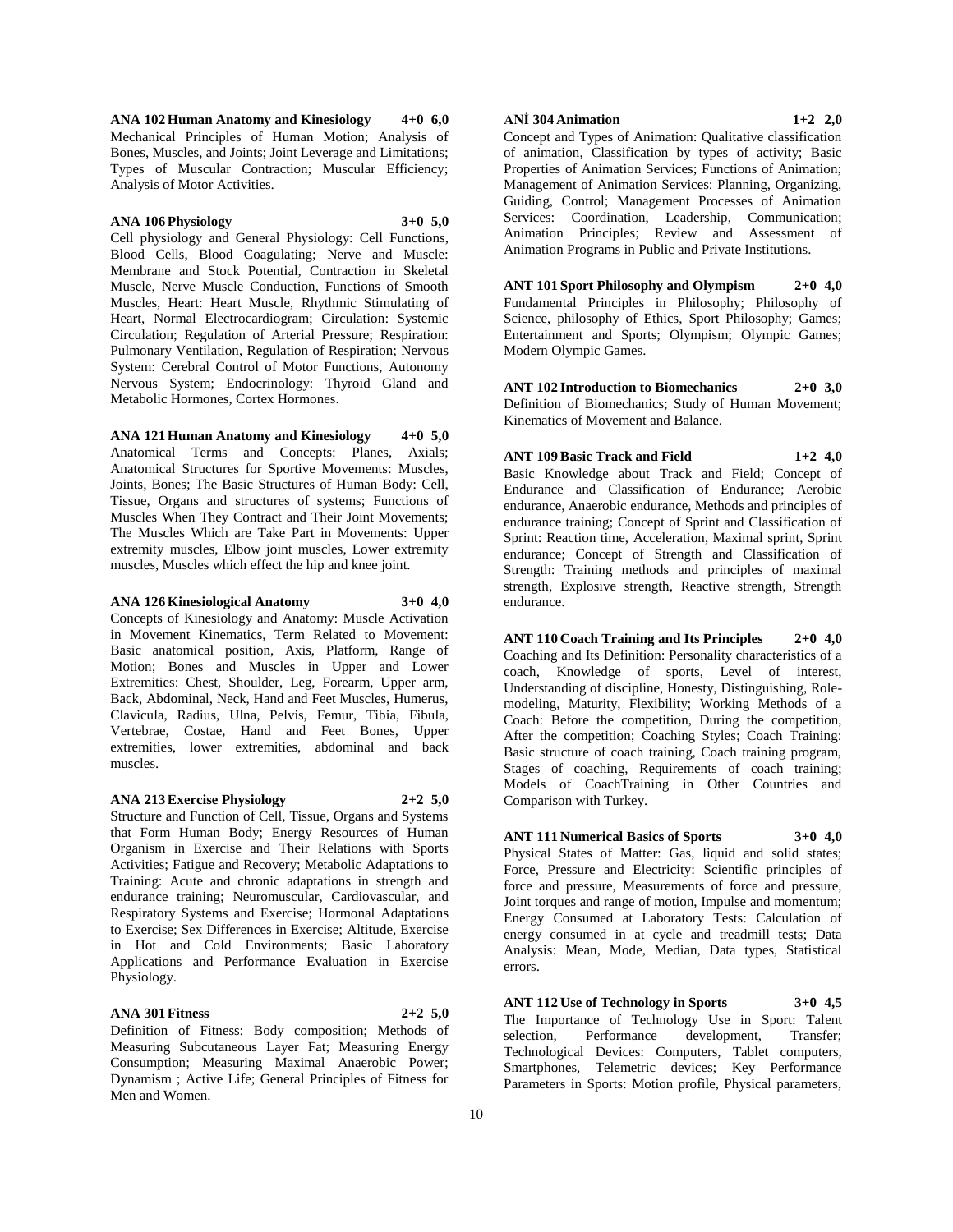**ANA 102 Human Anatomy and Kinesiology 4+0 6,0**
Mechanical Principles of Human Motion; Analysis of Bones, Muscles, and Joints; Joint Leverage and Limitations; Types of Muscular Contraction; Muscular Efficiency; Analysis of Motor Activities.

**ANA 106 Physiology 3+0 5,0**
Cell physiology and General Physiology: Cell Functions, Blood Cells, Blood Coagulating; Nerve and Muscle: Membrane and Stock Potential, Contraction in Skeletal Muscle, Nerve Muscle Conduction, Functions of Smooth Muscles, Heart: Heart Muscle, Rhythmic Stimulating of Heart, Normal Electrocardiogram; Circulation: Systemic Circulation; Regulation of Arterial Pressure; Respiration: Pulmonary Ventilation, Regulation of Respiration; Nervous System: Cerebral Control of Motor Functions, Autonomy Nervous System; Endocrinology: Thyroid Gland and Metabolic Hormones, Cortex Hormones.

**ANA 121 Human Anatomy and Kinesiology 4+0 5,0**
Anatomical Terms and Concepts: Planes, Axials; Anatomical Structures for Sportive Movements: Muscles, Joints, Bones; The Basic Structures of Human Body: Cell, Tissue, Organs and structures of systems; Functions of Muscles When They Contract and Their Joint Movements; The Muscles Which are Take Part in Movements: Upper extremity muscles, Elbow joint muscles, Lower extremity muscles, Muscles which effect the hip and knee joint.

**ANA 126 Kinesiological Anatomy 3+0 4,0**
Concepts of Kinesiology and Anatomy: Muscle Activation in Movement Kinematics, Term Related to Movement: Basic anatomical position, Axis, Platform, Range of Motion; Bones and Muscles in Upper and Lower Extremities: Chest, Shoulder, Leg, Forearm, Upper arm, Back, Abdominal, Neck, Hand and Feet Muscles, Humerus, Clavicula, Radius, Ulna, Pelvis, Femur, Tibia, Fibula, Vertebrae, Costae, Hand and Feet Bones, Upper extremities, lower extremities, abdominal and back muscles.

**ANA 213 Exercise Physiology 2+2 5,0**
Structure and Function of Cell, Tissue, Organs and Systems that Form Human Body; Energy Resources of Human Organism in Exercise and Their Relations with Sports Activities; Fatigue and Recovery; Metabolic Adaptations to Training: Acute and chronic adaptations in strength and endurance training; Neuromuscular, Cardiovascular, and Respiratory Systems and Exercise; Hormonal Adaptations to Exercise; Sex Differences in Exercise; Altitude, Exercise in Hot and Cold Environments; Basic Laboratory Applications and Performance Evaluation in Exercise Physiology.

**ANA 301 Fitness 2+2 5,0**
Definition of Fitness: Body composition; Methods of Measuring Subcutaneous Layer Fat; Measuring Energy Consumption; Measuring Maximal Anaerobic Power; Dynamism ; Active Life; General Principles of Fitness for Men and Women.

**ANİ 304 Animation 1+2 2,0**
Concept and Types of Animation: Qualitative classification of animation, Classification by types of activity; Basic Properties of Animation Services; Functions of Animation; Management of Animation Services: Planning, Organizing, Guiding, Control; Management Processes of Animation Services: Coordination, Leadership, Communication; Animation Principles; Review and Assessment of Animation Programs in Public and Private Institutions.

**ANT 101 Sport Philosophy and Olympism 2+0 4,0**
Fundamental Principles in Philosophy; Philosophy of Science, philosophy of Ethics, Sport Philosophy; Games; Entertainment and Sports; Olympism; Olympic Games; Modern Olympic Games.

**ANT 102 Introduction to Biomechanics 2+0 3,0**
Definition of Biomechanics; Study of Human Movement; Kinematics of Movement and Balance.

**ANT 109 Basic Track and Field 1+2 4,0**
Basic Knowledge about Track and Field; Concept of Endurance and Classification of Endurance; Aerobic endurance, Anaerobic endurance, Methods and principles of endurance training; Concept of Sprint and Classification of Sprint: Reaction time, Acceleration, Maximal sprint, Sprint endurance; Concept of Strength and Classification of Strength: Training methods and principles of maximal strength, Explosive strength, Reactive strength, Strength endurance.

**ANT 110 Coach Training and Its Principles 2+0 4,0**
Coaching and Its Definition: Personality characteristics of a coach, Knowledge of sports, Level of interest, Understanding of discipline, Honesty, Distinguishing, Role-modeling, Maturity, Flexibility; Working Methods of a Coach: Before the competition, During the competition, After the competition; Coaching Styles; Coach Training: Basic structure of coach training, Coach training program, Stages of coaching, Requirements of coach training; Models of CoachTraining in Other Countries and Comparison with Turkey.

**ANT 111 Numerical Basics of Sports 3+0 4,0**
Physical States of Matter: Gas, liquid and solid states; Force, Pressure and Electricity: Scientific principles of force and pressure, Measurements of force and pressure, Joint torques and range of motion, Impulse and momentum; Energy Consumed at Laboratory Tests: Calculation of energy consumed in at cycle and treadmill tests; Data Analysis: Mean, Mode, Median, Data types, Statistical errors.

**ANT 112 Use of Technology in Sports 3+0 4,5**
The Importance of Technology Use in Sport: Talent selection, Performance development, Transfer; Technological Devices: Computers, Tablet computers, Smartphones, Telemetric devices; Key Performance Parameters in Sports: Motion profile, Physical parameters,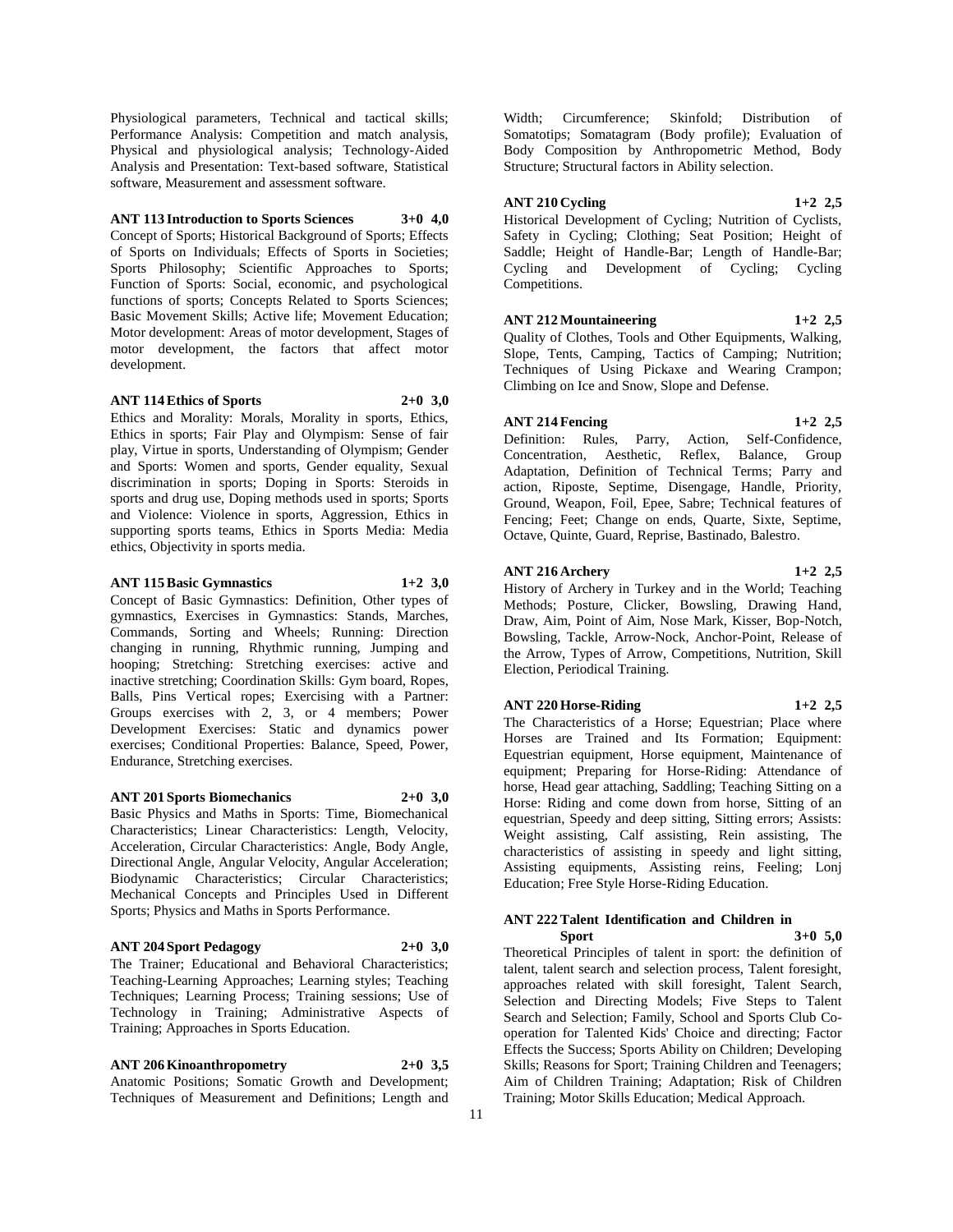Physiological parameters, Technical and tactical skills; Performance Analysis: Competition and match analysis, Physical and physiological analysis; Technology-Aided Analysis and Presentation: Text-based software, Statistical software, Measurement and assessment software.

**ANT 113 Introduction to Sports Sciences 3+0 4,0**

Concept of Sports; Historical Background of Sports; Effects of Sports on Individuals; Effects of Sports in Societies; Sports Philosophy; Scientific Approaches to Sports; Function of Sports: Social, economic, and psychological functions of sports; Concepts Related to Sports Sciences; Basic Movement Skills; Active life; Movement Education; Motor development: Areas of motor development, Stages of motor development, the factors that affect motor development.

**ANT 114 Ethics of Sports 2+0 3,0**

Ethics and Morality: Morals, Morality in sports, Ethics, Ethics in sports; Fair Play and Olympism: Sense of fair play, Virtue in sports, Understanding of Olympism; Gender and Sports: Women and sports, Gender equality, Sexual discrimination in sports; Doping in Sports: Steroids in sports and drug use, Doping methods used in sports; Sports and Violence: Violence in sports, Aggression, Ethics in supporting sports teams, Ethics in Sports Media: Media ethics, Objectivity in sports media.

**ANT 115 Basic Gymnastics 1+2 3,0**

Concept of Basic Gymnastics: Definition, Other types of gymnastics, Exercises in Gymnastics: Stands, Marches, Commands, Sorting and Wheels; Running: Direction changing in running, Rhythmic running, Jumping and hooping; Stretching: Stretching exercises: active and inactive stretching; Coordination Skills: Gym board, Ropes, Balls, Pins Vertical ropes; Exercising with a Partner: Groups exercises with 2, 3, or 4 members; Power Development Exercises: Static and dynamics power exercises; Conditional Properties: Balance, Speed, Power, Endurance, Stretching exercises.

**ANT 201 Sports Biomechanics 2+0 3,0**

Basic Physics and Maths in Sports: Time, Biomechanical Characteristics; Linear Characteristics: Length, Velocity, Acceleration, Circular Characteristics: Angle, Body Angle, Directional Angle, Angular Velocity, Angular Acceleration; Biodynamic Characteristics; Circular Characteristics; Mechanical Concepts and Principles Used in Different Sports; Physics and Maths in Sports Performance.

**ANT 204 Sport Pedagogy 2+0 3,0**

The Trainer; Educational and Behavioral Characteristics; Teaching-Learning Approaches; Learning styles; Teaching Techniques; Learning Process; Training sessions; Use of Technology in Training; Administrative Aspects of Training; Approaches in Sports Education.

**ANT 206 Kinoanthropometry 2+0 3,5**

Anatomic Positions; Somatic Growth and Development; Techniques of Measurement and Definitions; Length and Width; Circumference; Skinfold; Distribution of Somatotips; Somatagram (Body profile); Evaluation of Body Composition by Anthropometric Method, Body Structure; Structural factors in Ability selection.

**ANT 210 Cycling 1+2 2,5**

Historical Development of Cycling; Nutrition of Cyclists, Safety in Cycling; Clothing; Seat Position; Height of Saddle; Height of Handle-Bar; Length of Handle-Bar; Cycling and Development of Cycling; Cycling Competitions.

**ANT 212 Mountaineering 1+2 2,5**

Quality of Clothes, Tools and Other Equipments, Walking, Slope, Tents, Camping, Tactics of Camping; Nutrition; Techniques of Using Pickaxe and Wearing Crampon; Climbing on Ice and Snow, Slope and Defense.

**ANT 214 Fencing 1+2 2,5**

Definition: Rules, Parry, Action, Self-Confidence, Concentration, Aesthetic, Reflex, Balance, Group Adaptation, Definition of Technical Terms; Parry and action, Riposte, Septime, Disengage, Handle, Priority, Ground, Weapon, Foil, Epee, Sabre; Technical features of Fencing; Feet; Change on ends, Quarte, Sixte, Septime, Octave, Quinte, Guard, Reprise, Bastinado, Balestro.

**ANT 216 Archery 1+2 2,5**

History of Archery in Turkey and in the World; Teaching Methods; Posture, Clicker, Bowsling, Drawing Hand, Draw, Aim, Point of Aim, Nose Mark, Kisser, Bop-Notch, Bowsling, Tackle, Arrow-Nock, Anchor-Point, Release of the Arrow, Types of Arrow, Competitions, Nutrition, Skill Election, Periodical Training.

**ANT 220 Horse-Riding 1+2 2,5**

The Characteristics of a Horse; Equestrian; Place where Horses are Trained and Its Formation; Equipment: Equestrian equipment, Horse equipment, Maintenance of equipment; Preparing for Horse-Riding: Attendance of horse, Head gear attaching, Saddling; Teaching Sitting on a Horse: Riding and come down from horse, Sitting of an equestrian, Speedy and deep sitting, Sitting errors; Assists: Weight assisting, Calf assisting, Rein assisting, The characteristics of assisting in speedy and light sitting, Assisting equipments, Assisting reins, Feeling; Lonj Education; Free Style Horse-Riding Education.

**ANT 222 Talent Identification and Children in Sport 3+0 5,0**

Theoretical Principles of talent in sport: the definition of talent, talent search and selection process, Talent foresight, approaches related with skill foresight, Talent Search, Selection and Directing Models; Five Steps to Talent Search and Selection; Family, School and Sports Club Co-operation for Talented Kids' Choice and directing; Factor Effects the Success; Sports Ability on Children; Developing Skills; Reasons for Sport; Training Children and Teenagers; Aim of Children Training; Adaptation; Risk of Children Training; Motor Skills Education; Medical Approach.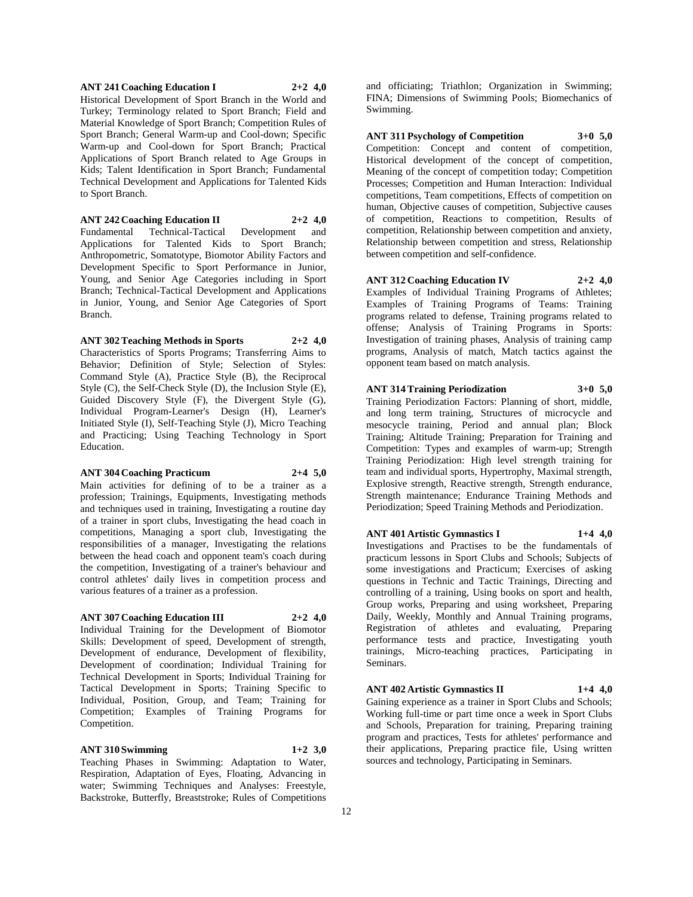**ANT 241 Coaching Education I 2+2 4,0**

Historical Development of Sport Branch in the World and Turkey; Terminology related to Sport Branch; Field and Material Knowledge of Sport Branch; Competition Rules of Sport Branch; General Warm-up and Cool-down; Specific Warm-up and Cool-down for Sport Branch; Practical Applications of Sport Branch related to Age Groups in Kids; Talent Identification in Sport Branch; Fundamental Technical Development and Applications for Talented Kids to Sport Branch.

**ANT 242 Coaching Education II 2+2 4,0**

Fundamental Technical-Tactical Development and Applications for Talented Kids to Sport Branch; Anthropometric, Somatotype, Biomotor Ability Factors and Development Specific to Sport Performance in Junior, Young, and Senior Age Categories including in Sport Branch; Technical-Tactical Development and Applications in Junior, Young, and Senior Age Categories of Sport Branch.

**ANT 302 Teaching Methods in Sports 2+2 4,0**

Characteristics of Sports Programs; Transferring Aims to Behavior; Definition of Style; Selection of Styles: Command Style (A), Practice Style (B), the Reciprocal Style (C), the Self-Check Style (D), the Inclusion Style (E), Guided Discovery Style (F), the Divergent Style (G), Individual Program-Learner's Design (H), Learner's Initiated Style (I), Self-Teaching Style (J), Micro Teaching and Practicing; Using Teaching Technology in Sport Education.

**ANT 304 Coaching Practicum 2+4 5,0**

Main activities for defining of to be a trainer as a profession; Trainings, Equipments, Investigating methods and techniques used in training, Investigating a routine day of a trainer in sport clubs, Investigating the head coach in competitions, Managing a sport club, Investigating the responsibilities of a manager, Investigating the relations between the head coach and opponent team's coach during the competition, Investigating of a trainer's behaviour and control athletes' daily lives in competition process and various features of a trainer as a profession.

**ANT 307 Coaching Education III 2+2 4,0**

Individual Training for the Development of Biomotor Skills: Development of speed, Development of strength, Development of endurance, Development of flexibility, Development of coordination; Individual Training for Technical Development in Sports; Individual Training for Tactical Development in Sports; Training Specific to Individual, Position, Group, and Team; Training for Competition; Examples of Training Programs for Competition.

**ANT 310 Swimming 1+2 3,0**

Teaching Phases in Swimming: Adaptation to Water, Respiration, Adaptation of Eyes, Floating, Advancing in water; Swimming Techniques and Analyses: Freestyle, Backstroke, Butterfly, Breaststroke; Rules of Competitions and officiating; Triathlon; Organization in Swimming; FINA; Dimensions of Swimming Pools; Biomechanics of Swimming.

**ANT 311 Psychology of Competition 3+0 5,0**

Competition: Concept and content of competition, Historical development of the concept of competition, Meaning of the concept of competition today; Competition Processes; Competition and Human Interaction: Individual competitions, Team competitions, Effects of competition on human, Objective causes of competition, Subjective causes of competition, Reactions to competition, Results of competition, Relationship between competition and anxiety, Relationship between competition and stress, Relationship between competition and self-confidence.

**ANT 312 Coaching Education IV 2+2 4,0**

Examples of Individual Training Programs of Athletes; Examples of Training Programs of Teams: Training programs related to defense, Training programs related to offense; Analysis of Training Programs in Sports: Investigation of training phases, Analysis of training camp programs, Analysis of match, Match tactics against the opponent team based on match analysis.

**ANT 314 Training Periodization 3+0 5,0**

Training Periodization Factors: Planning of short, middle, and long term training, Structures of microcycle and mesocycle training, Period and annual plan; Block Training; Altitude Training; Preparation for Training and Competition: Types and examples of warm-up; Strength Training Periodization: High level strength training for team and individual sports, Hypertrophy, Maximal strength, Explosive strength, Reactive strength, Strength endurance, Strength maintenance; Endurance Training Methods and Periodization; Speed Training Methods and Periodization.

**ANT 401 Artistic Gymnastics I 1+4 4,0**

Investigations and Practises to be the fundamentals of practicum lessons in Sport Clubs and Schools; Subjects of some investigations and Practicum; Exercises of asking questions in Technic and Tactic Trainings, Directing and controlling of a training, Using books on sport and health, Group works, Preparing and using worksheet, Preparing Daily, Weekly, Monthly and Annual Training programs, Registration of athletes and evaluating, Preparing performance tests and practice, Investigating youth trainings, Micro-teaching practices, Participating in Seminars.

**ANT 402 Artistic Gymnastics II 1+4 4,0**

Gaining experience as a trainer in Sport Clubs and Schools; Working full-time or part time once a week in Sport Clubs and Schools, Preparation for training, Preparing training program and practices, Tests for athletes' performance and their applications, Preparing practice file, Using written sources and technology, Participating in Seminars.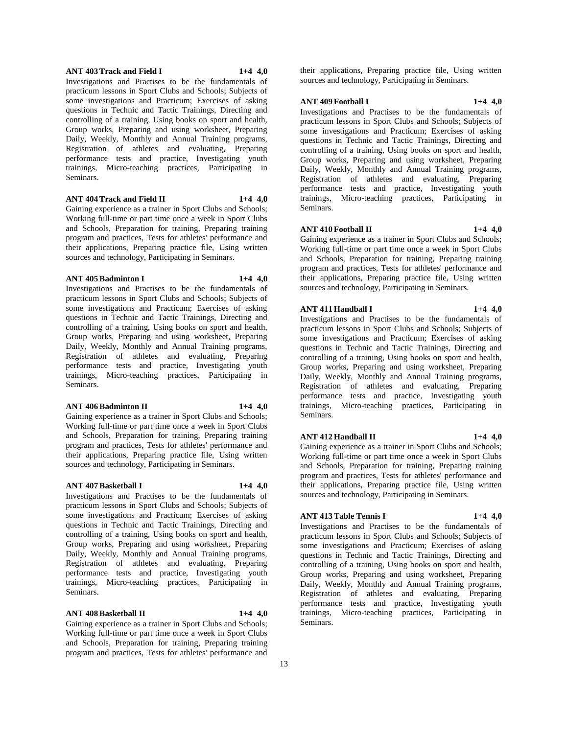**ANT 403 Track and Field I 1+4 4,0**
Investigations and Practises to be the fundamentals of practicum lessons in Sport Clubs and Schools; Subjects of some investigations and Practicum; Exercises of asking questions in Technic and Tactic Trainings, Directing and controlling of a training, Using books on sport and health, Group works, Preparing and using worksheet, Preparing Daily, Weekly, Monthly and Annual Training programs, Registration of athletes and evaluating, Preparing performance tests and practice, Investigating youth trainings, Micro-teaching practices, Participating in Seminars.

**ANT 404 Track and Field II 1+4 4,0**
Gaining experience as a trainer in Sport Clubs and Schools; Working full-time or part time once a week in Sport Clubs and Schools, Preparation for training, Preparing training program and practices, Tests for athletes' performance and their applications, Preparing practice file, Using written sources and technology, Participating in Seminars.

**ANT 405 Badminton I 1+4 4,0**
Investigations and Practises to be the fundamentals of practicum lessons in Sport Clubs and Schools; Subjects of some investigations and Practicum; Exercises of asking questions in Technic and Tactic Trainings, Directing and controlling of a training, Using books on sport and health, Group works, Preparing and using worksheet, Preparing Daily, Weekly, Monthly and Annual Training programs, Registration of athletes and evaluating, Preparing performance tests and practice, Investigating youth trainings, Micro-teaching practices, Participating in Seminars.

**ANT 406 Badminton II 1+4 4,0**
Gaining experience as a trainer in Sport Clubs and Schools; Working full-time or part time once a week in Sport Clubs and Schools, Preparation for training, Preparing training program and practices, Tests for athletes' performance and their applications, Preparing practice file, Using written sources and technology, Participating in Seminars.

**ANT 407 Basketball I 1+4 4,0**
Investigations and Practises to be the fundamentals of practicum lessons in Sport Clubs and Schools; Subjects of some investigations and Practicum; Exercises of asking questions in Technic and Tactic Trainings, Directing and controlling of a training, Using books on sport and health, Group works, Preparing and using worksheet, Preparing Daily, Weekly, Monthly and Annual Training programs, Registration of athletes and evaluating, Preparing performance tests and practice, Investigating youth trainings, Micro-teaching practices, Participating in Seminars.

**ANT 408 Basketball II 1+4 4,0**
Gaining experience as a trainer in Sport Clubs and Schools; Working full-time or part time once a week in Sport Clubs and Schools, Preparation for training, Preparing training program and practices, Tests for athletes' performance and their applications, Preparing practice file, Using written sources and technology, Participating in Seminars.

**ANT 409 Football I 1+4 4,0**
Investigations and Practises to be the fundamentals of practicum lessons in Sport Clubs and Schools; Subjects of some investigations and Practicum; Exercises of asking questions in Technic and Tactic Trainings, Directing and controlling of a training, Using books on sport and health, Group works, Preparing and using worksheet, Preparing Daily, Weekly, Monthly and Annual Training programs, Registration of athletes and evaluating, Preparing performance tests and practice, Investigating youth trainings, Micro-teaching practices, Participating in Seminars.

**ANT 410 Football II 1+4 4,0**
Gaining experience as a trainer in Sport Clubs and Schools; Working full-time or part time once a week in Sport Clubs and Schools, Preparation for training, Preparing training program and practices, Tests for athletes' performance and their applications, Preparing practice file, Using written sources and technology, Participating in Seminars.

**ANT 411 Handball I 1+4 4,0**
Investigations and Practises to be the fundamentals of practicum lessons in Sport Clubs and Schools; Subjects of some investigations and Practicum; Exercises of asking questions in Technic and Tactic Trainings, Directing and controlling of a training, Using books on sport and health, Group works, Preparing and using worksheet, Preparing Daily, Weekly, Monthly and Annual Training programs, Registration of athletes and evaluating, Preparing performance tests and practice, Investigating youth trainings, Micro-teaching practices, Participating in Seminars.

**ANT 412 Handball II 1+4 4,0**
Gaining experience as a trainer in Sport Clubs and Schools; Working full-time or part time once a week in Sport Clubs and Schools, Preparation for training, Preparing training program and practices, Tests for athletes' performance and their applications, Preparing practice file, Using written sources and technology, Participating in Seminars.

**ANT 413 Table Tennis I 1+4 4,0**
Investigations and Practises to be the fundamentals of practicum lessons in Sport Clubs and Schools; Subjects of some investigations and Practicum; Exercises of asking questions in Technic and Tactic Trainings, Directing and controlling of a training, Using books on sport and health, Group works, Preparing and using worksheet, Preparing Daily, Weekly, Monthly and Annual Training programs, Registration of athletes and evaluating, Preparing performance tests and practice, Investigating youth trainings, Micro-teaching practices, Participating in Seminars.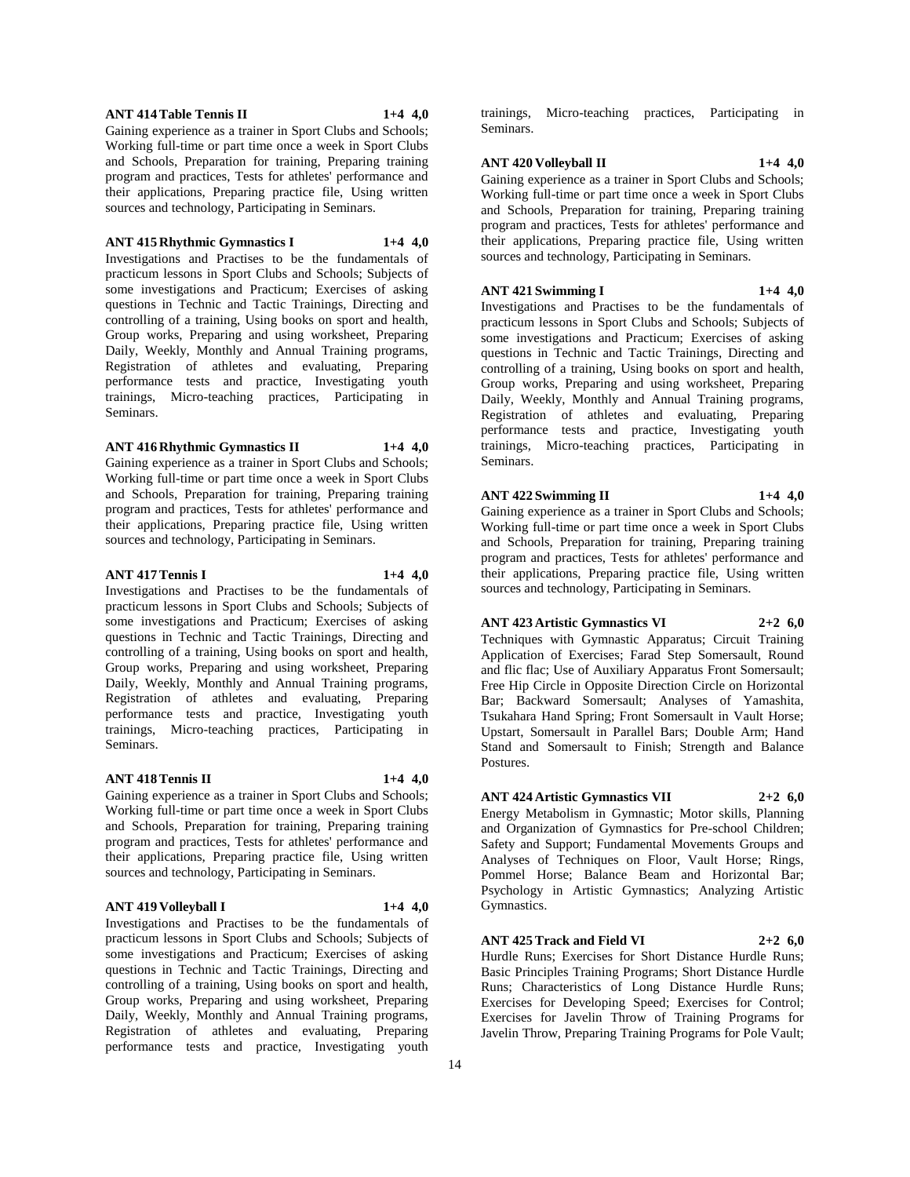**ANT 414 Table Tennis II 1+4 4,0**

Gaining experience as a trainer in Sport Clubs and Schools; Working full-time or part time once a week in Sport Clubs and Schools, Preparation for training, Preparing training program and practices, Tests for athletes' performance and their applications, Preparing practice file, Using written sources and technology, Participating in Seminars.

**ANT 415 Rhythmic Gymnastics I 1+4 4,0**

Investigations and Practises to be the fundamentals of practicum lessons in Sport Clubs and Schools; Subjects of some investigations and Practicum; Exercises of asking questions in Technic and Tactic Trainings, Directing and controlling of a training, Using books on sport and health, Group works, Preparing and using worksheet, Preparing Daily, Weekly, Monthly and Annual Training programs, Registration of athletes and evaluating, Preparing performance tests and practice, Investigating youth trainings, Micro-teaching practices, Participating in Seminars.

**ANT 416 Rhythmic Gymnastics II 1+4 4,0**

Gaining experience as a trainer in Sport Clubs and Schools; Working full-time or part time once a week in Sport Clubs and Schools, Preparation for training, Preparing training program and practices, Tests for athletes' performance and their applications, Preparing practice file, Using written sources and technology, Participating in Seminars.

**ANT 417 Tennis I 1+4 4,0**

Investigations and Practises to be the fundamentals of practicum lessons in Sport Clubs and Schools; Subjects of some investigations and Practicum; Exercises of asking questions in Technic and Tactic Trainings, Directing and controlling of a training, Using books on sport and health, Group works, Preparing and using worksheet, Preparing Daily, Weekly, Monthly and Annual Training programs, Registration of athletes and evaluating, Preparing performance tests and practice, Investigating youth trainings, Micro-teaching practices, Participating in Seminars.

**ANT 418 Tennis II 1+4 4,0**

Gaining experience as a trainer in Sport Clubs and Schools; Working full-time or part time once a week in Sport Clubs and Schools, Preparation for training, Preparing training program and practices, Tests for athletes' performance and their applications, Preparing practice file, Using written sources and technology, Participating in Seminars.

**ANT 419 Volleyball I 1+4 4,0**

Investigations and Practises to be the fundamentals of practicum lessons in Sport Clubs and Schools; Subjects of some investigations and Practicum; Exercises of asking questions in Technic and Tactic Trainings, Directing and controlling of a training, Using books on sport and health, Group works, Preparing and using worksheet, Preparing Daily, Weekly, Monthly and Annual Training programs, Registration of athletes and evaluating, Preparing performance tests and practice, Investigating youth trainings, Micro-teaching practices, Participating in Seminars.

**ANT 420 Volleyball II 1+4 4,0**

Gaining experience as a trainer in Sport Clubs and Schools; Working full-time or part time once a week in Sport Clubs and Schools, Preparation for training, Preparing training program and practices, Tests for athletes' performance and their applications, Preparing practice file, Using written sources and technology, Participating in Seminars.

**ANT 421 Swimming I 1+4 4,0**

Investigations and Practises to be the fundamentals of practicum lessons in Sport Clubs and Schools; Subjects of some investigations and Practicum; Exercises of asking questions in Technic and Tactic Trainings, Directing and controlling of a training, Using books on sport and health, Group works, Preparing and using worksheet, Preparing Daily, Weekly, Monthly and Annual Training programs, Registration of athletes and evaluating, Preparing performance tests and practice, Investigating youth trainings, Micro-teaching practices, Participating in Seminars.

**ANT 422 Swimming II 1+4 4,0**

Gaining experience as a trainer in Sport Clubs and Schools; Working full-time or part time once a week in Sport Clubs and Schools, Preparation for training, Preparing training program and practices, Tests for athletes' performance and their applications, Preparing practice file, Using written sources and technology, Participating in Seminars.

**ANT 423 Artistic Gymnastics VI 2+2 6,0**

Techniques with Gymnastic Apparatus; Circuit Training Application of Exercises; Farad Step Somersault, Round and flic flac; Use of Auxiliary Apparatus Front Somersault; Free Hip Circle in Opposite Direction Circle on Horizontal Bar; Backward Somersault; Analyses of Yamashita, Tsukahara Hand Spring; Front Somersault in Vault Horse; Upstart, Somersault in Parallel Bars; Double Arm; Hand Stand and Somersault to Finish; Strength and Balance Postures.

**ANT 424 Artistic Gymnastics VII 2+2 6,0**

Energy Metabolism in Gymnastic; Motor skills, Planning and Organization of Gymnastics for Pre-school Children; Safety and Support; Fundamental Movements Groups and Analyses of Techniques on Floor, Vault Horse; Rings, Pommel Horse; Balance Beam and Horizontal Bar; Psychology in Artistic Gymnastics; Analyzing Artistic Gymnastics.

**ANT 425 Track and Field VI 2+2 6,0**

Hurdle Runs; Exercises for Short Distance Hurdle Runs; Basic Principles Training Programs; Short Distance Hurdle Runs; Characteristics of Long Distance Hurdle Runs; Exercises for Developing Speed; Exercises for Control; Exercises for Javelin Throw of Training Programs for Javelin Throw, Preparing Training Programs for Pole Vault;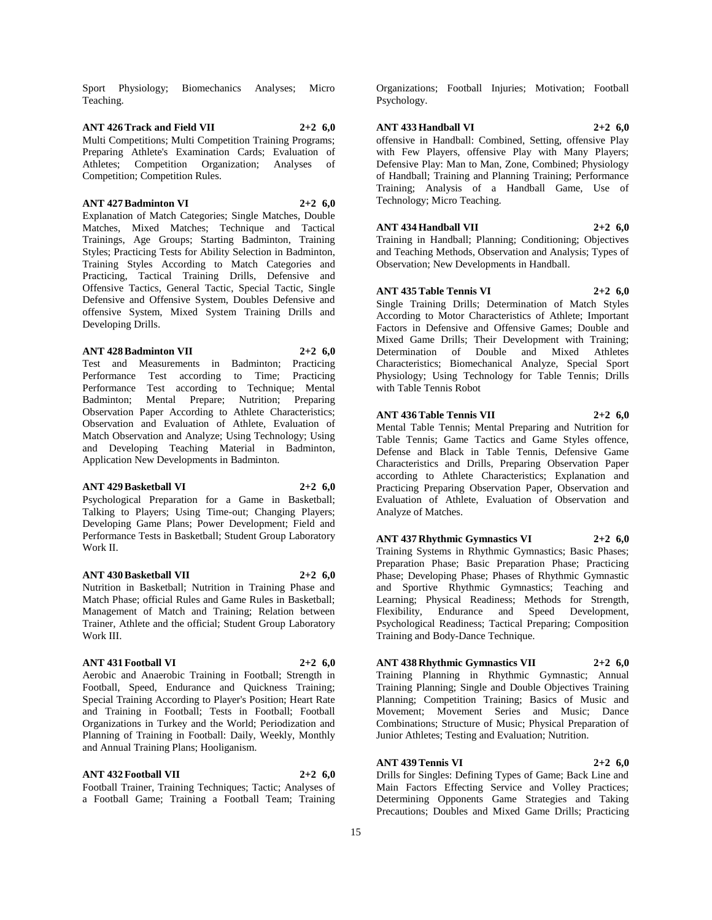Sport Physiology; Biomechanics Analyses; Micro Teaching.

**ANT 426 Track and Field VII 2+2 6,0**
Multi Competitions; Multi Competition Training Programs; Preparing Athlete's Examination Cards; Evaluation of Athletes; Competition Organization; Analyses of Competition; Competition Rules.

**ANT 427 Badminton VI 2+2 6,0**
Explanation of Match Categories; Single Matches, Double Matches, Mixed Matches; Technique and Tactical Trainings, Age Groups; Starting Badminton, Training Styles; Practicing Tests for Ability Selection in Badminton, Training Styles According to Match Categories and Practicing, Tactical Training Drills, Defensive and Offensive Tactics, General Tactic, Special Tactic, Single Defensive and Offensive System, Doubles Defensive and offensive System, Mixed System Training Drills and Developing Drills.

**ANT 428 Badminton VII 2+2 6,0**
Test and Measurements in Badminton; Practicing Performance Test according to Time; Practicing Performance Test according to Technique; Mental Badminton; Mental Prepare; Nutrition; Preparing Observation Paper According to Athlete Characteristics; Observation and Evaluation of Athlete, Evaluation of Match Observation and Analyze; Using Technology; Using and Developing Teaching Material in Badminton, Application New Developments in Badminton.

**ANT 429 Basketball VI 2+2 6,0**
Psychological Preparation for a Game in Basketball; Talking to Players; Using Time-out; Changing Players; Developing Game Plans; Power Development; Field and Performance Tests in Basketball; Student Group Laboratory Work II.

**ANT 430 Basketball VII 2+2 6,0**
Nutrition in Basketball; Nutrition in Training Phase and Match Phase; official Rules and Game Rules in Basketball; Management of Match and Training; Relation between Trainer, Athlete and the official; Student Group Laboratory Work III.

**ANT 431 Football VI 2+2 6,0**
Aerobic and Anaerobic Training in Football; Strength in Football, Speed, Endurance and Quickness Training; Special Training According to Player's Position; Heart Rate and Training in Football; Tests in Football; Football Organizations in Turkey and the World; Periodization and Planning of Training in Football: Daily, Weekly, Monthly and Annual Training Plans; Hooliganism.

**ANT 432 Football VII 2+2 6,0**
Football Trainer, Training Techniques; Tactic; Analyses of a Football Game; Training a Football Team; Training Organizations; Football Injuries; Motivation; Football Psychology.

**ANT 433 Handball VI 2+2 6,0**
offensive in Handball: Combined, Setting, offensive Play with Few Players, offensive Play with Many Players; Defensive Play: Man to Man, Zone, Combined; Physiology of Handball; Training and Planning Training; Performance Training; Analysis of a Handball Game, Use of Technology; Micro Teaching.

**ANT 434 Handball VII 2+2 6,0**
Training in Handball; Planning; Conditioning; Objectives and Teaching Methods, Observation and Analysis; Types of Observation; New Developments in Handball.

**ANT 435 Table Tennis VI 2+2 6,0**
Single Training Drills; Determination of Match Styles According to Motor Characteristics of Athlete; Important Factors in Defensive and Offensive Games; Double and Mixed Game Drills; Their Development with Training; Determination of Double and Mixed Athletes Characteristics; Biomechanical Analyze, Special Sport Physiology; Using Technology for Table Tennis; Drills with Table Tennis Robot

**ANT 436 Table Tennis VII 2+2 6,0**
Mental Table Tennis; Mental Preparing and Nutrition for Table Tennis; Game Tactics and Game Styles offence, Defense and Black in Table Tennis, Defensive Game Characteristics and Drills, Preparing Observation Paper according to Athlete Characteristics; Explanation and Practicing Preparing Observation Paper, Observation and Evaluation of Athlete, Evaluation of Observation and Analyze of Matches.

**ANT 437 Rhythmic Gymnastics VI 2+2 6,0**
Training Systems in Rhythmic Gymnastics; Basic Phases; Preparation Phase; Basic Preparation Phase; Practicing Phase; Developing Phase; Phases of Rhythmic Gymnastic and Sportive Rhythmic Gymnastics; Teaching and Learning; Physical Readiness; Methods for Strength, Flexibility, Endurance and Speed Development, Psychological Readiness; Tactical Preparing; Composition Training and Body-Dance Technique.

**ANT 438 Rhythmic Gymnastics VII 2+2 6,0**
Training Planning in Rhythmic Gymnastic; Annual Training Planning; Single and Double Objectives Training Planning; Competition Training; Basics of Music and Movement; Movement Series and Music; Dance Combinations; Structure of Music; Physical Preparation of Junior Athletes; Testing and Evaluation; Nutrition.

**ANT 439 Tennis VI 2+2 6,0**
Drills for Singles: Defining Types of Game; Back Line and Main Factors Effecting Service and Volley Practices; Determining Opponents Game Strategies and Taking Precautions; Doubles and Mixed Game Drills; Practicing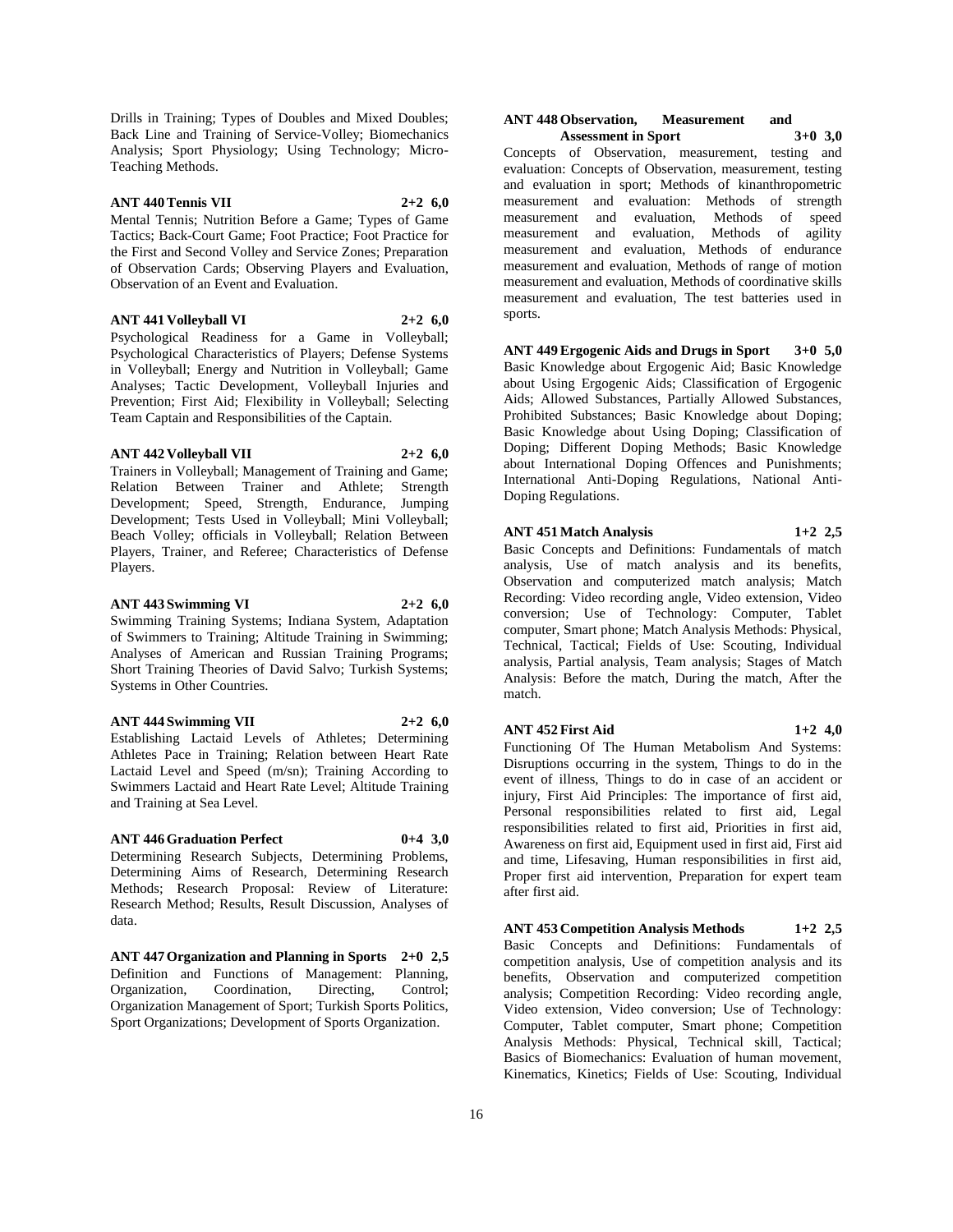Drills in Training; Types of Doubles and Mixed Doubles; Back Line and Training of Service-Volley; Biomechanics Analysis; Sport Physiology; Using Technology; Micro-Teaching Methods.

**ANT 440 Tennis VII 2+2 6,0**

Mental Tennis; Nutrition Before a Game; Types of Game Tactics; Back-Court Game; Foot Practice; Foot Practice for the First and Second Volley and Service Zones; Preparation of Observation Cards; Observing Players and Evaluation, Observation of an Event and Evaluation.

**ANT 441 Volleyball VI 2+2 6,0**

Psychological Readiness for a Game in Volleyball; Psychological Characteristics of Players; Defense Systems in Volleyball; Energy and Nutrition in Volleyball; Game Analyses; Tactic Development, Volleyball Injuries and Prevention; First Aid; Flexibility in Volleyball; Selecting Team Captain and Responsibilities of the Captain.

**ANT 442 Volleyball VII 2+2 6,0**

Trainers in Volleyball; Management of Training and Game; Relation Between Trainer and Athlete; Strength Development; Speed, Strength, Endurance, Jumping Development; Tests Used in Volleyball; Mini Volleyball; Beach Volley; officials in Volleyball; Relation Between Players, Trainer, and Referee; Characteristics of Defense Players.

**ANT 443 Swimming VI 2+2 6,0**

Swimming Training Systems; Indiana System, Adaptation of Swimmers to Training; Altitude Training in Swimming; Analyses of American and Russian Training Programs; Short Training Theories of David Salvo; Turkish Systems; Systems in Other Countries.

**ANT 444 Swimming VII 2+2 6,0**

Establishing Lactaid Levels of Athletes; Determining Athletes Pace in Training; Relation between Heart Rate Lactaid Level and Speed (m/sn); Training According to Swimmers Lactaid and Heart Rate Level; Altitude Training and Training at Sea Level.

**ANT 446 Graduation Perfect 0+4 3,0**

Determining Research Subjects, Determining Problems, Determining Aims of Research, Determining Research Methods; Research Proposal: Review of Literature: Research Method; Results, Result Discussion, Analyses of data.

**ANT 447 Organization and Planning in Sports 2+0 2,5**

Definition and Functions of Management: Planning, Organization, Coordination, Directing, Control; Organization Management of Sport; Turkish Sports Politics, Sport Organizations; Development of Sports Organization.

**ANT 448 Observation, Measurement and Assessment in Sport 3+0 3,0**

Concepts of Observation, measurement, testing and evaluation: Concepts of Observation, measurement, testing and evaluation in sport; Methods of kinanthropometric measurement and evaluation: Methods of strength measurement and evaluation, Methods of speed measurement and evaluation, Methods of agility measurement and evaluation, Methods of endurance measurement and evaluation, Methods of range of motion measurement and evaluation, Methods of coordinative skills measurement and evaluation, The test batteries used in sports.

**ANT 449 Ergogenic Aids and Drugs in Sport 3+0 5,0**

Basic Knowledge about Ergogenic Aid; Basic Knowledge about Using Ergogenic Aids; Classification of Ergogenic Aids; Allowed Substances, Partially Allowed Substances, Prohibited Substances; Basic Knowledge about Doping; Basic Knowledge about Using Doping; Classification of Doping; Different Doping Methods; Basic Knowledge about International Doping Offences and Punishments; International Anti-Doping Regulations, National Anti-Doping Regulations.

**ANT 451 Match Analysis 1+2 2,5**

Basic Concepts and Definitions: Fundamentals of match analysis, Use of match analysis and its benefits, Observation and computerized match analysis; Match Recording: Video recording angle, Video extension, Video conversion; Use of Technology: Computer, Tablet computer, Smart phone; Match Analysis Methods: Physical, Technical, Tactical; Fields of Use: Scouting, Individual analysis, Partial analysis, Team analysis; Stages of Match Analysis: Before the match, During the match, After the match.

**ANT 452 First Aid 1+2 4,0**

Functioning Of The Human Metabolism And Systems: Disruptions occurring in the system, Things to do in the event of illness, Things to do in case of an accident or injury, First Aid Principles: The importance of first aid, Personal responsibilities related to first aid, Legal responsibilities related to first aid, Priorities in first aid, Awareness on first aid, Equipment used in first aid, First aid and time, Lifesaving, Human responsibilities in first aid, Proper first aid intervention, Preparation for expert team after first aid.

**ANT 453 Competition Analysis Methods 1+2 2,5**

Basic Concepts and Definitions: Fundamentals of competition analysis, Use of competition analysis and its benefits, Observation and computerized competition analysis; Competition Recording: Video recording angle, Video extension, Video conversion; Use of Technology: Computer, Tablet computer, Smart phone; Competition Analysis Methods: Physical, Technical skill, Tactical; Basics of Biomechanics: Evaluation of human movement, Kinematics, Kinetics; Fields of Use: Scouting, Individual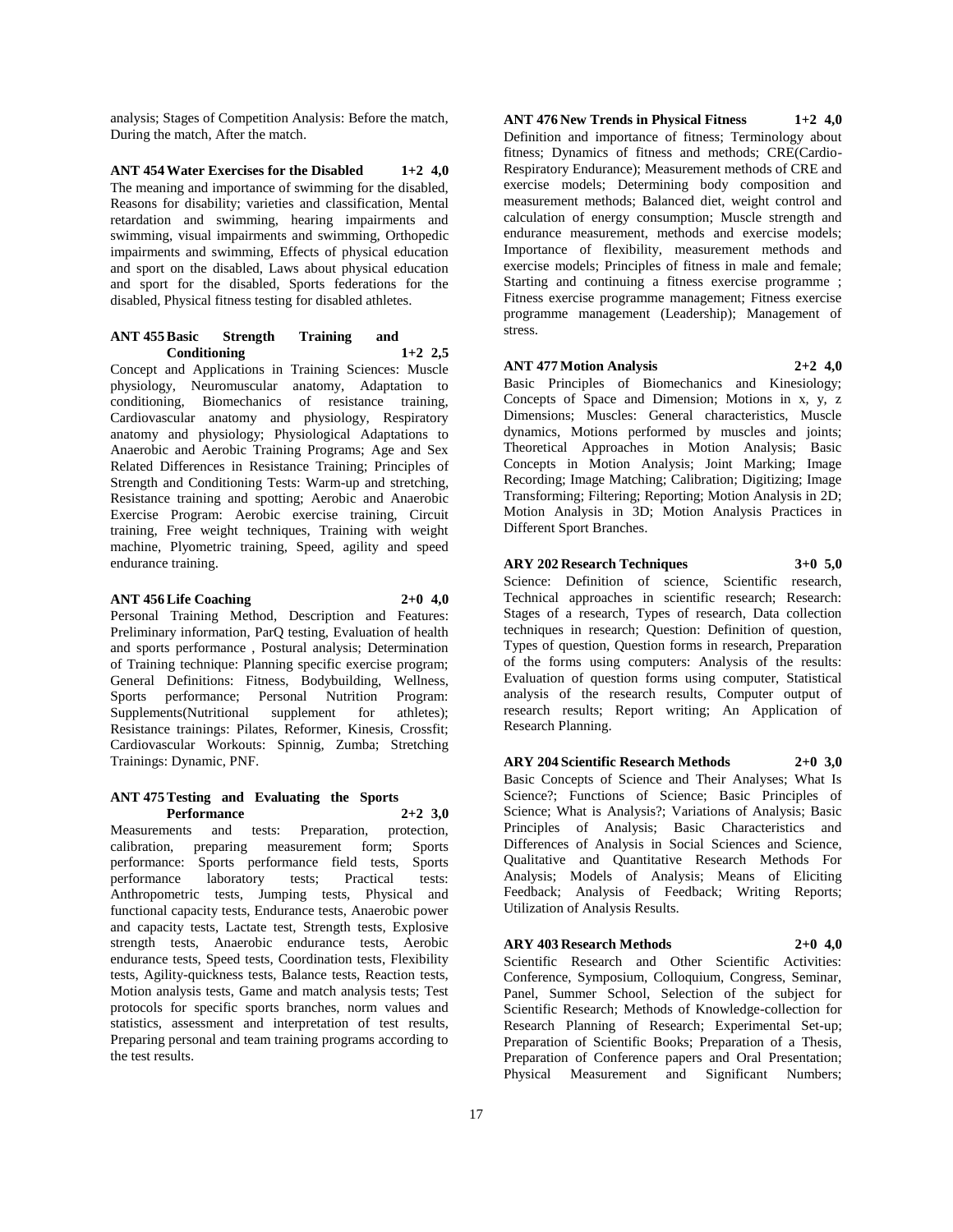analysis; Stages of Competition Analysis: Before the match, During the match, After the match.

**ANT 454 Water Exercises for the Disabled 1+2 4,0**

The meaning and importance of swimming for the disabled, Reasons for disability; varieties and classification, Mental retardation and swimming, hearing impairments and swimming, visual impairments and swimming, Orthopedic impairments and swimming, Effects of physical education and sport on the disabled, Laws about physical education and sport for the disabled, Sports federations for the disabled, Physical fitness testing for disabled athletes.

**ANT 455 Basic Strength Training and Conditioning 1+2 2,5**

Concept and Applications in Training Sciences: Muscle physiology, Neuromuscular anatomy, Adaptation to conditioning, Biomechanics of resistance training, Cardiovascular anatomy and physiology, Respiratory anatomy and physiology; Physiological Adaptations to Anaerobic and Aerobic Training Programs; Age and Sex Related Differences in Resistance Training; Principles of Strength and Conditioning Tests: Warm-up and stretching, Resistance training and spotting; Aerobic and Anaerobic Exercise Program: Aerobic exercise training, Circuit training, Free weight techniques, Training with weight machine, Plyometric training, Speed, agility and speed endurance training.

**ANT 456 Life Coaching 2+0 4,0**

Personal Training Method, Description and Features: Preliminary information, ParQ testing, Evaluation of health and sports performance , Postural analysis; Determination of Training technique: Planning specific exercise program; General Definitions: Fitness, Bodybuilding, Wellness, Sports performance; Personal Nutrition Program: Supplements(Nutritional supplement for athletes); Resistance trainings: Pilates, Reformer, Kinesis, Crossfit; Cardiovascular Workouts: Spinnig, Zumba; Stretching Trainings: Dynamic, PNF.

**ANT 475 Testing and Evaluating the Sports Performance 2+2 3,0**

Measurements and tests: Preparation, protection, calibration, preparing measurement form; Sports performance: Sports performance field tests, Sports performance laboratory tests; Practical tests: Anthropometric tests, Jumping tests, Physical and functional capacity tests, Endurance tests, Anaerobic power and capacity tests, Lactate test, Strength tests, Explosive strength tests, Anaerobic endurance tests, Aerobic endurance tests, Speed tests, Coordination tests, Flexibility tests, Agility-quickness tests, Balance tests, Reaction tests, Motion analysis tests, Game and match analysis tests; Test protocols for specific sports branches, norm values and statistics, assessment and interpretation of test results, Preparing personal and team training programs according to the test results.

**ANT 476 New Trends in Physical Fitness 1+2 4,0**

Definition and importance of fitness; Terminology about fitness; Dynamics of fitness and methods; CRE(Cardio-Respiratory Endurance); Measurement methods of CRE and exercise models; Determining body composition and measurement methods; Balanced diet, weight control and calculation of energy consumption; Muscle strength and endurance measurement, methods and exercise models; Importance of flexibility, measurement methods and exercise models; Principles of fitness in male and female; Starting and continuing a fitness exercise programme ; Fitness exercise programme management; Fitness exercise programme management (Leadership); Management of stress.

**ANT 477 Motion Analysis 2+2 4,0**

Basic Principles of Biomechanics and Kinesiology; Concepts of Space and Dimension; Motions in x, y, z Dimensions; Muscles: General characteristics, Muscle dynamics, Motions performed by muscles and joints; Theoretical Approaches in Motion Analysis; Basic Concepts in Motion Analysis; Joint Marking; Image Recording; Image Matching; Calibration; Digitizing; Image Transforming; Filtering; Reporting; Motion Analysis in 2D; Motion Analysis in 3D; Motion Analysis Practices in Different Sport Branches.

**ARY 202 Research Techniques 3+0 5,0**

Science: Definition of science, Scientific research, Technical approaches in scientific research; Research: Stages of a research, Types of research, Data collection techniques in research; Question: Definition of question, Types of question, Question forms in research, Preparation of the forms using computers: Analysis of the results: Evaluation of question forms using computer, Statistical analysis of the research results, Computer output of research results; Report writing; An Application of Research Planning.

**ARY 204 Scientific Research Methods 2+0 3,0**

Basic Concepts of Science and Their Analyses; What Is Science?; Functions of Science; Basic Principles of Science; What is Analysis?; Variations of Analysis; Basic Principles of Analysis; Basic Characteristics and Differences of Analysis in Social Sciences and Science, Qualitative and Quantitative Research Methods For Analysis; Models of Analysis; Means of Eliciting Feedback; Analysis of Feedback; Writing Reports; Utilization of Analysis Results.

**ARY 403 Research Methods 2+0 4,0**

Scientific Research and Other Scientific Activities: Conference, Symposium, Colloquium, Congress, Seminar, Panel, Summer School, Selection of the subject for Scientific Research; Methods of Knowledge-collection for Research Planning of Research; Experimental Set-up; Preparation of Scientific Books; Preparation of a Thesis, Preparation of Conference papers and Oral Presentation; Physical Measurement and Significant Numbers;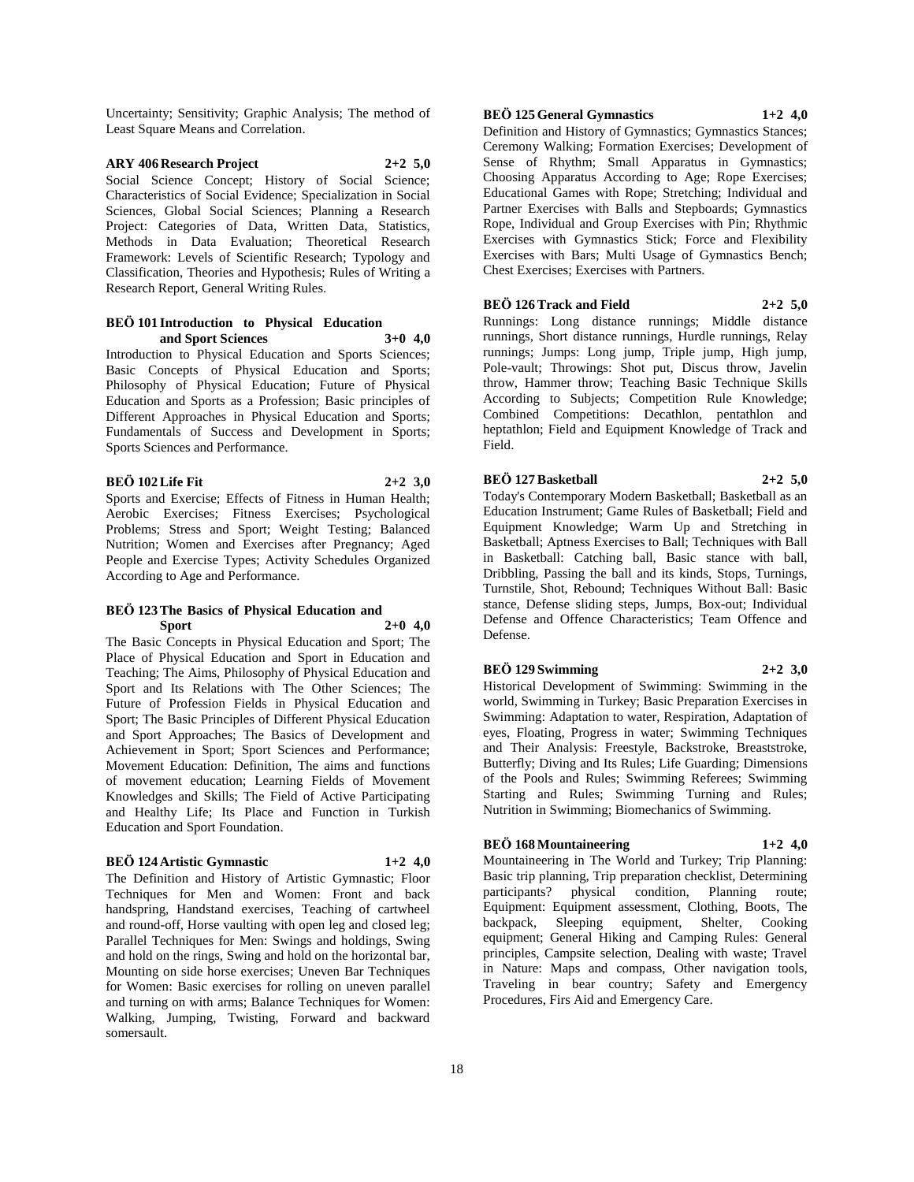Uncertainty; Sensitivity; Graphic Analysis; The method of Least Square Means and Correlation.

**ARY 406 Research Project 2+2 5,0**

Social Science Concept; History of Social Science; Characteristics of Social Evidence; Specialization in Social Sciences, Global Social Sciences; Planning a Research Project: Categories of Data, Written Data, Statistics, Methods in Data Evaluation; Theoretical Research Framework: Levels of Scientific Research; Typology and Classification, Theories and Hypothesis; Rules of Writing a Research Report, General Writing Rules.

**BEÖ 101 Introduction to Physical Education and Sport Sciences 3+0 4,0**

Introduction to Physical Education and Sports Sciences; Basic Concepts of Physical Education and Sports; Philosophy of Physical Education; Future of Physical Education and Sports as a Profession; Basic principles of Different Approaches in Physical Education and Sports; Fundamentals of Success and Development in Sports; Sports Sciences and Performance.

**BEÖ 102 Life Fit 2+2 3,0**

Sports and Exercise; Effects of Fitness in Human Health; Aerobic Exercises; Fitness Exercises; Psychological Problems; Stress and Sport; Weight Testing; Balanced Nutrition; Women and Exercises after Pregnancy; Aged People and Exercise Types; Activity Schedules Organized According to Age and Performance.

**BEÖ 123 The Basics of Physical Education and Sport 2+0 4,0**

The Basic Concepts in Physical Education and Sport; The Place of Physical Education and Sport in Education and Teaching; The Aims, Philosophy of Physical Education and Sport and Its Relations with The Other Sciences; The Future of Profession Fields in Physical Education and Sport; The Basic Principles of Different Physical Education and Sport Approaches; The Basics of Development and Achievement in Sport; Sport Sciences and Performance; Movement Education: Definition, The aims and functions of movement education; Learning Fields of Movement Knowledges and Skills; The Field of Active Participating and Healthy Life; Its Place and Function in Turkish Education and Sport Foundation.

**BEÖ 124 Artistic Gymnastic 1+2 4,0**

The Definition and History of Artistic Gymnastic; Floor Techniques for Men and Women: Front and back handspring, Handstand exercises, Teaching of cartwheel and round-off, Horse vaulting with open leg and closed leg; Parallel Techniques for Men: Swings and holdings, Swing and hold on the rings, Swing and hold on the horizontal bar, Mounting on side horse exercises; Uneven Bar Techniques for Women: Basic exercises for rolling on uneven parallel and turning on with arms; Balance Techniques for Women: Walking, Jumping, Twisting, Forward and backward somersault.

**BEÖ 125 General Gymnastics 1+2 4,0**

Definition and History of Gymnastics; Gymnastics Stances; Ceremony Walking; Formation Exercises; Development of Sense of Rhythm; Small Apparatus in Gymnastics; Choosing Apparatus According to Age; Rope Exercises; Educational Games with Rope; Stretching; Individual and Partner Exercises with Balls and Stepboards; Gymnastics Rope, Individual and Group Exercises with Pin; Rhythmic Exercises with Gymnastics Stick; Force and Flexibility Exercises with Bars; Multi Usage of Gymnastics Bench; Chest Exercises; Exercises with Partners.

**BEÖ 126 Track and Field 2+2 5,0**

Runnings: Long distance runnings; Middle distance runnings, Short distance runnings, Hurdle runnings, Relay runnings; Jumps: Long jump, Triple jump, High jump, Pole-vault; Throwings: Shot put, Discus throw, Javelin throw, Hammer throw; Teaching Basic Technique Skills According to Subjects; Competition Rule Knowledge; Combined Competitions: Decathlon, pentathlon and heptathlon; Field and Equipment Knowledge of Track and Field.

**BEÖ 127 Basketball 2+2 5,0**

Today's Contemporary Modern Basketball; Basketball as an Education Instrument; Game Rules of Basketball; Field and Equipment Knowledge; Warm Up and Stretching in Basketball; Aptness Exercises to Ball; Techniques with Ball in Basketball: Catching ball, Basic stance with ball, Dribbling, Passing the ball and its kinds, Stops, Turnings, Turnstile, Shot, Rebound; Techniques Without Ball: Basic stance, Defense sliding steps, Jumps, Box-out; Individual Defense and Offence Characteristics; Team Offence and Defense.

**BEÖ 129 Swimming 2+2 3,0**

Historical Development of Swimming: Swimming in the world, Swimming in Turkey; Basic Preparation Exercises in Swimming: Adaptation to water, Respiration, Adaptation of eyes, Floating, Progress in water; Swimming Techniques and Their Analysis: Freestyle, Backstroke, Breaststroke, Butterfly; Diving and Its Rules; Life Guarding; Dimensions of the Pools and Rules; Swimming Referees; Swimming Starting and Rules; Swimming Turning and Rules; Nutrition in Swimming; Biomechanics of Swimming.

**BEÖ 168 Mountaineering 1+2 4,0**

Mountaineering in The World and Turkey; Trip Planning: Basic trip planning, Trip preparation checklist, Determining participants? physical condition, Planning route; Equipment: Equipment assessment, Clothing, Boots, The backpack, Sleeping equipment, Shelter, Cooking equipment; General Hiking and Camping Rules: General principles, Campsite selection, Dealing with waste; Travel in Nature: Maps and compass, Other navigation tools, Traveling in bear country; Safety and Emergency Procedures, Firs Aid and Emergency Care.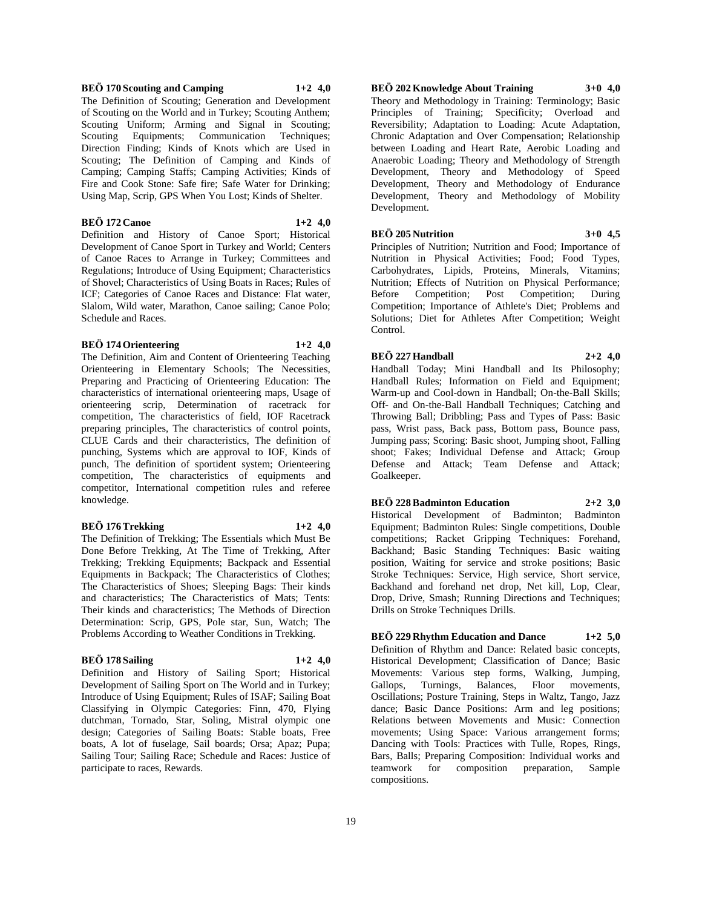**BEÖ 170 Scouting and Camping 1+2 4,0**

The Definition of Scouting; Generation and Development of Scouting on the World and in Turkey; Scouting Anthem; Scouting Uniform; Arming and Signal in Scouting; Scouting Equipments; Communication Techniques; Direction Finding; Kinds of Knots which are Used in Scouting; The Definition of Camping and Kinds of Camping; Camping Staffs; Camping Activities; Kinds of Fire and Cook Stone: Safe fire; Safe Water for Drinking; Using Map, Scrip, GPS When You Lost; Kinds of Shelter.

**BEÖ 172 Canoe 1+2 4,0**

Definition and History of Canoe Sport; Historical Development of Canoe Sport in Turkey and World; Centers of Canoe Races to Arrange in Turkey; Committees and Regulations; Introduce of Using Equipment; Characteristics of Shovel; Characteristics of Using Boats in Races; Rules of ICF; Categories of Canoe Races and Distance: Flat water, Slalom, Wild water, Marathon, Canoe sailing; Canoe Polo; Schedule and Races.

**BEÖ 174 Orienteering 1+2 4,0**

The Definition, Aim and Content of Orienteering Teaching Orienteering in Elementary Schools; The Necessities, Preparing and Practicing of Orienteering Education: The characteristics of international orienteering maps, Usage of orienteering scrip, Determination of racetrack for competition, The characteristics of field, IOF Racetrack preparing principles, The characteristics of control points, CLUE Cards and their characteristics, The definition of punching, Systems which are approval to IOF, Kinds of punch, The definition of sportident system; Orienteering competition, The characteristics of equipments and competitor, International competition rules and referee knowledge.

**BEÖ 176 Trekking 1+2 4,0**

The Definition of Trekking; The Essentials which Must Be Done Before Trekking, At The Time of Trekking, After Trekking; Trekking Equipments; Backpack and Essential Equipments in Backpack; The Characteristics of Clothes; The Characteristics of Shoes; Sleeping Bags: Their kinds and characteristics; The Characteristics of Mats; Tents: Their kinds and characteristics; The Methods of Direction Determination: Scrip, GPS, Pole star, Sun, Watch; The Problems According to Weather Conditions in Trekking.

**BEÖ 178 Sailing 1+2 4,0**

Definition and History of Sailing Sport; Historical Development of Sailing Sport on The World and in Turkey; Introduce of Using Equipment; Rules of ISAF; Sailing Boat Classifying in Olympic Categories: Finn, 470, Flying dutchman, Tornado, Star, Soling, Mistral olympic one design; Categories of Sailing Boats: Stable boats, Free boats, A lot of fuselage, Sail boards; Orsa; Apaz; Pupa; Sailing Tour; Sailing Race; Schedule and Races: Justice of participate to races, Rewards.

**BEÖ 202 Knowledge About Training 3+0 4,0**

Theory and Methodology in Training: Terminology; Basic Principles of Training; Specificity; Overload and Reversibility; Adaptation to Loading: Acute Adaptation, Chronic Adaptation and Over Compensation; Relationship between Loading and Heart Rate, Aerobic Loading and Anaerobic Loading; Theory and Methodology of Strength Development, Theory and Methodology of Speed Development, Theory and Methodology of Endurance Development, Theory and Methodology of Mobility Development.

**BEÖ 205 Nutrition 3+0 4,5**

Principles of Nutrition; Nutrition and Food; Importance of Nutrition in Physical Activities; Food; Food Types, Carbohydrates, Lipids, Proteins, Minerals, Vitamins; Nutrition; Effects of Nutrition on Physical Performance; Before Competition; Post Competition; During Competition; Importance of Athlete's Diet; Problems and Solutions; Diet for Athletes After Competition; Weight Control.

**BEÖ 227 Handball 2+2 4,0**

Handball Today; Mini Handball and Its Philosophy; Handball Rules; Information on Field and Equipment; Warm-up and Cool-down in Handball; On-the-Ball Skills; Off- and On-the-Ball Handball Techniques; Catching and Throwing Ball; Dribbling; Pass and Types of Pass: Basic pass, Wrist pass, Back pass, Bottom pass, Bounce pass, Jumping pass; Scoring: Basic shoot, Jumping shoot, Falling shoot; Fakes; Individual Defense and Attack; Group Defense and Attack; Team Defense and Attack; Goalkeeper.

**BEÖ 228 Badminton Education 2+2 3,0**

Historical Development of Badminton; Badminton Equipment; Badminton Rules: Single competitions, Double competitions; Racket Gripping Techniques: Forehand, Backhand; Basic Standing Techniques: Basic waiting position, Waiting for service and stroke positions; Basic Stroke Techniques: Service, High service, Short service, Backhand and forehand net drop, Net kill, Lop, Clear, Drop, Drive, Smash; Running Directions and Techniques; Drills on Stroke Techniques Drills.

**BEÖ 229 Rhythm Education and Dance 1+2 5,0**

Definition of Rhythm and Dance: Related basic concepts, Historical Development; Classification of Dance; Basic Movements: Various step forms, Walking, Jumping, Gallops, Turnings, Balances, Floor movements, Oscillations; Posture Training, Steps in Waltz, Tango, Jazz dance; Basic Dance Positions: Arm and leg positions; Relations between Movements and Music: Connection movements; Using Space: Various arrangement forms; Dancing with Tools: Practices with Tulle, Ropes, Rings, Bars, Balls; Preparing Composition: Individual works and teamwork for composition preparation, Sample compositions.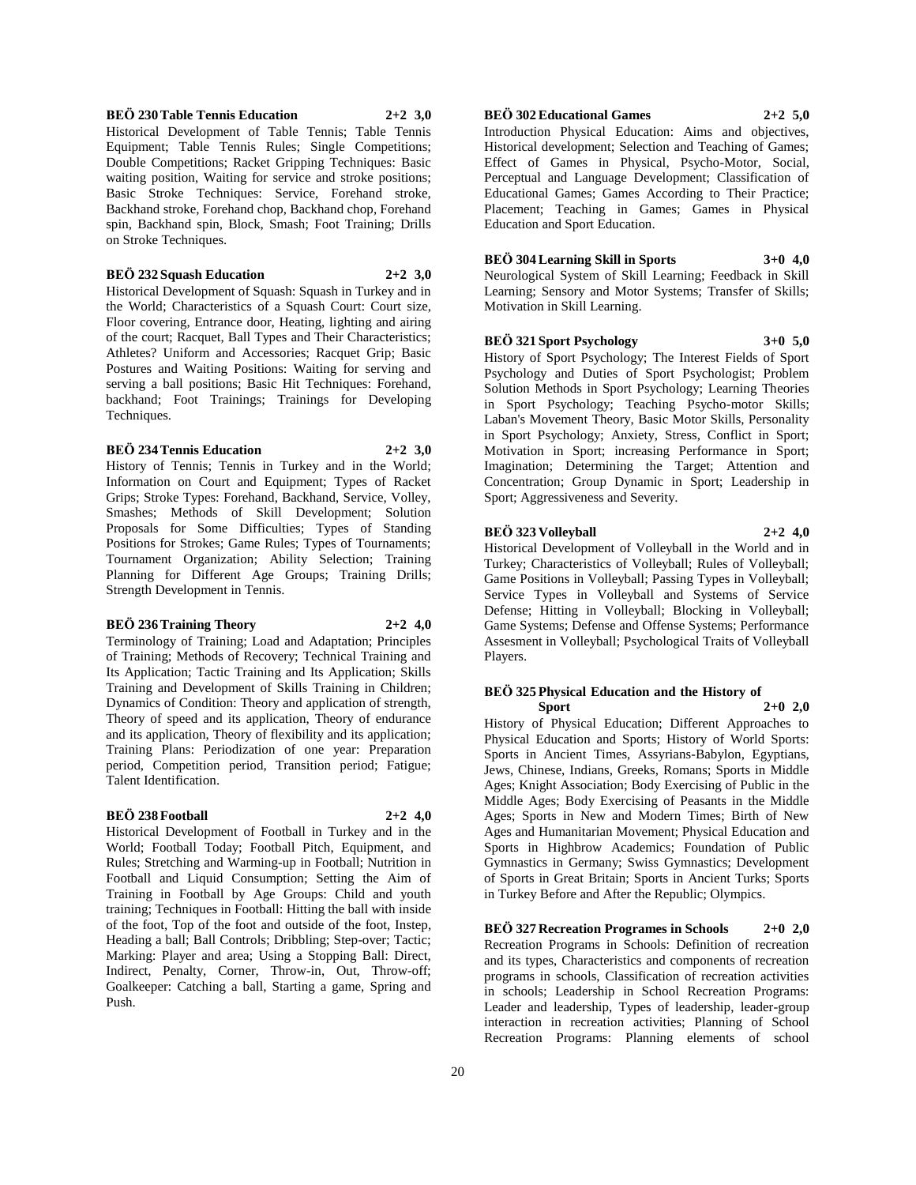**BEÖ 230 Table Tennis Education 2+2 3,0**

Historical Development of Table Tennis; Table Tennis Equipment; Table Tennis Rules; Single Competitions; Double Competitions; Racket Gripping Techniques: Basic waiting position, Waiting for service and stroke positions; Basic Stroke Techniques: Service, Forehand stroke, Backhand stroke, Forehand chop, Backhand chop, Forehand spin, Backhand spin, Block, Smash; Foot Training; Drills on Stroke Techniques.

**BEÖ 232 Squash Education 2+2 3,0**

Historical Development of Squash: Squash in Turkey and in the World; Characteristics of a Squash Court: Court size, Floor covering, Entrance door, Heating, lighting and airing of the court; Racquet, Ball Types and Their Characteristics; Athletes? Uniform and Accessories; Racquet Grip; Basic Postures and Waiting Positions: Waiting for serving and serving a ball positions; Basic Hit Techniques: Forehand, backhand; Foot Trainings; Trainings for Developing Techniques.

**BEÖ 234 Tennis Education 2+2 3,0**

History of Tennis; Tennis in Turkey and in the World; Information on Court and Equipment; Types of Racket Grips; Stroke Types: Forehand, Backhand, Service, Volley, Smashes; Methods of Skill Development; Solution Proposals for Some Difficulties; Types of Standing Positions for Strokes; Game Rules; Types of Tournaments; Tournament Organization; Ability Selection; Training Planning for Different Age Groups; Training Drills; Strength Development in Tennis.

**BEÖ 236 Training Theory 2+2 4,0**

Terminology of Training; Load and Adaptation; Principles of Training; Methods of Recovery; Technical Training and Its Application; Tactic Training and Its Application; Skills Training and Development of Skills Training in Children; Dynamics of Condition: Theory and application of strength, Theory of speed and its application, Theory of endurance and its application, Theory of flexibility and its application; Training Plans: Periodization of one year: Preparation period, Competition period, Transition period; Fatigue; Talent Identification.

**BEÖ 238 Football 2+2 4,0**

Historical Development of Football in Turkey and in the World; Football Today; Football Pitch, Equipment, and Rules; Stretching and Warming-up in Football; Nutrition in Football and Liquid Consumption; Setting the Aim of Training in Football by Age Groups: Child and youth training; Techniques in Football: Hitting the ball with inside of the foot, Top of the foot and outside of the foot, Instep, Heading a ball; Ball Controls; Dribbling; Step-over; Tactic; Marking: Player and area; Using a Stopping Ball: Direct, Indirect, Penalty, Corner, Throw-in, Out, Throw-off; Goalkeeper: Catching a ball, Starting a game, Spring and Push.

**BEÖ 302 Educational Games 2+2 5,0**

Introduction Physical Education: Aims and objectives, Historical development; Selection and Teaching of Games; Effect of Games in Physical, Psycho-Motor, Social, Perceptual and Language Development; Classification of Educational Games; Games According to Their Practice; Placement; Teaching in Games; Games in Physical Education and Sport Education.

**BEÖ 304 Learning Skill in Sports 3+0 4,0**

Neurological System of Skill Learning; Feedback in Skill Learning; Sensory and Motor Systems; Transfer of Skills; Motivation in Skill Learning.

**BEÖ 321 Sport Psychology 3+0 5,0**

History of Sport Psychology; The Interest Fields of Sport Psychology and Duties of Sport Psychologist; Problem Solution Methods in Sport Psychology; Learning Theories in Sport Psychology; Teaching Psycho-motor Skills; Laban's Movement Theory, Basic Motor Skills, Personality in Sport Psychology; Anxiety, Stress, Conflict in Sport; Motivation in Sport; increasing Performance in Sport; Imagination; Determining the Target; Attention and Concentration; Group Dynamic in Sport; Leadership in Sport; Aggressiveness and Severity.

**BEÖ 323 Volleyball 2+2 4,0**

Historical Development of Volleyball in the World and in Turkey; Characteristics of Volleyball; Rules of Volleyball; Game Positions in Volleyball; Passing Types in Volleyball; Service Types in Volleyball and Systems of Service Defense; Hitting in Volleyball; Blocking in Volleyball; Game Systems; Defense and Offense Systems; Performance Assesment in Volleyball; Psychological Traits of Volleyball Players.

**BEÖ 325 Physical Education and the History of Sport 2+0 2,0**

History of Physical Education; Different Approaches to Physical Education and Sports; History of World Sports: Sports in Ancient Times, Assyrians-Babylon, Egyptians, Jews, Chinese, Indians, Greeks, Romans; Sports in Middle Ages; Knight Association; Body Exercising of Public in the Middle Ages; Body Exercising of Peasants in the Middle Ages; Sports in New and Modern Times; Birth of New Ages and Humanitarian Movement; Physical Education and Sports in Highbrow Academics; Foundation of Public Gymnastics in Germany; Swiss Gymnastics; Development of Sports in Great Britain; Sports in Ancient Turks; Sports in Turkey Before and After the Republic; Olympics.

**BEÖ 327 Recreation Programes in Schools 2+0 2,0**

Recreation Programs in Schools: Definition of recreation and its types, Characteristics and components of recreation programs in schools, Classification of recreation activities in schools; Leadership in School Recreation Programs: Leader and leadership, Types of leadership, leader-group interaction in recreation activities; Planning of School Recreation Programs: Planning elements of school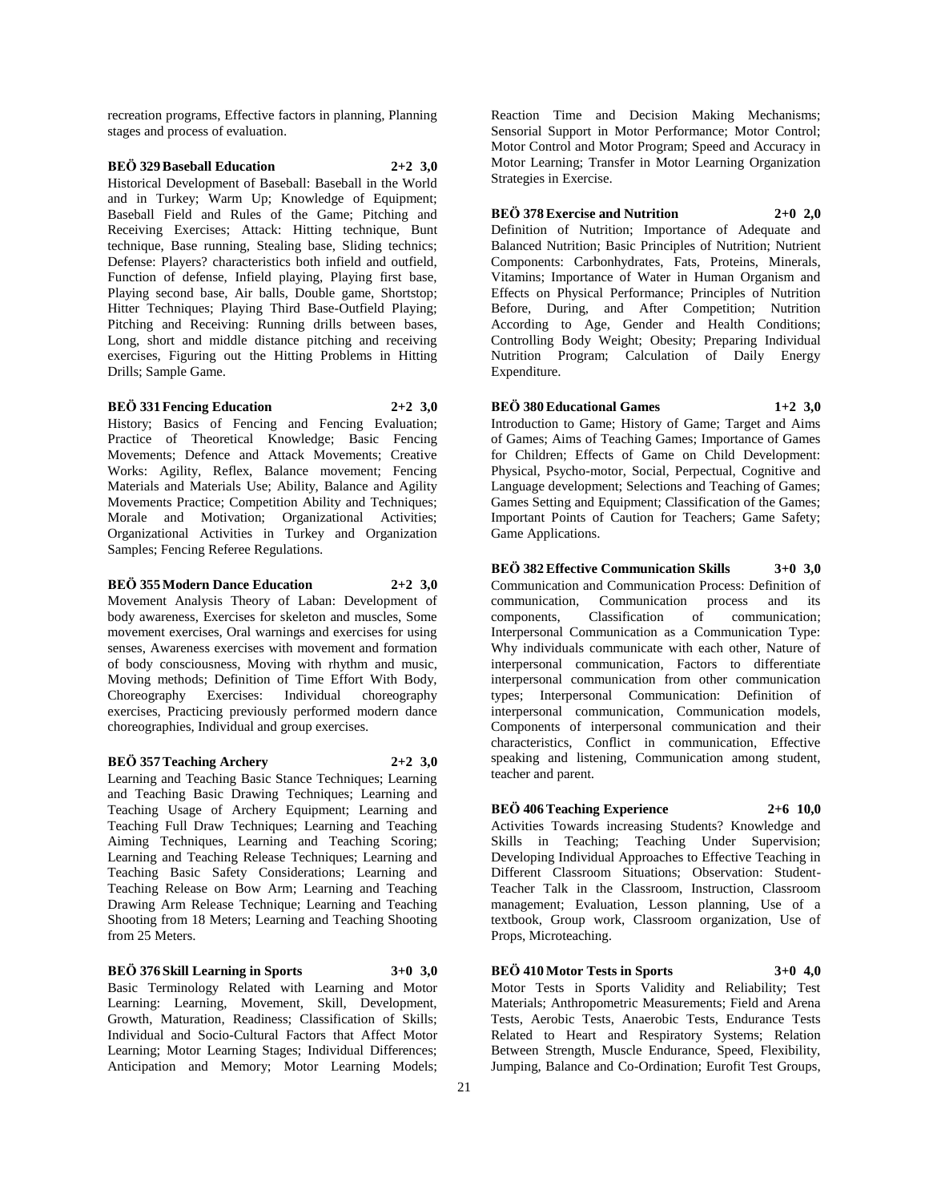recreation programs, Effective factors in planning, Planning stages and process of evaluation.

**BEÖ 329 Baseball Education 2+2 3,0**

Historical Development of Baseball: Baseball in the World and in Turkey; Warm Up; Knowledge of Equipment; Baseball Field and Rules of the Game; Pitching and Receiving Exercises; Attack: Hitting technique, Bunt technique, Base running, Stealing base, Sliding technics; Defense: Players? characteristics both infield and outfield, Function of defense, Infield playing, Playing first base, Playing second base, Air balls, Double game, Shortstop; Hitter Techniques; Playing Third Base-Outfield Playing; Pitching and Receiving: Running drills between bases, Long, short and middle distance pitching and receiving exercises, Figuring out the Hitting Problems in Hitting Drills; Sample Game.

**BEÖ 331 Fencing Education 2+2 3,0**

History; Basics of Fencing and Fencing Evaluation; Practice of Theoretical Knowledge; Basic Fencing Movements; Defence and Attack Movements; Creative Works: Agility, Reflex, Balance movement; Fencing Materials and Materials Use; Ability, Balance and Agility Movements Practice; Competition Ability and Techniques; Morale and Motivation; Organizational Activities; Organizational Activities in Turkey and Organization Samples; Fencing Referee Regulations.

**BEÖ 355 Modern Dance Education 2+2 3,0**

Movement Analysis Theory of Laban: Development of body awareness, Exercises for skeleton and muscles, Some movement exercises, Oral warnings and exercises for using senses, Awareness exercises with movement and formation of body consciousness, Moving with rhythm and music, Moving methods; Definition of Time Effort With Body, Choreography Exercises: Individual choreography exercises, Practicing previously performed modern dance choreographies, Individual and group exercises.

**BEÖ 357 Teaching Archery 2+2 3,0**

Learning and Teaching Basic Stance Techniques; Learning and Teaching Basic Drawing Techniques; Learning and Teaching Usage of Archery Equipment; Learning and Teaching Full Draw Techniques; Learning and Teaching Aiming Techniques, Learning and Teaching Scoring; Learning and Teaching Release Techniques; Learning and Teaching Basic Safety Considerations; Learning and Teaching Release on Bow Arm; Learning and Teaching Drawing Arm Release Technique; Learning and Teaching Shooting from 18 Meters; Learning and Teaching Shooting from 25 Meters.

**BEÖ 376 Skill Learning in Sports 3+0 3,0**

Basic Terminology Related with Learning and Motor Learning: Learning, Movement, Skill, Development, Growth, Maturation, Readiness; Classification of Skills; Individual and Socio-Cultural Factors that Affect Motor Learning; Motor Learning Stages; Individual Differences; Anticipation and Memory; Motor Learning Models; Reaction Time and Decision Making Mechanisms; Sensorial Support in Motor Performance; Motor Control; Motor Control and Motor Program; Speed and Accuracy in Motor Learning; Transfer in Motor Learning Organization Strategies in Exercise.

**BEÖ 378 Exercise and Nutrition 2+0 2,0**

Definition of Nutrition; Importance of Adequate and Balanced Nutrition; Basic Principles of Nutrition; Nutrient Components: Carbonhydrates, Fats, Proteins, Minerals, Vitamins; Importance of Water in Human Organism and Effects on Physical Performance; Principles of Nutrition Before, During, and After Competition; Nutrition According to Age, Gender and Health Conditions; Controlling Body Weight; Obesity; Preparing Individual Nutrition Program; Calculation of Daily Energy Expenditure.

**BEÖ 380 Educational Games 1+2 3,0**

Introduction to Game; History of Game; Target and Aims of Games; Aims of Teaching Games; Importance of Games for Children; Effects of Game on Child Development: Physical, Psycho-motor, Social, Perpectual, Cognitive and Language development; Selections and Teaching of Games; Games Setting and Equipment; Classification of the Games; Important Points of Caution for Teachers; Game Safety; Game Applications.

**BEÖ 382 Effective Communication Skills 3+0 3,0**

Communication and Communication Process: Definition of communication, Communication process and its components, Classification of communication; Interpersonal Communication as a Communication Type: Why individuals communicate with each other, Nature of interpersonal communication, Factors to differentiate interpersonal communication from other communication types; Interpersonal Communication: Definition of interpersonal communication, Communication models, Components of interpersonal communication and their characteristics, Conflict in communication, Effective speaking and listening, Communication among student, teacher and parent.

**BEÖ 406 Teaching Experience 2+6 10,0**

Activities Towards increasing Students? Knowledge and Skills in Teaching; Teaching Under Supervision; Developing Individual Approaches to Effective Teaching in Different Classroom Situations; Observation: Student-Teacher Talk in the Classroom, Instruction, Classroom management; Evaluation, Lesson planning, Use of a textbook, Group work, Classroom organization, Use of Props, Microteaching.

**BEÖ 410 Motor Tests in Sports 3+0 4,0**

Motor Tests in Sports Validity and Reliability; Test Materials; Anthropometric Measurements; Field and Arena Tests, Aerobic Tests, Anaerobic Tests, Endurance Tests Related to Heart and Respiratory Systems; Relation Between Strength, Muscle Endurance, Speed, Flexibility, Jumping, Balance and Co-Ordination; Eurofit Test Groups,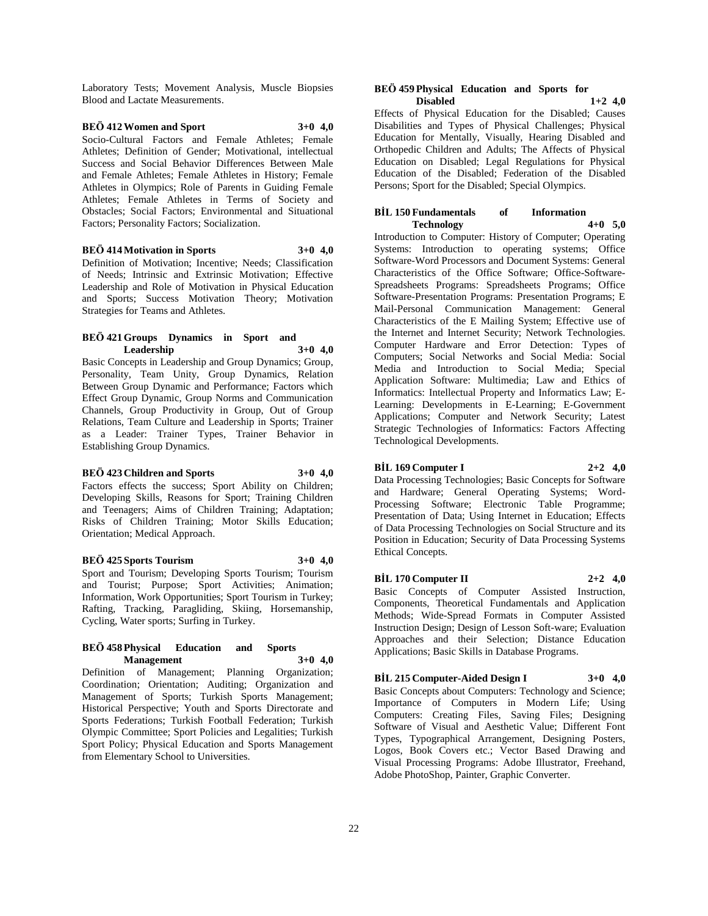Laboratory Tests; Movement Analysis, Muscle Biopsies Blood and Lactate Measurements.

**BEÖ 412 Women and Sport 3+0 4,0**

Socio-Cultural Factors and Female Athletes; Female Athletes; Definition of Gender; Motivational, intellectual Success and Social Behavior Differences Between Male and Female Athletes; Female Athletes in History; Female Athletes in Olympics; Role of Parents in Guiding Female Athletes; Female Athletes in Terms of Society and Obstacles; Social Factors; Environmental and Situational Factors; Personality Factors; Socialization.

**BEÖ 414 Motivation in Sports 3+0 4,0**

Definition of Motivation; Incentive; Needs; Classification of Needs; Intrinsic and Extrinsic Motivation; Effective Leadership and Role of Motivation in Physical Education and Sports; Success Motivation Theory; Motivation Strategies for Teams and Athletes.

**BEÖ 421 Groups Dynamics in Sport and Leadership 3+0 4,0**

Basic Concepts in Leadership and Group Dynamics; Group, Personality, Team Unity, Group Dynamics, Relation Between Group Dynamic and Performance; Factors which Effect Group Dynamic, Group Norms and Communication Channels, Group Productivity in Group, Out of Group Relations, Team Culture and Leadership in Sports; Trainer as a Leader: Trainer Types, Trainer Behavior in Establishing Group Dynamics.

**BEÖ 423 Children and Sports 3+0 4,0**

Factors effects the success; Sport Ability on Children; Developing Skills, Reasons for Sport; Training Children and Teenagers; Aims of Children Training; Adaptation; Risks of Children Training; Motor Skills Education; Orientation; Medical Approach.

**BEÖ 425 Sports Tourism 3+0 4,0**

Sport and Tourism; Developing Sports Tourism; Tourism and Tourist; Purpose; Sport Activities; Animation; Information, Work Opportunities; Sport Tourism in Turkey; Rafting, Tracking, Paragliding, Skiing, Horsemanship, Cycling, Water sports; Surfing in Turkey.

**BEÖ 458 Physical Education and Sports Management 3+0 4,0**

Definition of Management; Planning Organization; Coordination; Orientation; Auditing; Organization and Management of Sports; Turkish Sports Management; Historical Perspective; Youth and Sports Directorate and Sports Federations; Turkish Football Federation; Turkish Olympic Committee; Sport Policies and Legalities; Turkish Sport Policy; Physical Education and Sports Management from Elementary School to Universities.

**BEÖ 459 Physical Education and Sports for Disabled 1+2 4,0**

Effects of Physical Education for the Disabled; Causes Disabilities and Types of Physical Challenges; Physical Education for Mentally, Visually, Hearing Disabled and Orthopedic Children and Adults; The Affects of Physical Education on Disabled; Legal Regulations for Physical Education of the Disabled; Federation of the Disabled Persons; Sport for the Disabled; Special Olympics.

**BİL 150 Fundamentals of Information Technology 4+0 5,0**

Introduction to Computer: History of Computer; Operating Systems: Introduction to operating systems; Office Software-Word Processors and Document Systems: General Characteristics of the Office Software; Office-Software-Spreadsheets Programs: Spreadsheets Programs; Office Software-Presentation Programs: Presentation Programs; E Mail-Personal Communication Management: General Characteristics of the E Mailing System; Effective use of the Internet and Internet Security; Network Technologies. Computer Hardware and Error Detection: Types of Computers; Social Networks and Social Media: Social Media and Introduction to Social Media; Special Application Software: Multimedia; Law and Ethics of Informatics: Intellectual Property and Informatics Law; E-Learning: Developments in E-Learning; E-Government Applications; Computer and Network Security; Latest Strategic Technologies of Informatics: Factors Affecting Technological Developments.

**BİL 169 Computer I 2+2 4,0**

Data Processing Technologies; Basic Concepts for Software and Hardware; General Operating Systems; Word-Processing Software; Electronic Table Programme; Presentation of Data; Using Internet in Education; Effects of Data Processing Technologies on Social Structure and its Position in Education; Security of Data Processing Systems Ethical Concepts.

**BİL 170 Computer II 2+2 4,0**

Basic Concepts of Computer Assisted Instruction, Components, Theoretical Fundamentals and Application Methods; Wide-Spread Formats in Computer Assisted Instruction Design; Design of Lesson Soft-ware; Evaluation Approaches and their Selection; Distance Education Applications; Basic Skills in Database Programs.

**BİL 215 Computer-Aided Design I 3+0 4,0**

Basic Concepts about Computers: Technology and Science; Importance of Computers in Modern Life; Using Computers: Creating Files, Saving Files; Designing Software of Visual and Aesthetic Value; Different Font Types, Typographical Arrangement, Designing Posters, Logos, Book Covers etc.; Vector Based Drawing and Visual Processing Programs: Adobe Illustrator, Freehand, Adobe PhotoShop, Painter, Graphic Converter.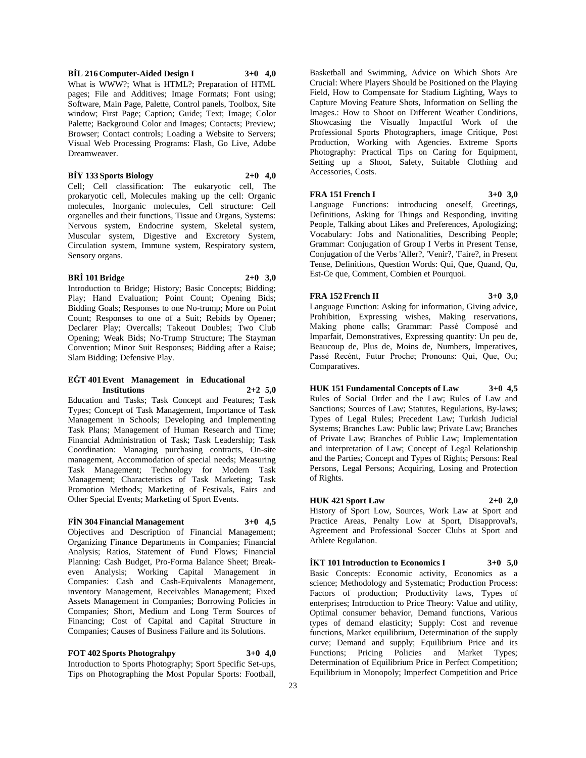**BİL 216 Computer-Aided Design I 3+0 4,0**

What is WWW?; What is HTML?; Preparation of HTML pages; File and Additives; Image Formats; Font using; Software, Main Page, Palette, Control panels, Toolbox, Site window; First Page; Caption; Guide; Text; Image; Color Palette; Background Color and Images; Contacts; Preview; Browser; Contact controls; Loading a Website to Servers; Visual Web Processing Programs: Flash, Go Live, Adobe Dreamweaver.

**BİY 133 Sports Biology 2+0 4,0**

Cell; Cell classification: The eukaryotic cell, The prokaryotic cell, Molecules making up the cell: Organic molecules, Inorganic molecules, Cell structure: Cell organelles and their functions, Tissue and Organs, Systems: Nervous system, Endocrine system, Skeletal system, Muscular system, Digestive and Excretory System, Circulation system, Immune system, Respiratory system, Sensory organs.

**BRİ 101 Bridge 2+0 3,0**

Introduction to Bridge; History; Basic Concepts; Bidding; Play; Hand Evaluation; Point Count; Opening Bids; Bidding Goals; Responses to one No-trump; More on Point Count; Responses to one of a Suit; Rebids by Opener; Declarer Play; Overcalls; Takeout Doubles; Two Club Opening; Weak Bids; No-Trump Structure; The Stayman Convention; Minor Suit Responses; Bidding after a Raise; Slam Bidding; Defensive Play.

**EĞT 401 Event Management in Educational Institutions 2+2 5,0**

Education and Tasks; Task Concept and Features; Task Types; Concept of Task Management, Importance of Task Management in Schools; Developing and Implementing Task Plans; Management of Human Research and Time; Financial Administration of Task; Task Leadership; Task Coordination: Managing purchasing contracts, On-site management, Accommodation of special needs; Measuring Task Management; Technology for Modern Task Management; Characteristics of Task Marketing; Task Promotion Methods; Marketing of Festivals, Fairs and Other Special Events; Marketing of Sport Events.

**FİN 304 Financial Management 3+0 4,5**

Objectives and Description of Financial Management; Organizing Finance Departments in Companies; Financial Analysis; Ratios, Statement of Fund Flows; Financial Planning: Cash Budget, Pro-Forma Balance Sheet; Break-even Analysis; Working Capital Management in Companies: Cash and Cash-Equivalents Management, inventory Management, Receivables Management; Fixed Assets Management in Companies; Borrowing Policies in Companies; Short, Medium and Long Term Sources of Financing; Cost of Capital and Capital Structure in Companies; Causes of Business Failure and its Solutions.

**FOT 402 Sports Photograhpy 3+0 4,0**

Introduction to Sports Photography; Sport Specific Set-ups, Tips on Photographing the Most Popular Sports: Football, Basketball and Swimming, Advice on Which Shots Are Crucial: Where Players Should be Positioned on the Playing Field, How to Compensate for Stadium Lighting, Ways to Capture Moving Feature Shots, Information on Selling the Images.: How to Shoot on Different Weather Conditions, Showcasing the Visually Impactful Work of the Professional Sports Photographers, image Critique, Post Production, Working with Agencies. Extreme Sports Photography: Practical Tips on Caring for Equipment, Setting up a Shoot, Safety, Suitable Clothing and Accessories, Costs.

**FRA 151 French I 3+0 3,0**

Language Functions: introducing oneself, Greetings, Definitions, Asking for Things and Responding, inviting People, Talking about Likes and Preferences, Apologizing; Vocabulary: Jobs and Nationalities, Describing People; Grammar: Conjugation of Group I Verbs in Present Tense, Conjugation of the Verbs 'Aller?, 'Venir?, 'Faire?, in Present Tense, Definitions, Question Words: Qui, Que, Quand, Qu, Est-Ce que, Comment, Combien et Pourquoi.

**FRA 152 French II 3+0 3,0**

Language Function: Asking for information, Giving advice, Prohibition, Expressing wishes, Making reservations, Making phone calls; Grammar: Passé Composé and Imparfait, Demonstratives, Expressing quantity: Un peu de, Beaucoup de, Plus de, Moins de, Numbers, Imperatives, Passé Recént, Futur Proche; Pronouns: Qui, Que, Ou; Comparatives.

**HUK 151 Fundamental Concepts of Law 3+0 4,5**

Rules of Social Order and the Law; Rules of Law and Sanctions; Sources of Law; Statutes, Regulations, By-laws; Types of Legal Rules; Precedent Law; Turkish Judicial Systems; Branches Law: Public law; Private Law; Branches of Private Law; Branches of Public Law; Implementation and interpretation of Law; Concept of Legal Relationship and the Parties; Concept and Types of Rights; Persons: Real Persons, Legal Persons; Acquiring, Losing and Protection of Rights.

**HUK 421 Sport Law 2+0 2,0**

History of Sport Low, Sources, Work Law at Sport and Practice Areas, Penalty Low at Sport, Disapproval's, Agreement and Professional Soccer Clubs at Sport and Athlete Regulation.

**İKT 101 Introduction to Economics I 3+0 5,0**

Basic Concepts: Economic activity, Economics as a science; Methodology and Systematic; Production Process: Factors of production; Productivity laws, Types of enterprises; Introduction to Price Theory: Value and utility, Optimal consumer behavior, Demand functions, Various types of demand elasticity; Supply: Cost and revenue functions, Market equilibrium, Determination of the supply curve; Demand and supply; Equilibrium Price and its Functions; Pricing Policies and Market Types; Determination of Equilibrium Price in Perfect Competition; Equilibrium in Monopoly; Imperfect Competition and Price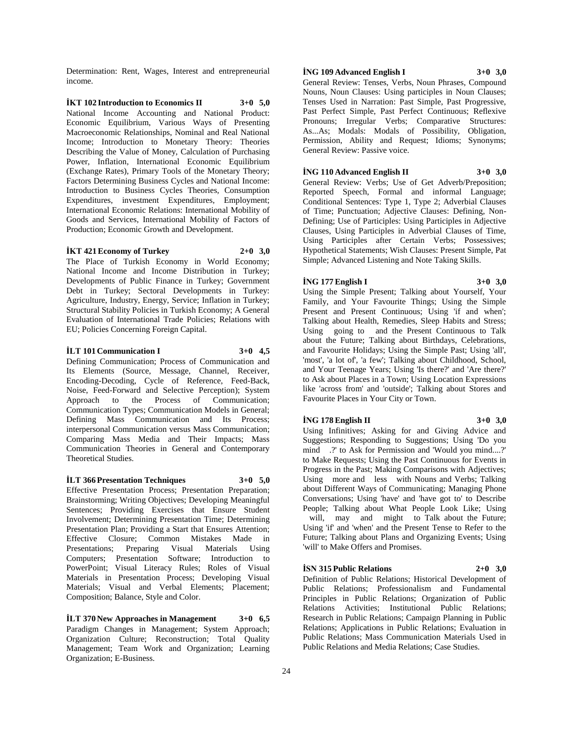Determination: Rent, Wages, Interest and entrepreneurial income.

**İKT 102 Introduction to Economics II 3+0 5,0**

National Income Accounting and National Product: Economic Equilibrium, Various Ways of Presenting Macroeconomic Relationships, Nominal and Real National Income; Introduction to Monetary Theory: Theories Describing the Value of Money, Calculation of Purchasing Power, Inflation, International Economic Equilibrium (Exchange Rates), Primary Tools of the Monetary Theory; Factors Determining Business Cycles and National Income: Introduction to Business Cycles Theories, Consumption Expenditures, investment Expenditures, Employment; International Economic Relations: International Mobility of Goods and Services, International Mobility of Factors of Production; Economic Growth and Development.

**İKT 421 Economy of Turkey 2+0 3,0**

The Place of Turkish Economy in World Economy; National Income and Income Distribution in Turkey; Developments of Public Finance in Turkey; Government Debt in Turkey; Sectoral Developments in Turkey: Agriculture, Industry, Energy, Service; Inflation in Turkey; Structural Stability Policies in Turkish Economy; A General Evaluation of International Trade Policies; Relations with EU; Policies Concerning Foreign Capital.

**İLT 101 Communication I 3+0 4,5**

Defining Communication; Process of Communication and Its Elements (Source, Message, Channel, Receiver, Encoding-Decoding, Cycle of Reference, Feed-Back, Noise, Feed-Forward and Selective Perception); System Approach to the Process of Communication; Communication Types; Communication Models in General; Defining Mass Communication and Its Process; interpersonal Communication versus Mass Communication; Comparing Mass Media and Their Impacts; Mass Communication Theories in General and Contemporary Theoretical Studies.

**İLT 366 Presentation Techniques 3+0 5,0**

Effective Presentation Process; Presentation Preparation; Brainstorming; Writing Objectives; Developing Meaningful Sentences; Providing Exercises that Ensure Student Involvement; Determining Presentation Time; Determining Presentation Plan; Providing a Start that Ensures Attention; Effective Closure; Common Mistakes Made in Presentations; Preparing Visual Materials Using Computers; Presentation Software; Introduction to PowerPoint; Visual Literacy Rules; Roles of Visual Materials in Presentation Process; Developing Visual Materials; Visual and Verbal Elements; Placement; Composition; Balance, Style and Color.

**İLT 370 New Approaches in Management 3+0 6,5**

Paradigm Changes in Management; System Approach; Organization Culture; Reconstruction; Total Quality Management; Team Work and Organization; Learning Organization; E-Business.

**İNG 109 Advanced English I 3+0 3,0**

General Review: Tenses, Verbs, Noun Phrases, Compound Nouns, Noun Clauses: Using participles in Noun Clauses; Tenses Used in Narration: Past Simple, Past Progressive, Past Perfect Simple, Past Perfect Continuous; Reflexive Pronouns; Irregular Verbs; Comparative Structures: As...As; Modals: Modals of Possibility, Obligation, Permission, Ability and Request; Idioms; Synonyms; General Review: Passive voice.

**İNG 110 Advanced English II 3+0 3,0**

General Review: Verbs; Use of Get Adverb/Preposition; Reported Speech, Formal and informal Language; Conditional Sentences: Type 1, Type 2; Adverbial Clauses of Time; Punctuation; Adjective Clauses: Defining, Non-Defining; Use of Participles: Using Participles in Adjective Clauses, Using Participles in Adverbial Clauses of Time, Using Participles after Certain Verbs; Possessives; Hypothetical Statements; Wish Clauses: Present Simple, Pat Simple; Advanced Listening and Note Taking Skills.

**İNG 177 English I 3+0 3,0**

Using the Simple Present; Talking about Yourself, Your Family, and Your Favourite Things; Using the Simple Present and Present Continuous; Using 'if and when'; Talking about Health, Remedies, Sleep Habits and Stress; Using going to and the Present Continuous to Talk about the Future; Talking about Birthdays, Celebrations, and Favourite Holidays; Using the Simple Past; Using 'all', 'most', 'a lot of', 'a few'; Talking about Childhood, School, and Your Teenage Years; Using 'Is there?' and 'Are there?' to Ask about Places in a Town; Using Location Expressions like 'across from' and 'outside'; Talking about Stores and Favourite Places in Your City or Town.

**İNG 178 English II 3+0 3,0**

Using Infinitives; Asking for and Giving Advice and Suggestions; Responding to Suggestions; Using 'Do you mind .?' to Ask for Permission and 'Would you mind....?' to Make Requests; Using the Past Continuous for Events in Progress in the Past; Making Comparisons with Adjectives; Using more and less with Nouns and Verbs; Talking about Different Ways of Communicating; Managing Phone Conversations; Using 'have' and 'have got to' to Describe People; Talking about What People Look Like; Using will, may and might to Talk about the Future; Using 'if' and 'when' and the Present Tense to Refer to the Future; Talking about Plans and Organizing Events; Using 'will' to Make Offers and Promises.

**İSN 315 Public Relations 2+0 3,0**

Definition of Public Relations; Historical Development of Public Relations; Professionalism and Fundamental Principles in Public Relations; Organization of Public Relations Activities; Institutional Public Relations; Research in Public Relations; Campaign Planning in Public Relations; Applications in Public Relations; Evaluation in Public Relations; Mass Communication Materials Used in Public Relations and Media Relations; Case Studies.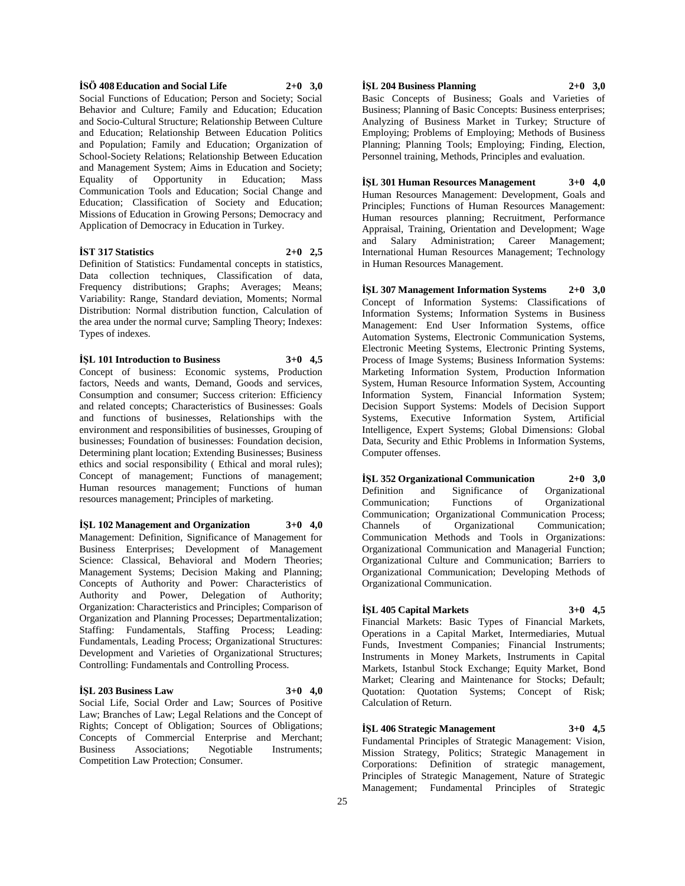**İSÖ 408 Education and Social Life 2+0 3,0**

Social Functions of Education; Person and Society; Social Behavior and Culture; Family and Education; Education and Socio-Cultural Structure; Relationship Between Culture and Education; Relationship Between Education Politics and Population; Family and Education; Organization of School-Society Relations; Relationship Between Education and Management System; Aims in Education and Society; Equality of Opportunity in Education; Mass Communication Tools and Education; Social Change and Education; Classification of Society and Education; Missions of Education in Growing Persons; Democracy and Application of Democracy in Education in Turkey.

**İST 317 Statistics 2+0 2,5**

Definition of Statistics: Fundamental concepts in statistics, Data collection techniques, Classification of data, Frequency distributions; Graphs; Averages; Means; Variability: Range, Standard deviation, Moments; Normal Distribution: Normal distribution function, Calculation of the area under the normal curve; Sampling Theory; Indexes: Types of indexes.

**İŞL 101 Introduction to Business 3+0 4,5**

Concept of business: Economic systems, Production factors, Needs and wants, Demand, Goods and services, Consumption and consumer; Success criterion: Efficiency and related concepts; Characteristics of Businesses: Goals and functions of businesses, Relationships with the environment and responsibilities of businesses, Grouping of businesses; Foundation of businesses: Foundation decision, Determining plant location; Extending Businesses; Business ethics and social responsibility ( Ethical and moral rules); Concept of management; Functions of management; Human resources management; Functions of human resources management; Principles of marketing.

**İŞL 102 Management and Organization 3+0 4,0**

Management: Definition, Significance of Management for Business Enterprises; Development of Management Science: Classical, Behavioral and Modern Theories; Management Systems; Decision Making and Planning; Concepts of Authority and Power: Characteristics of Authority and Power, Delegation of Authority; Organization: Characteristics and Principles; Comparison of Organization and Planning Processes; Departmentalization; Staffing: Fundamentals, Staffing Process; Leading: Fundamentals, Leading Process; Organizational Structures: Development and Varieties of Organizational Structures; Controlling: Fundamentals and Controlling Process.

**İŞL 203 Business Law 3+0 4,0**

Social Life, Social Order and Law; Sources of Positive Law; Branches of Law; Legal Relations and the Concept of Rights; Concept of Obligation; Sources of Obligations; Concepts of Commercial Enterprise and Merchant; Business Associations; Negotiable Instruments; Competition Law Protection; Consumer.

**İŞL 204 Business Planning 2+0 3,0**

Basic Concepts of Business; Goals and Varieties of Business; Planning of Basic Concepts: Business enterprises; Analyzing of Business Market in Turkey; Structure of Employing; Problems of Employing; Methods of Business Planning; Planning Tools; Employing; Finding, Election, Personnel training, Methods, Principles and evaluation.

**İŞL 301 Human Resources Management 3+0 4,0**

Human Resources Management: Development, Goals and Principles; Functions of Human Resources Management: Human resources planning; Recruitment, Performance Appraisal, Training, Orientation and Development; Wage and Salary Administration; Career Management; International Human Resources Management; Technology in Human Resources Management.

**İŞL 307 Management Information Systems 2+0 3,0**

Concept of Information Systems: Classifications of Information Systems; Information Systems in Business Management: End User Information Systems, office Automation Systems, Electronic Communication Systems, Electronic Meeting Systems, Electronic Printing Systems, Process of Image Systems; Business Information Systems: Marketing Information System, Production Information System, Human Resource Information System, Accounting Information System, Financial Information System; Decision Support Systems: Models of Decision Support Systems, Executive Information System, Artificial Intelligence, Expert Systems; Global Dimensions: Global Data, Security and Ethic Problems in Information Systems, Computer offenses.

**İŞL 352 Organizational Communication 2+0 3,0**

Definition and Significance of Organizational Communication; Functions of Organizational Communication; Organizational Communication Process; Channels of Organizational Communication; Communication Methods and Tools in Organizations: Organizational Communication and Managerial Function; Organizational Culture and Communication; Barriers to Organizational Communication; Developing Methods of Organizational Communication.

**İŞL 405 Capital Markets 3+0 4,5**

Financial Markets: Basic Types of Financial Markets, Operations in a Capital Market, Intermediaries, Mutual Funds, Investment Companies; Financial Instruments; Instruments in Money Markets, Instruments in Capital Markets, Istanbul Stock Exchange; Equity Market, Bond Market; Clearing and Maintenance for Stocks; Default; Quotation: Quotation Systems; Concept of Risk; Calculation of Return.

**İŞL 406 Strategic Management 3+0 4,5**

Fundamental Principles of Strategic Management: Vision, Mission Strategy, Politics; Strategic Management in Corporations: Definition of strategic management, Principles of Strategic Management, Nature of Strategic Management; Fundamental Principles of Strategic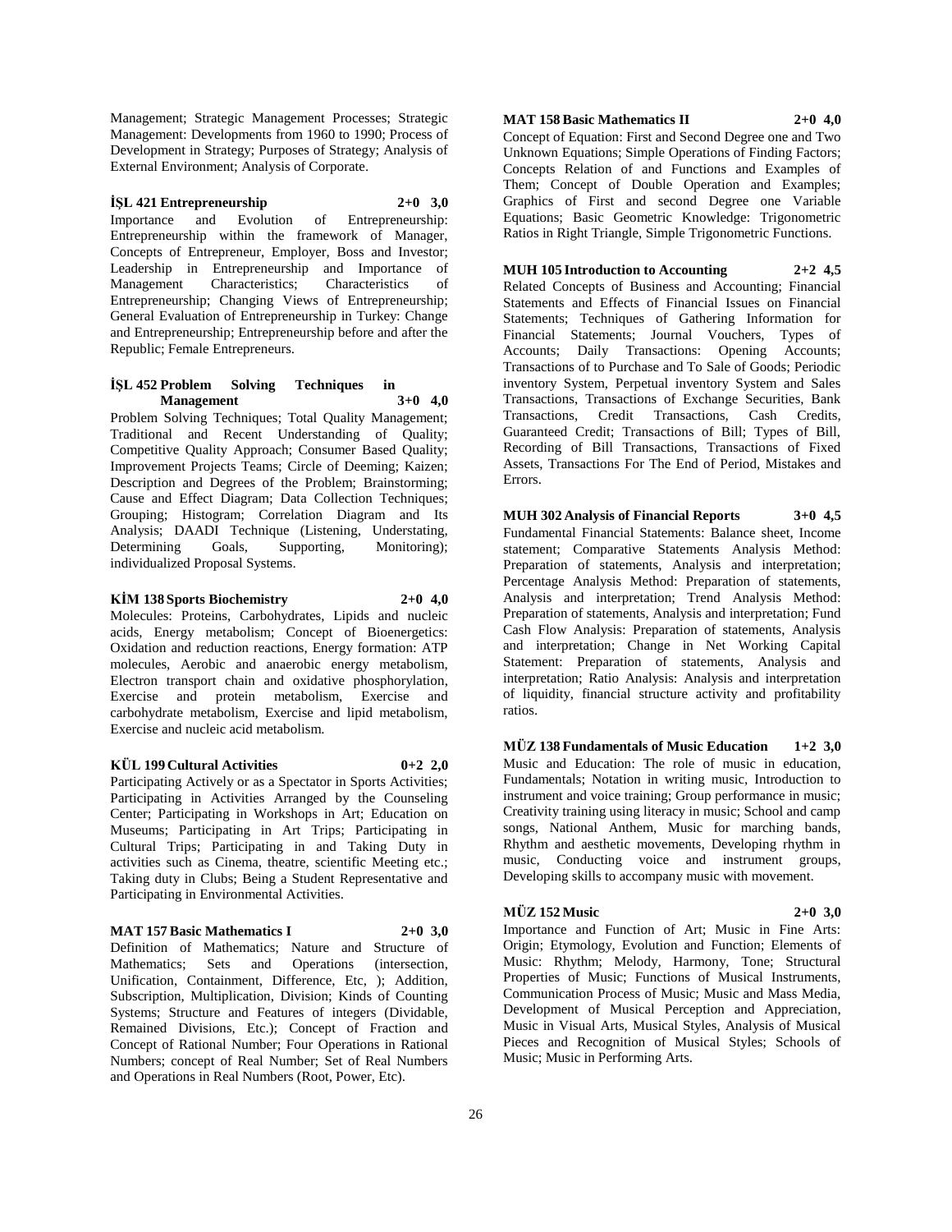Management; Strategic Management Processes; Strategic Management: Developments from 1960 to 1990; Process of Development in Strategy; Purposes of Strategy; Analysis of External Environment; Analysis of Corporate.

**İŞL 421 Entrepreneurship 2+0 3,0**
Importance and Evolution of Entrepreneurship: Entrepreneurship within the framework of Manager, Concepts of Entrepreneur, Employer, Boss and Investor; Leadership in Entrepreneurship and Importance of Management Characteristics; Characteristics of Entrepreneurship; Changing Views of Entrepreneurship; General Evaluation of Entrepreneurship in Turkey: Change and Entrepreneurship; Entrepreneurship before and after the Republic; Female Entrepreneurs.

**İŞL 452 Problem Solving Techniques in Management 3+0 4,0**
Problem Solving Techniques; Total Quality Management; Traditional and Recent Understanding of Quality; Competitive Quality Approach; Consumer Based Quality; Improvement Projects Teams; Circle of Deeming; Kaizen; Description and Degrees of the Problem; Brainstorming; Cause and Effect Diagram; Data Collection Techniques; Grouping; Histogram; Correlation Diagram and Its Analysis; DAADI Technique (Listening, Understating, Determining Goals, Supporting, Monitoring); individualized Proposal Systems.

**KİM 138 Sports Biochemistry 2+0 4,0**
Molecules: Proteins, Carbohydrates, Lipids and nucleic acids, Energy metabolism; Concept of Bioenergetics: Oxidation and reduction reactions, Energy formation: ATP molecules, Aerobic and anaerobic energy metabolism, Electron transport chain and oxidative phosphorylation, Exercise and protein metabolism, Exercise and carbohydrate metabolism, Exercise and lipid metabolism, Exercise and nucleic acid metabolism.

**KÜL 199 Cultural Activities 0+2 2,0**
Participating Actively or as a Spectator in Sports Activities; Participating in Activities Arranged by the Counseling Center; Participating in Workshops in Art; Education on Museums; Participating in Art Trips; Participating in Cultural Trips; Participating in and Taking Duty in activities such as Cinema, theatre, scientific Meeting etc.; Taking duty in Clubs; Being a Student Representative and Participating in Environmental Activities.

**MAT 157 Basic Mathematics I 2+0 3,0**
Definition of Mathematics; Nature and Structure of Mathematics; Sets and Operations (intersection, Unification, Containment, Difference, Etc, ); Addition, Subscription, Multiplication, Division; Kinds of Counting Systems; Structure and Features of integers (Dividable, Remained Divisions, Etc.); Concept of Fraction and Concept of Rational Number; Four Operations in Rational Numbers; concept of Real Number; Set of Real Numbers and Operations in Real Numbers (Root, Power, Etc).

**MAT 158 Basic Mathematics II 2+0 4,0**
Concept of Equation: First and Second Degree one and Two Unknown Equations; Simple Operations of Finding Factors; Concepts Relation of and Functions and Examples of Them; Concept of Double Operation and Examples; Graphics of First and second Degree one Variable Equations; Basic Geometric Knowledge: Trigonometric Ratios in Right Triangle, Simple Trigonometric Functions.

**MUH 105 Introduction to Accounting 2+2 4,5**
Related Concepts of Business and Accounting; Financial Statements and Effects of Financial Issues on Financial Statements; Techniques of Gathering Information for Financial Statements; Journal Vouchers, Types of Accounts; Daily Transactions: Opening Accounts; Transactions of to Purchase and To Sale of Goods; Periodic inventory System, Perpetual inventory System and Sales Transactions, Transactions of Exchange Securities, Bank Transactions, Credit Transactions, Cash Credits, Guaranteed Credit; Transactions of Bill; Types of Bill, Recording of Bill Transactions, Transactions of Fixed Assets, Transactions For The End of Period, Mistakes and Errors.

**MUH 302 Analysis of Financial Reports 3+0 4,5**
Fundamental Financial Statements: Balance sheet, Income statement; Comparative Statements Analysis Method: Preparation of statements, Analysis and interpretation; Percentage Analysis Method: Preparation of statements, Analysis and interpretation; Trend Analysis Method: Preparation of statements, Analysis and interpretation; Fund Cash Flow Analysis: Preparation of statements, Analysis and interpretation; Change in Net Working Capital Statement: Preparation of statements, Analysis and interpretation; Ratio Analysis: Analysis and interpretation of liquidity, financial structure activity and profitability ratios.

**MÜZ 138 Fundamentals of Music Education 1+2 3,0**
Music and Education: The role of music in education, Fundamentals; Notation in writing music, Introduction to instrument and voice training; Group performance in music; Creativity training using literacy in music; School and camp songs, National Anthem, Music for marching bands, Rhythm and aesthetic movements, Developing rhythm in music, Conducting voice and instrument groups, Developing skills to accompany music with movement.

**MÜZ 152 Music 2+0 3,0**
Importance and Function of Art; Music in Fine Arts: Origin; Etymology, Evolution and Function; Elements of Music: Rhythm; Melody, Harmony, Tone; Structural Properties of Music; Functions of Musical Instruments, Communication Process of Music; Music and Mass Media, Development of Musical Perception and Appreciation, Music in Visual Arts, Musical Styles, Analysis of Musical Pieces and Recognition of Musical Styles; Schools of Music; Music in Performing Arts.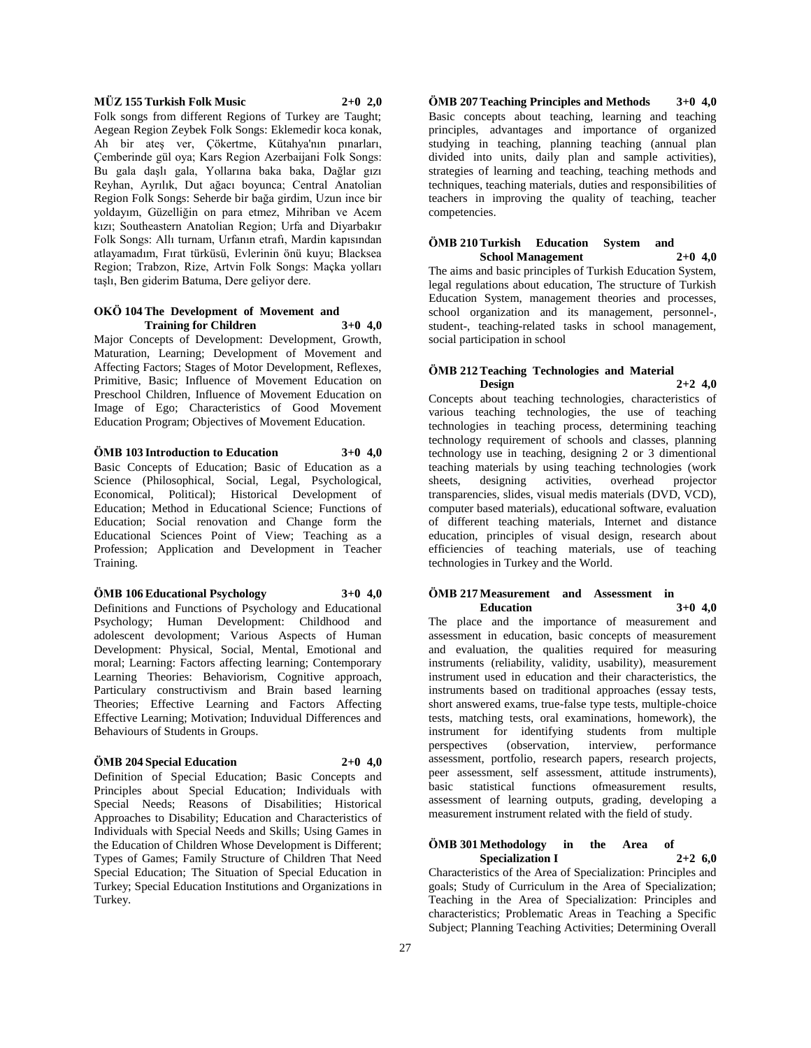**MÜZ 155 Turkish Folk Music 2+0 2,0**

Folk songs from different Regions of Turkey are Taught; Aegean Region Zeybek Folk Songs: Eklemedir koca konak, Ah bir ateş ver, Çökertme, Kütahya'nın pınarları, Çemberinde gül oya; Kars Region Azerbaijani Folk Songs: Bu gala daşlı gala, Yollarına baka baka, Dağlar gızı Reyhan, Ayrılık, Dut ağacı boyunca; Central Anatolian Region Folk Songs: Seherde bir bağa girdim, Uzun ince bir yoldayım, Güzelliğin on para etmez, Mihriban ve Acem kızı; Southeastern Anatolian Region; Urfa and Diyarbakır Folk Songs: Allı turnam, Urfanın etrafı, Mardin kapısından atlayamadım, Fırat türküsü, Evlerinin önü kuyu; Blacksea Region; Trabzon, Rize, Artvin Folk Songs: Maçka yolları taşlı, Ben giderim Batuma, Dere geliyor dere.

**OKÖ 104 The Development of Movement and Training for Children 3+0 4,0**

Major Concepts of Development: Development, Growth, Maturation, Learning; Development of Movement and Affecting Factors; Stages of Motor Development, Reflexes, Primitive, Basic; Influence of Movement Education on Preschool Children, Influence of Movement Education on Image of Ego; Characteristics of Good Movement Education Program; Objectives of Movement Education.

**ÖMB 103 Introduction to Education 3+0 4,0**

Basic Concepts of Education; Basic of Education as a Science (Philosophical, Social, Legal, Psychological, Economical, Political); Historical Development of Education; Method in Educational Science; Functions of Education; Social renovation and Change form the Educational Sciences Point of View; Teaching as a Profession; Application and Development in Teacher Training.

**ÖMB 106 Educational Psychology 3+0 4,0**

Definitions and Functions of Psychology and Educational Psychology; Human Development: Childhood and adolescent devolopment; Various Aspects of Human Development: Physical, Social, Mental, Emotional and moral; Learning: Factors affecting learning; Contemporary Learning Theories: Behaviorism, Cognitive approach, Particulary constructivism and Brain based learning Theories; Effective Learning and Factors Affecting Effective Learning; Motivation; Induvidual Differences and Behaviours of Students in Groups.

**ÖMB 204 Special Education 2+0 4,0**

Definition of Special Education; Basic Concepts and Principles about Special Education; Individuals with Special Needs; Reasons of Disabilities; Historical Approaches to Disability; Education and Characteristics of Individuals with Special Needs and Skills; Using Games in the Education of Children Whose Development is Different; Types of Games; Family Structure of Children That Need Special Education; The Situation of Special Education in Turkey; Special Education Institutions and Organizations in Turkey.

**ÖMB 207 Teaching Principles and Methods 3+0 4,0**

Basic concepts about teaching, learning and teaching principles, advantages and importance of organized studying in teaching, planning teaching (annual plan divided into units, daily plan and sample activities), strategies of learning and teaching, teaching methods and techniques, teaching materials, duties and responsibilities of teachers in improving the quality of teaching, teacher competencies.

**ÖMB 210 Turkish Education System and School Management 2+0 4,0**

The aims and basic principles of Turkish Education System, legal regulations about education, The structure of Turkish Education System, management theories and processes, school organization and its management, personnel-, student-, teaching-related tasks in school management, social participation in school

**ÖMB 212 Teaching Technologies and Material Design 2+2 4,0**

Concepts about teaching technologies, characteristics of various teaching technologies, the use of teaching technologies in teaching process, determining teaching technology requirement of schools and classes, planning technology use in teaching, designing 2 or 3 dimentional teaching materials by using teaching technologies (work sheets, designing activities, overhead projector transparencies, slides, visual medis materials (DVD, VCD), computer based materials), educational software, evaluation of different teaching materials, Internet and distance education, principles of visual design, research about efficiencies of teaching materials, use of teaching technologies in Turkey and the World.

**ÖMB 217 Measurement and Assessment in Education 3+0 4,0**

The place and the importance of measurement and assessment in education, basic concepts of measurement and evaluation, the qualities required for measuring instruments (reliability, validity, usability), measurement instrument used in education and their characteristics, the instruments based on traditional approaches (essay tests, short answered exams, true-false type tests, multiple-choice tests, matching tests, oral examinations, homework), the instrument for identifying students from multiple perspectives (observation, interview, performance assessment, portfolio, research papers, research projects, peer assessment, self assessment, attitude instruments), basic statistical functions ofmeasurement results, assessment of learning outputs, grading, developing a measurement instrument related with the field of study.

**ÖMB 301 Methodology in the Area of Specialization I 2+2 6,0**

Characteristics of the Area of Specialization: Principles and goals; Study of Curriculum in the Area of Specialization; Teaching in the Area of Specialization: Principles and characteristics; Problematic Areas in Teaching a Specific Subject; Planning Teaching Activities; Determining Overall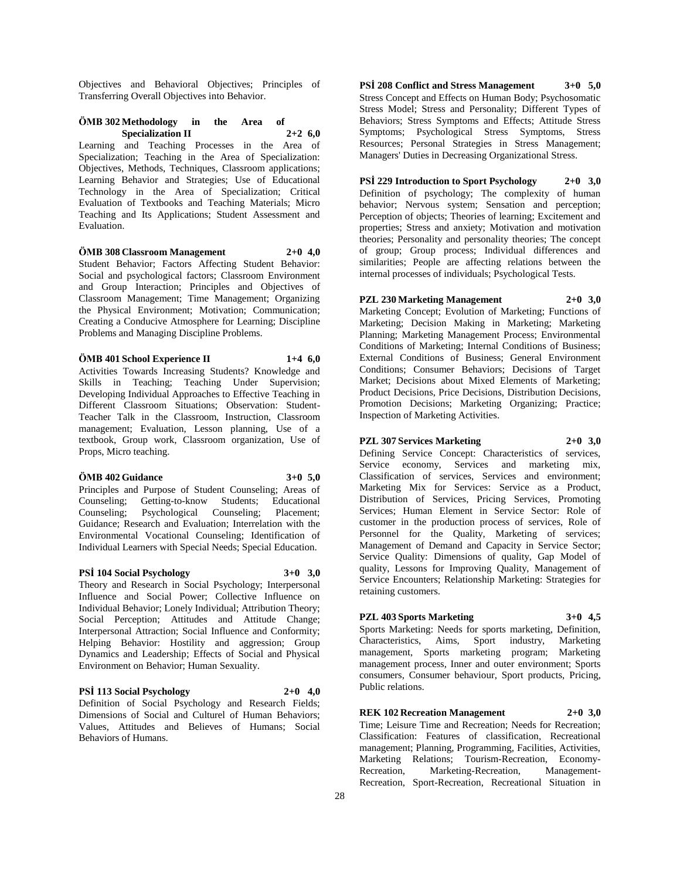Objectives and Behavioral Objectives; Principles of Transferring Overall Objectives into Behavior.

**ÖMB 302 Methodology in the Area of Specialization II 2+2 6,0**

Learning and Teaching Processes in the Area of Specialization; Teaching in the Area of Specialization: Objectives, Methods, Techniques, Classroom applications; Learning Behavior and Strategies; Use of Educational Technology in the Area of Specialization; Critical Evaluation of Textbooks and Teaching Materials; Micro Teaching and Its Applications; Student Assessment and Evaluation.

**ÖMB 308 Classroom Management 2+0 4,0**

Student Behavior; Factors Affecting Student Behavior: Social and psychological factors; Classroom Environment and Group Interaction; Principles and Objectives of Classroom Management; Time Management; Organizing the Physical Environment; Motivation; Communication; Creating a Conducive Atmosphere for Learning; Discipline Problems and Managing Discipline Problems.

**ÖMB 401 School Experience II 1+4 6,0**

Activities Towards Increasing Students? Knowledge and Skills in Teaching; Teaching Under Supervision; Developing Individual Approaches to Effective Teaching in Different Classroom Situations; Observation: Student-Teacher Talk in the Classroom, Instruction, Classroom management; Evaluation, Lesson planning, Use of a textbook, Group work, Classroom organization, Use of Props, Micro teaching.

**ÖMB 402 Guidance 3+0 5,0**

Principles and Purpose of Student Counseling; Areas of Counseling; Getting-to-know Students; Educational Counseling; Psychological Counseling; Placement; Guidance; Research and Evaluation; Interrelation with the Environmental Vocational Counseling; Identification of Individual Learners with Special Needs; Special Education.

**PSİ 104 Social Psychology 3+0 3,0**

Theory and Research in Social Psychology; Interpersonal Influence and Social Power; Collective Influence on Individual Behavior; Lonely Individual; Attribution Theory; Social Perception; Attitudes and Attitude Change; Interpersonal Attraction; Social Influence and Conformity; Helping Behavior: Hostility and aggression; Group Dynamics and Leadership; Effects of Social and Physical Environment on Behavior; Human Sexuality.

**PSİ 113 Social Psychology 2+0 4,0**

Definition of Social Psychology and Research Fields; Dimensions of Social and Culturel of Human Behaviors; Values, Attitudes and Believes of Humans; Social Behaviors of Humans.

**PSİ 208 Conflict and Stress Management 3+0 5,0**

Stress Concept and Effects on Human Body; Psychosomatic Stress Model; Stress and Personality; Different Types of Behaviors; Stress Symptoms and Effects; Attitude Stress Symptoms; Psychological Stress Symptoms, Stress Resources; Personal Strategies in Stress Management; Managers' Duties in Decreasing Organizational Stress.

**PSİ 229 Introduction to Sport Psychology 2+0 3,0**

Definition of psychology; The complexity of human behavior; Nervous system; Sensation and perception; Perception of objects; Theories of learning; Excitement and properties; Stress and anxiety; Motivation and motivation theories; Personality and personality theories; The concept of group; Group process; Individual differences and similarities; People are affecting relations between the internal processes of individuals; Psychological Tests.

**PZL 230 Marketing Management 2+0 3,0**

Marketing Concept; Evolution of Marketing; Functions of Marketing; Decision Making in Marketing; Marketing Planning; Marketing Management Process; Environmental Conditions of Marketing; Internal Conditions of Business; External Conditions of Business; General Environment Conditions; Consumer Behaviors; Decisions of Target Market; Decisions about Mixed Elements of Marketing; Product Decisions, Price Decisions, Distribution Decisions, Promotion Decisions; Marketing Organizing; Practice; Inspection of Marketing Activities.

**PZL 307 Services Marketing 2+0 3,0**

Defining Service Concept: Characteristics of services, Service economy, Services and marketing mix, Classification of services, Services and environment; Marketing Mix for Services: Service as a Product, Distribution of Services, Pricing Services, Promoting Services; Human Element in Service Sector: Role of customer in the production process of services, Role of Personnel for the Quality, Marketing of services; Management of Demand and Capacity in Service Sector; Service Quality: Dimensions of quality, Gap Model of quality, Lessons for Improving Quality, Management of Service Encounters; Relationship Marketing: Strategies for retaining customers.

**PZL 403 Sports Marketing 3+0 4,5**

Sports Marketing: Needs for sports marketing, Definition, Characteristics, Aims, Sport industry, Marketing management, Sports marketing program; Marketing management process, Inner and outer environment; Sports consumers, Consumer behaviour, Sport products, Pricing, Public relations.

**REK 102 Recreation Management 2+0 3,0**

Time; Leisure Time and Recreation; Needs for Recreation; Classification: Features of classification, Recreational management; Planning, Programming, Facilities, Activities, Marketing Relations; Tourism-Recreation, Economy-Recreation, Marketing-Recreation, Management-Recreation, Sport-Recreation, Recreational Situation in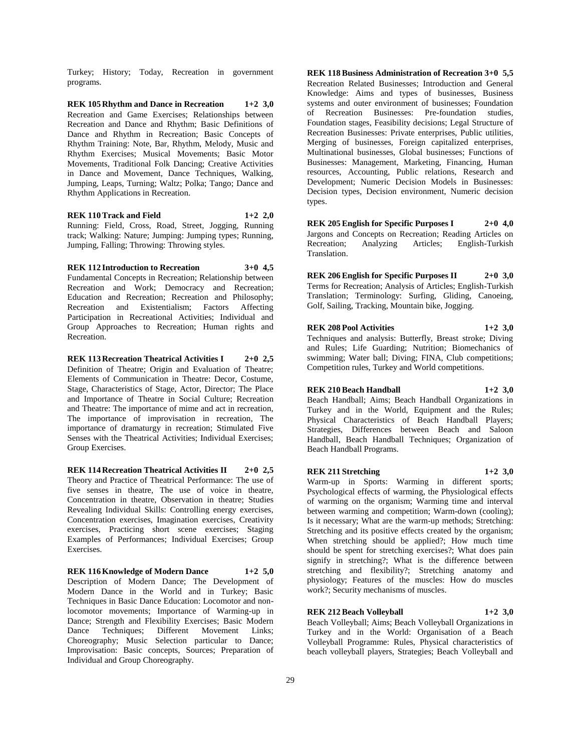Turkey; History; Today, Recreation in government programs.

**REK 105 Rhythm and Dance in Recreation 1+2 3,0**
Recreation and Game Exercises; Relationships between Recreation and Dance and Rhythm; Basic Definitions of Dance and Rhythm in Recreation; Basic Concepts of Rhythm Training: Note, Bar, Rhythm, Melody, Music and Rhythm Exercises; Musical Movements; Basic Motor Movements, Traditional Folk Dancing; Creative Activities in Dance and Movement, Dance Techniques, Walking, Jumping, Leaps, Turning; Waltz; Polka; Tango; Dance and Rhythm Applications in Recreation.

**REK 110 Track and Field 1+2 2,0**
Running: Field, Cross, Road, Street, Jogging, Running track; Walking: Nature; Jumping: Jumping types; Running, Jumping, Falling; Throwing: Throwing styles.

**REK 112 Introduction to Recreation 3+0 4,5**
Fundamental Concepts in Recreation; Relationship between Recreation and Work; Democracy and Recreation; Education and Recreation; Recreation and Philosophy; Recreation and Existentialism; Factors Affecting Participation in Recreational Activities; Individual and Group Approaches to Recreation; Human rights and Recreation.

**REK 113 Recreation Theatrical Activities I 2+0 2,5**
Definition of Theatre; Origin and Evaluation of Theatre; Elements of Communication in Theatre: Decor, Costume, Stage, Characteristics of Stage, Actor, Director; The Place and Importance of Theatre in Social Culture; Recreation and Theatre: The importance of mime and act in recreation, The importance of improvisation in recreation, The importance of dramaturgy in recreation; Stimulated Five Senses with the Theatrical Activities; Individual Exercises; Group Exercises.

**REK 114 Recreation Theatrical Activities II 2+0 2,5**
Theory and Practice of Theatrical Performance: The use of five senses in theatre, The use of voice in theatre, Concentration in theatre, Observation in theatre; Studies Revealing Individual Skills: Controlling energy exercises, Concentration exercises, Imagination exercises, Creativity exercises, Practicing short scene exercises; Staging Examples of Performances; Individual Exercises; Group Exercises.

**REK 116 Knowledge of Modern Dance 1+2 5,0**
Description of Modern Dance; The Development of Modern Dance in the World and in Turkey; Basic Techniques in Basic Dance Education: Locomotor and non-locomotor movements; Importance of Warming-up in Dance; Strength and Flexibility Exercises; Basic Modern Dance Techniques; Different Movement Links; Choreography; Music Selection particular to Dance; Improvisation: Basic concepts, Sources; Preparation of Individual and Group Choreography.

**REK 118 Business Administration of Recreation 3+0 5,5**
Recreation Related Businesses; Introduction and General Knowledge: Aims and types of businesses, Business systems and outer environment of businesses; Foundation of Recreation Businesses: Pre-foundation studies, Foundation stages, Feasibility decisions; Legal Structure of Recreation Businesses: Private enterprises, Public utilities, Merging of businesses, Foreign capitalized enterprises, Multinational businesses, Global businesses; Functions of Businesses: Management, Marketing, Financing, Human resources, Accounting, Public relations, Research and Development; Numeric Decision Models in Businesses: Decision types, Decision environment, Numeric decision types.

**REK 205 English for Specific Purposes I 2+0 4,0**
Jargons and Concepts on Recreation; Reading Articles on Recreation; Analyzing Articles; English-Turkish Translation.

**REK 206 English for Specific Purposes II 2+0 3,0**
Terms for Recreation; Analysis of Articles; English-Turkish Translation; Terminology: Surfing, Gliding, Canoeing, Golf, Sailing, Tracking, Mountain bike, Jogging.

**REK 208 Pool Activities 1+2 3,0**
Techniques and analysis: Butterfly, Breast stroke; Diving and Rules; Life Guarding; Nutrition; Biomechanics of swimming; Water ball; Diving; FINA, Club competitions; Competition rules, Turkey and World competitions.

**REK 210 Beach Handball 1+2 3,0**
Beach Handball; Aims; Beach Handball Organizations in Turkey and in the World, Equipment and the Rules; Physical Characteristics of Beach Handball Players; Strategies, Differences between Beach and Saloon Handball, Beach Handball Techniques; Organization of Beach Handball Programs.

**REK 211 Stretching 1+2 3,0**
Warm-up in Sports: Warming in different sports; Psychological effects of warming, the Physiological effects of warming on the organism; Warming time and interval between warming and competition; Warm-down (cooling); Is it necessary; What are the warm-up methods; Stretching: Stretching and its positive effects created by the organism; When stretching should be applied?; How much time should be spent for stretching exercises?; What does pain signify in stretching?; What is the difference between stretching and flexibility?; Stretching anatomy and physiology; Features of the muscles: How do muscles work?; Security mechanisms of muscles.

**REK 212 Beach Volleyball 1+2 3,0**
Beach Volleyball; Aims; Beach Volleyball Organizations in Turkey and in the World: Organisation of a Beach Volleyball Programme: Rules, Physical characteristics of beach volleyball players, Strategies; Beach Volleyball and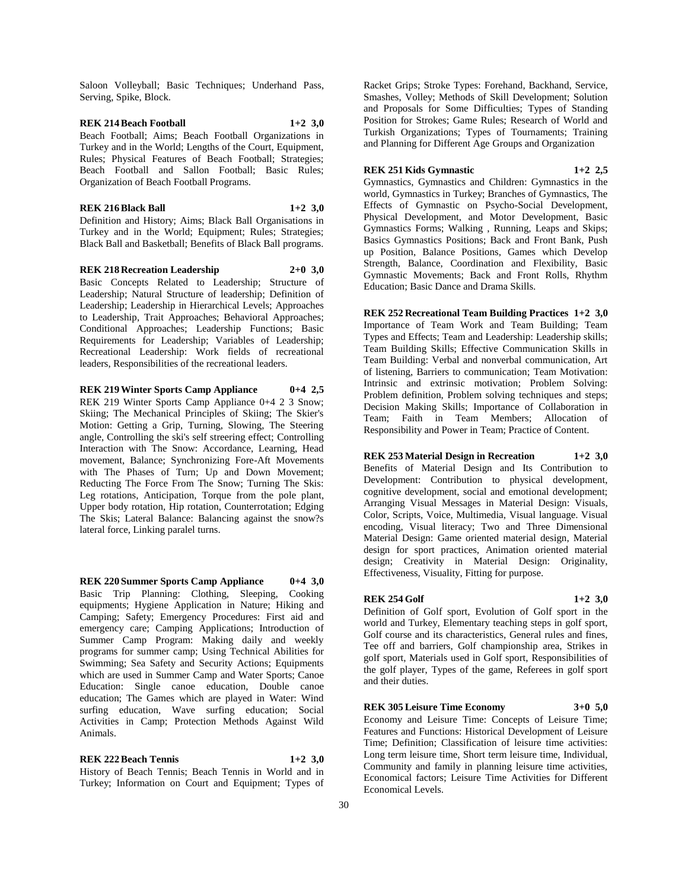Saloon Volleyball; Basic Techniques; Underhand Pass, Serving, Spike, Block.

**REK 214 Beach Football 1+2 3,0**

Beach Football; Aims; Beach Football Organizations in Turkey and in the World; Lengths of the Court, Equipment, Rules; Physical Features of Beach Football; Strategies; Beach Football and Sallon Football; Basic Rules; Organization of Beach Football Programs.

**REK 216 Black Ball 1+2 3,0**

Definition and History; Aims; Black Ball Organisations in Turkey and in the World; Equipment; Rules; Strategies; Black Ball and Basketball; Benefits of Black Ball programs.

**REK 218 Recreation Leadership 2+0 3,0**

Basic Concepts Related to Leadership; Structure of Leadership; Natural Structure of leadership; Definition of Leadership; Leadership in Hierarchical Levels; Approaches to Leadership, Trait Approaches; Behavioral Approaches; Conditional Approaches; Leadership Functions; Basic Requirements for Leadership; Variables of Leadership; Recreational Leadership: Work fields of recreational leaders, Responsibilities of the recreational leaders.

**REK 219 Winter Sports Camp Appliance 0+4 2,5**

REK 219 Winter Sports Camp Appliance 0+4 2 3 Snow; Skiing; The Mechanical Principles of Skiing; The Skier's Motion: Getting a Grip, Turning, Slowing, The Steering angle, Controlling the ski's self streering effect; Controlling Interaction with The Snow: Accordance, Learning, Head movement, Balance; Synchronizing Fore-Aft Movements with The Phases of Turn; Up and Down Movement; Reducting The Force From The Snow; Turning The Skis: Leg rotations, Anticipation, Torque from the pole plant, Upper body rotation, Hip rotation, Counterrotation; Edging The Skis; Lateral Balance: Balancing against the snow?s lateral force, Linking paralel turns.

**REK 220 Summer Sports Camp Appliance 0+4 3,0**

Basic Trip Planning: Clothing, Sleeping, Cooking equipments; Hygiene Application in Nature; Hiking and Camping; Safety; Emergency Procedures: First aid and emergency care; Camping Applications; Introduction of Summer Camp Program: Making daily and weekly programs for summer camp; Using Technical Abilities for Swimming; Sea Safety and Security Actions; Equipments which are used in Summer Camp and Water Sports; Canoe Education: Single canoe education, Double canoe education; The Games which are played in Water: Wind surfing education, Wave surfing education; Social Activities in Camp; Protection Methods Against Wild Animals.

**REK 222 Beach Tennis 1+2 3,0**

History of Beach Tennis; Beach Tennis in World and in Turkey; Information on Court and Equipment; Types of Racket Grips; Stroke Types: Forehand, Backhand, Service, Smashes, Volley; Methods of Skill Development; Solution and Proposals for Some Difficulties; Types of Standing Position for Strokes; Game Rules; Research of World and Turkish Organizations; Types of Tournaments; Training and Planning for Different Age Groups and Organization

**REK 251 Kids Gymnastic 1+2 2,5**

Gymnastics, Gymnastics and Children: Gymnastics in the world, Gymnastics in Turkey; Branches of Gymnastics, The Effects of Gymnastic on Psycho-Social Development, Physical Development, and Motor Development, Basic Gymnastics Forms; Walking , Running, Leaps and Skips; Basics Gymnastics Positions; Back and Front Bank, Push up Position, Balance Positions, Games which Develop Strength, Balance, Coordination and Flexibility, Basic Gymnastic Movements; Back and Front Rolls, Rhythm Education; Basic Dance and Drama Skills.

**REK 252 Recreational Team Building Practices 1+2 3,0**

Importance of Team Work and Team Building; Team Types and Effects; Team and Leadership: Leadership skills; Team Building Skills; Effective Communication Skills in Team Building: Verbal and nonverbal communication, Art of listening, Barriers to communication; Team Motivation: Intrinsic and extrinsic motivation; Problem Solving: Problem definition, Problem solving techniques and steps; Decision Making Skills; Importance of Collaboration in Team; Faith in Team Members; Allocation of Responsibility and Power in Team; Practice of Content.

**REK 253 Material Design in Recreation 1+2 3,0**

Benefits of Material Design and Its Contribution to Development: Contribution to physical development, cognitive development, social and emotional development; Arranging Visual Messages in Material Design: Visuals, Color, Scripts, Voice, Multimedia, Visual language. Visual encoding, Visual literacy; Two and Three Dimensional Material Design: Game oriented material design, Material design for sport practices, Animation oriented material design; Creativity in Material Design: Originality, Effectiveness, Visuality, Fitting for purpose.

**REK 254 Golf 1+2 3,0**

Definition of Golf sport, Evolution of Golf sport in the world and Turkey, Elementary teaching steps in golf sport, Golf course and its characteristics, General rules and fines, Tee off and barriers, Golf championship area, Strikes in golf sport, Materials used in Golf sport, Responsibilities of the golf player, Types of the game, Referees in golf sport and their duties.

**REK 305 Leisure Time Economy 3+0 5,0**

Economy and Leisure Time: Concepts of Leisure Time; Features and Functions: Historical Development of Leisure Time; Definition; Classification of leisure time activities: Long term leisure time, Short term leisure time, Individual, Community and family in planning leisure time activities, Economical factors; Leisure Time Activities for Different Economical Levels.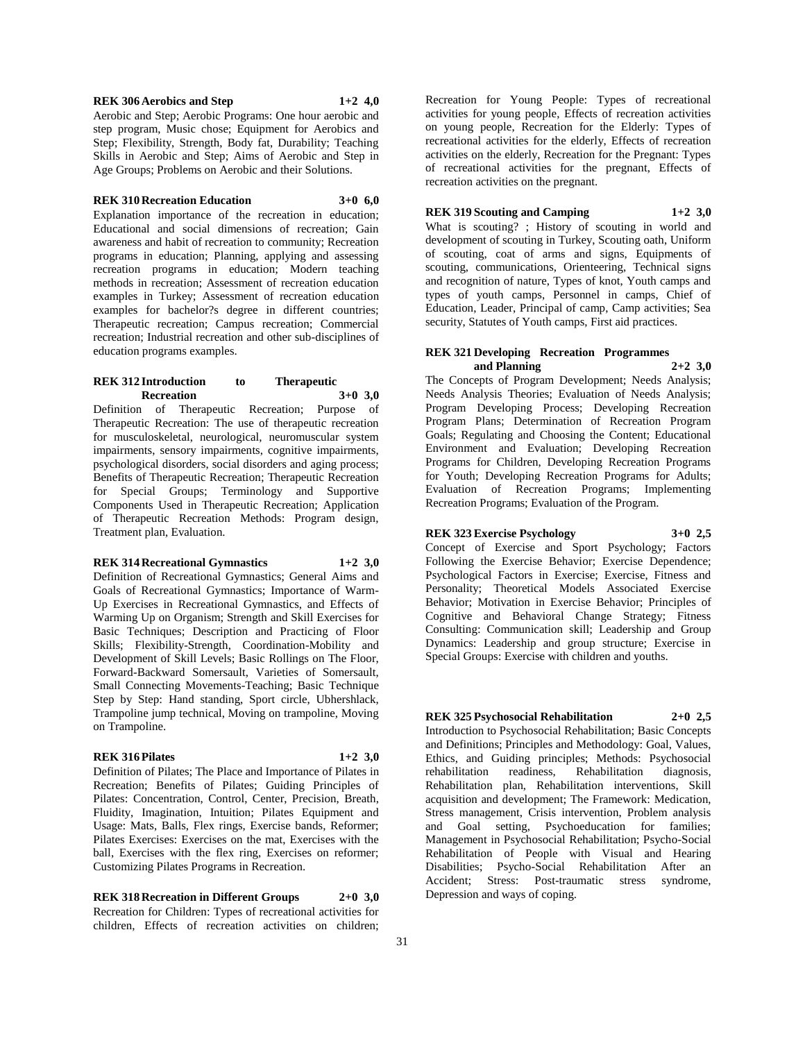**REK 306 Aerobics and Step 1+2 4,0**

Aerobic and Step; Aerobic Programs: One hour aerobic and step program, Music chose; Equipment for Aerobics and Step; Flexibility, Strength, Body fat, Durability; Teaching Skills in Aerobic and Step; Aims of Aerobic and Step in Age Groups; Problems on Aerobic and their Solutions.

**REK 310 Recreation Education 3+0 6,0**

Explanation importance of the recreation in education; Educational and social dimensions of recreation; Gain awareness and habit of recreation to community; Recreation programs in education; Planning, applying and assessing recreation programs in education; Modern teaching methods in recreation; Assessment of recreation education examples in Turkey; Assessment of recreation education examples for bachelor?s degree in different countries; Therapeutic recreation; Campus recreation; Commercial recreation; Industrial recreation and other sub-disciplines of education programs examples.

**REK 312 Introduction to Therapeutic Recreation 3+0 3,0**

Definition of Therapeutic Recreation; Purpose of Therapeutic Recreation: The use of therapeutic recreation for musculoskeletal, neurological, neuromuscular system impairments, sensory impairments, cognitive impairments, psychological disorders, social disorders and aging process; Benefits of Therapeutic Recreation; Therapeutic Recreation for Special Groups; Terminology and Supportive Components Used in Therapeutic Recreation; Application of Therapeutic Recreation Methods: Program design, Treatment plan, Evaluation.

**REK 314 Recreational Gymnastics 1+2 3,0**

Definition of Recreational Gymnastics; General Aims and Goals of Recreational Gymnastics; Importance of Warm-Up Exercises in Recreational Gymnastics, and Effects of Warming Up on Organism; Strength and Skill Exercises for Basic Techniques; Description and Practicing of Floor Skills; Flexibility-Strength, Coordination-Mobility and Development of Skill Levels; Basic Rollings on The Floor, Forward-Backward Somersault, Varieties of Somersault, Small Connecting Movements-Teaching; Basic Technique Step by Step: Hand standing, Sport circle, Ubhershlack, Trampoline jump technical, Moving on trampoline, Moving on Trampoline.

**REK 316 Pilates 1+2 3,0**

Definition of Pilates; The Place and Importance of Pilates in Recreation; Benefits of Pilates; Guiding Principles of Pilates: Concentration, Control, Center, Precision, Breath, Fluidity, Imagination, Intuition; Pilates Equipment and Usage: Mats, Balls, Flex rings, Exercise bands, Reformer; Pilates Exercises: Exercises on the mat, Exercises with the ball, Exercises with the flex ring, Exercises on reformer; Customizing Pilates Programs in Recreation.

**REK 318 Recreation in Different Groups 2+0 3,0**

Recreation for Children: Types of recreational activities for children, Effects of recreation activities on children; Recreation for Young People: Types of recreational activities for young people, Effects of recreation activities on young people, Recreation for the Elderly: Types of recreational activities for the elderly, Effects of recreation activities on the elderly, Recreation for the Pregnant: Types of recreational activities for the pregnant, Effects of recreation activities on the pregnant.

**REK 319 Scouting and Camping 1+2 3,0**

What is scouting? ; History of scouting in world and development of scouting in Turkey, Scouting oath, Uniform of scouting, coat of arms and signs, Equipments of scouting, communications, Orienteering, Technical signs and recognition of nature, Types of knot, Youth camps and types of youth camps, Personnel in camps, Chief of Education, Leader, Principal of camp, Camp activities; Sea security, Statutes of Youth camps, First aid practices.

**REK 321 Developing Recreation Programmes and Planning 2+2 3,0**

The Concepts of Program Development; Needs Analysis; Needs Analysis Theories; Evaluation of Needs Analysis; Program Developing Process; Developing Recreation Program Plans; Determination of Recreation Program Goals; Regulating and Choosing the Content; Educational Environment and Evaluation; Developing Recreation Programs for Children, Developing Recreation Programs for Youth; Developing Recreation Programs for Adults; Evaluation of Recreation Programs; Implementing Recreation Programs; Evaluation of the Program.

**REK 323 Exercise Psychology 3+0 2,5**

Concept of Exercise and Sport Psychology; Factors Following the Exercise Behavior; Exercise Dependence; Psychological Factors in Exercise; Exercise, Fitness and Personality; Theoretical Models Associated Exercise Behavior; Motivation in Exercise Behavior; Principles of Cognitive and Behavioral Change Strategy; Fitness Consulting: Communication skill; Leadership and Group Dynamics: Leadership and group structure; Exercise in Special Groups: Exercise with children and youths.

**REK 325 Psychosocial Rehabilitation 2+0 2,5**

Introduction to Psychosocial Rehabilitation; Basic Concepts and Definitions; Principles and Methodology: Goal, Values, Ethics, and Guiding principles; Methods: Psychosocial rehabilitation readiness, Rehabilitation diagnosis, Rehabilitation plan, Rehabilitation interventions, Skill acquisition and development; The Framework: Medication, Stress management, Crisis intervention, Problem analysis and Goal setting, Psychoeducation for families; Management in Psychosocial Rehabilitation; Psycho-Social Rehabilitation of People with Visual and Hearing Disabilities; Psycho-Social Rehabilitation After an Accident; Stress: Post-traumatic stress syndrome, Depression and ways of coping.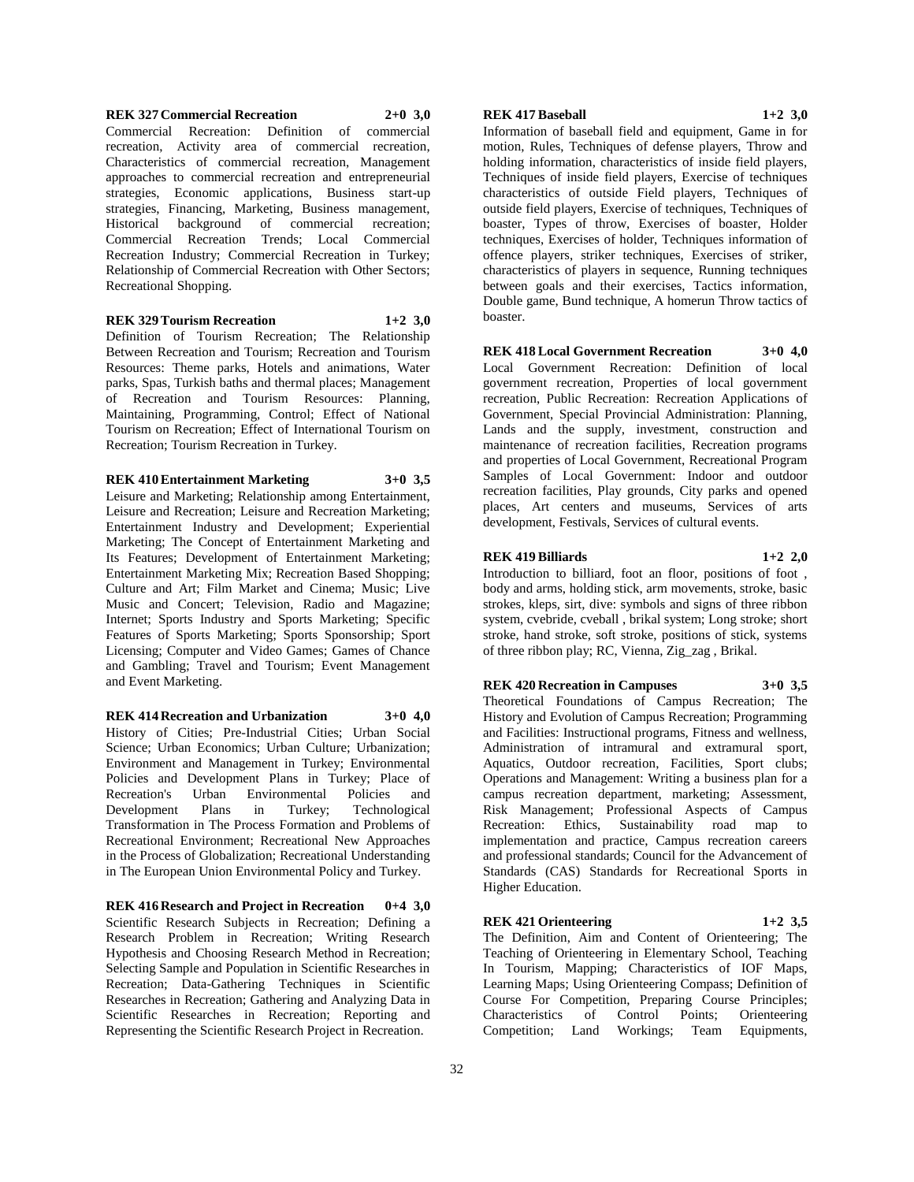**REK 327 Commercial Recreation 2+0 3,0**

Commercial Recreation: Definition of commercial recreation, Activity area of commercial recreation, Characteristics of commercial recreation, Management approaches to commercial recreation and entrepreneurial strategies, Economic applications, Business start-up strategies, Financing, Marketing, Business management, Historical background of commercial recreation; Commercial Recreation Trends; Local Commercial Recreation Industry; Commercial Recreation in Turkey; Relationship of Commercial Recreation with Other Sectors; Recreational Shopping.

**REK 329 Tourism Recreation 1+2 3,0**

Definition of Tourism Recreation; The Relationship Between Recreation and Tourism; Recreation and Tourism Resources: Theme parks, Hotels and animations, Water parks, Spas, Turkish baths and thermal places; Management of Recreation and Tourism Resources: Planning, Maintaining, Programming, Control; Effect of National Tourism on Recreation; Effect of International Tourism on Recreation; Tourism Recreation in Turkey.

**REK 410 Entertainment Marketing 3+0 3,5**

Leisure and Marketing; Relationship among Entertainment, Leisure and Recreation; Leisure and Recreation Marketing; Entertainment Industry and Development; Experiential Marketing; The Concept of Entertainment Marketing and Its Features; Development of Entertainment Marketing; Entertainment Marketing Mix; Recreation Based Shopping; Culture and Art; Film Market and Cinema; Music; Live Music and Concert; Television, Radio and Magazine; Internet; Sports Industry and Sports Marketing; Specific Features of Sports Marketing; Sports Sponsorship; Sport Licensing; Computer and Video Games; Games of Chance and Gambling; Travel and Tourism; Event Management and Event Marketing.

**REK 414 Recreation and Urbanization 3+0 4,0**

History of Cities; Pre-Industrial Cities; Urban Social Science; Urban Economics; Urban Culture; Urbanization; Environment and Management in Turkey; Environmental Policies and Development Plans in Turkey; Place of Recreation's Urban Environmental Policies and Development Plans in Turkey; Technological Transformation in The Process Formation and Problems of Recreational Environment; Recreational New Approaches in the Process of Globalization; Recreational Understanding in The European Union Environmental Policy and Turkey.

**REK 416 Research and Project in Recreation 0+4 3,0**

Scientific Research Subjects in Recreation; Defining a Research Problem in Recreation; Writing Research Hypothesis and Choosing Research Method in Recreation; Selecting Sample and Population in Scientific Researches in Recreation; Data-Gathering Techniques in Scientific Researches in Recreation; Gathering and Analyzing Data in Scientific Researches in Recreation; Reporting and Representing the Scientific Research Project in Recreation.

**REK 417 Baseball 1+2 3,0**

Information of baseball field and equipment, Game in for motion, Rules, Techniques of defense players, Throw and holding information, characteristics of inside field players, Techniques of inside field players, Exercise of techniques characteristics of outside Field players, Techniques of outside field players, Exercise of techniques, Techniques of boaster, Types of throw, Exercises of boaster, Holder techniques, Exercises of holder, Techniques information of offence players, striker techniques, Exercises of striker, characteristics of players in sequence, Running techniques between goals and their exercises, Tactics information, Double game, Bund technique, A homerun Throw tactics of boaster.

**REK 418 Local Government Recreation 3+0 4,0**

Local Government Recreation: Definition of local government recreation, Properties of local government recreation, Public Recreation: Recreation Applications of Government, Special Provincial Administration: Planning, Lands and the supply, investment, construction and maintenance of recreation facilities, Recreation programs and properties of Local Government, Recreational Program Samples of Local Government: Indoor and outdoor recreation facilities, Play grounds, City parks and opened places, Art centers and museums, Services of arts development, Festivals, Services of cultural events.

**REK 419 Billiards 1+2 2,0**

Introduction to billiard, foot an floor, positions of foot , body and arms, holding stick, arm movements, stroke, basic strokes, kleps, sirt, dive: symbols and signs of three ribbon system, cvebride, cveball , brikal system; Long stroke; short stroke, hand stroke, soft stroke, positions of stick, systems of three ribbon play; RC, Vienna, Zig_zag , Brikal.

**REK 420 Recreation in Campuses 3+0 3,5**

Theoretical Foundations of Campus Recreation; The History and Evolution of Campus Recreation; Programming and Facilities: Instructional programs, Fitness and wellness, Administration of intramural and extramural sport, Aquatics, Outdoor recreation, Facilities, Sport clubs; Operations and Management: Writing a business plan for a campus recreation department, marketing; Assessment, Risk Management; Professional Aspects of Campus Recreation: Ethics, Sustainability road map to implementation and practice, Campus recreation careers and professional standards; Council for the Advancement of Standards (CAS) Standards for Recreational Sports in Higher Education.

**REK 421 Orienteering 1+2 3,5**

The Definition, Aim and Content of Orienteering; The Teaching of Orienteering in Elementary School, Teaching In Tourism, Mapping; Characteristics of IOF Maps, Learning Maps; Using Orienteering Compass; Definition of Course For Competition, Preparing Course Principles; Characteristics of Control Points; Orienteering Competition; Land Workings; Team Equipments,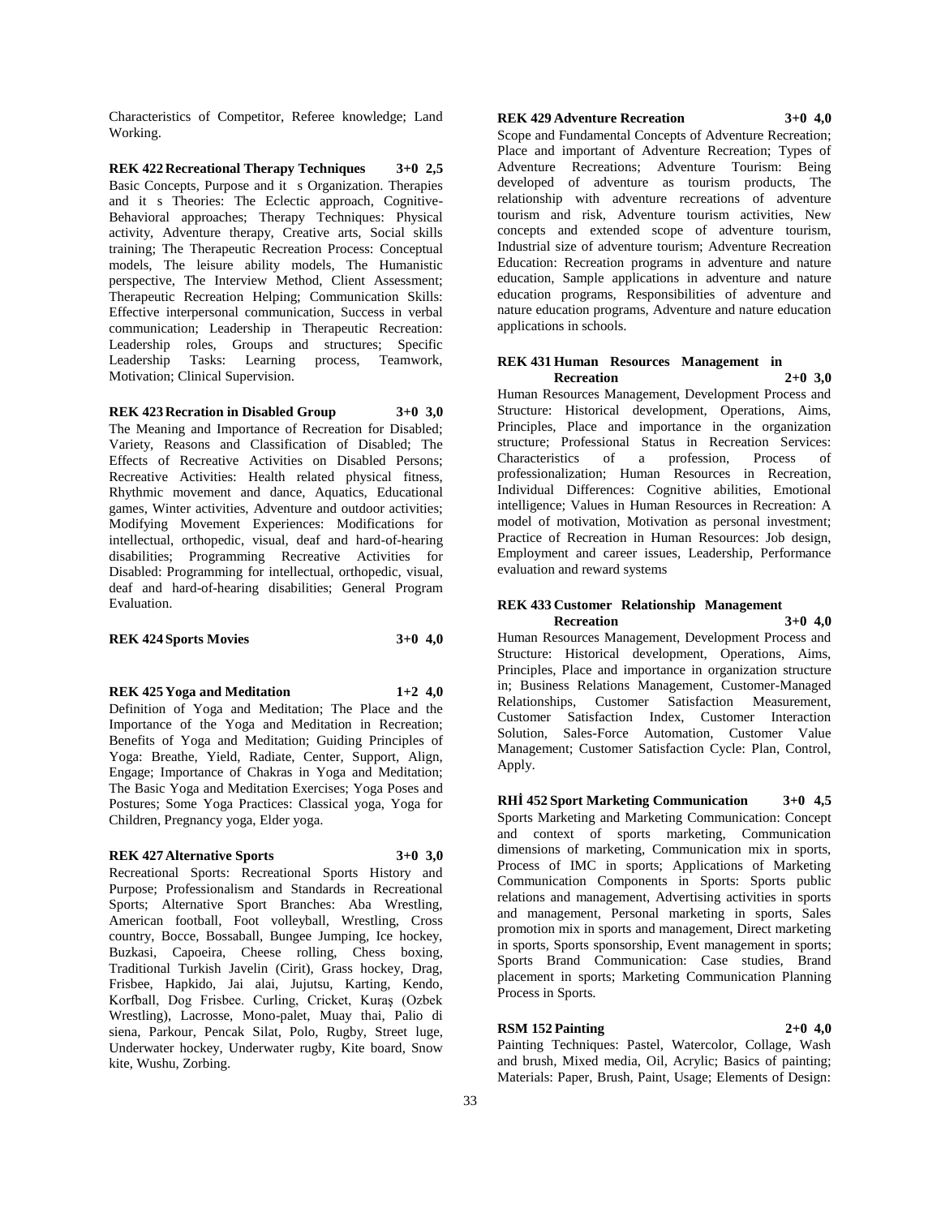Characteristics of Competitor, Referee knowledge; Land Working.

**REK 422 Recreational Therapy Techniques 3+0 2,5**

Basic Concepts, Purpose and it s Organization. Therapies and it s Theories: The Eclectic approach, Cognitive-Behavioral approaches; Therapy Techniques: Physical activity, Adventure therapy, Creative arts, Social skills training; The Therapeutic Recreation Process: Conceptual models, The leisure ability models, The Humanistic perspective, The Interview Method, Client Assessment; Therapeutic Recreation Helping; Communication Skills: Effective interpersonal communication, Success in verbal communication; Leadership in Therapeutic Recreation: Leadership roles, Groups and structures; Specific Leadership Tasks: Learning process, Teamwork, Motivation; Clinical Supervision.

**REK 423 Recration in Disabled Group 3+0 3,0**

The Meaning and Importance of Recreation for Disabled; Variety, Reasons and Classification of Disabled; The Effects of Recreative Activities on Disabled Persons; Recreative Activities: Health related physical fitness, Rhythmic movement and dance, Aquatics, Educational games, Winter activities, Adventure and outdoor activities; Modifying Movement Experiences: Modifications for intellectual, orthopedic, visual, deaf and hard-of-hearing disabilities; Programming Recreative Activities for Disabled: Programming for intellectual, orthopedic, visual, deaf and hard-of-hearing disabilities; General Program Evaluation.

**REK 424 Sports Movies 3+0 4,0**

**REK 425 Yoga and Meditation 1+2 4,0**

Definition of Yoga and Meditation; The Place and the Importance of the Yoga and Meditation in Recreation; Benefits of Yoga and Meditation; Guiding Principles of Yoga: Breathe, Yield, Radiate, Center, Support, Align, Engage; Importance of Chakras in Yoga and Meditation; The Basic Yoga and Meditation Exercises; Yoga Poses and Postures; Some Yoga Practices: Classical yoga, Yoga for Children, Pregnancy yoga, Elder yoga.

**REK 427 Alternative Sports 3+0 3,0**

Recreational Sports: Recreational Sports History and Purpose; Professionalism and Standards in Recreational Sports; Alternative Sport Branches: Aba Wrestling, American football, Foot volleyball, Wrestling, Cross country, Bocce, Bossaball, Bungee Jumping, Ice hockey, Buzkasi, Capoeira, Cheese rolling, Chess boxing, Traditional Turkish Javelin (Cirit), Grass hockey, Drag, Frisbee, Hapkido, Jai alai, Jujutsu, Karting, Kendo, Korfball, Dog Frisbee. Curling, Cricket, Kuraş (Ozbek Wrestling), Lacrosse, Mono-palet, Muay thai, Palio di siena, Parkour, Pencak Silat, Polo, Rugby, Street luge, Underwater hockey, Underwater rugby, Kite board, Snow kite, Wushu, Zorbing.

**REK 429 Adventure Recreation 3+0 4,0**

Scope and Fundamental Concepts of Adventure Recreation; Place and important of Adventure Recreation; Types of Adventure Recreations; Adventure Tourism: Being developed of adventure as tourism products, The relationship with adventure recreations of adventure tourism and risk, Adventure tourism activities, New concepts and extended scope of adventure tourism, Industrial size of adventure tourism; Adventure Recreation Education: Recreation programs in adventure and nature education, Sample applications in adventure and nature education programs, Responsibilities of adventure and nature education programs, Adventure and nature education applications in schools.

**REK 431 Human Resources Management in Recreation 2+0 3,0**

Human Resources Management, Development Process and Structure: Historical development, Operations, Aims, Principles, Place and importance in the organization structure; Professional Status in Recreation Services: Characteristics of a profession, Process of professionalization; Human Resources in Recreation, Individual Differences: Cognitive abilities, Emotional intelligence; Values in Human Resources in Recreation: A model of motivation, Motivation as personal investment; Practice of Recreation in Human Resources: Job design, Employment and career issues, Leadership, Performance evaluation and reward systems

**REK 433 Customer Relationship Management Recreation 3+0 4,0**

Human Resources Management, Development Process and Structure: Historical development, Operations, Aims, Principles, Place and importance in organization structure in; Business Relations Management, Customer-Managed Relationships, Customer Satisfaction Measurement, Customer Satisfaction Index, Customer Interaction Solution, Sales-Force Automation, Customer Value Management; Customer Satisfaction Cycle: Plan, Control, Apply.

**RHİ 452 Sport Marketing Communication 3+0 4,5**

Sports Marketing and Marketing Communication: Concept and context of sports marketing, Communication dimensions of marketing, Communication mix in sports, Process of IMC in sports; Applications of Marketing Communication Components in Sports: Sports public relations and management, Advertising activities in sports and management, Personal marketing in sports, Sales promotion mix in sports and management, Direct marketing in sports, Sports sponsorship, Event management in sports; Sports Brand Communication: Case studies, Brand placement in sports; Marketing Communication Planning Process in Sports.

**RSM 152 Painting 2+0 4,0**

Painting Techniques: Pastel, Watercolor, Collage, Wash and brush, Mixed media, Oil, Acrylic; Basics of painting; Materials: Paper, Brush, Paint, Usage; Elements of Design: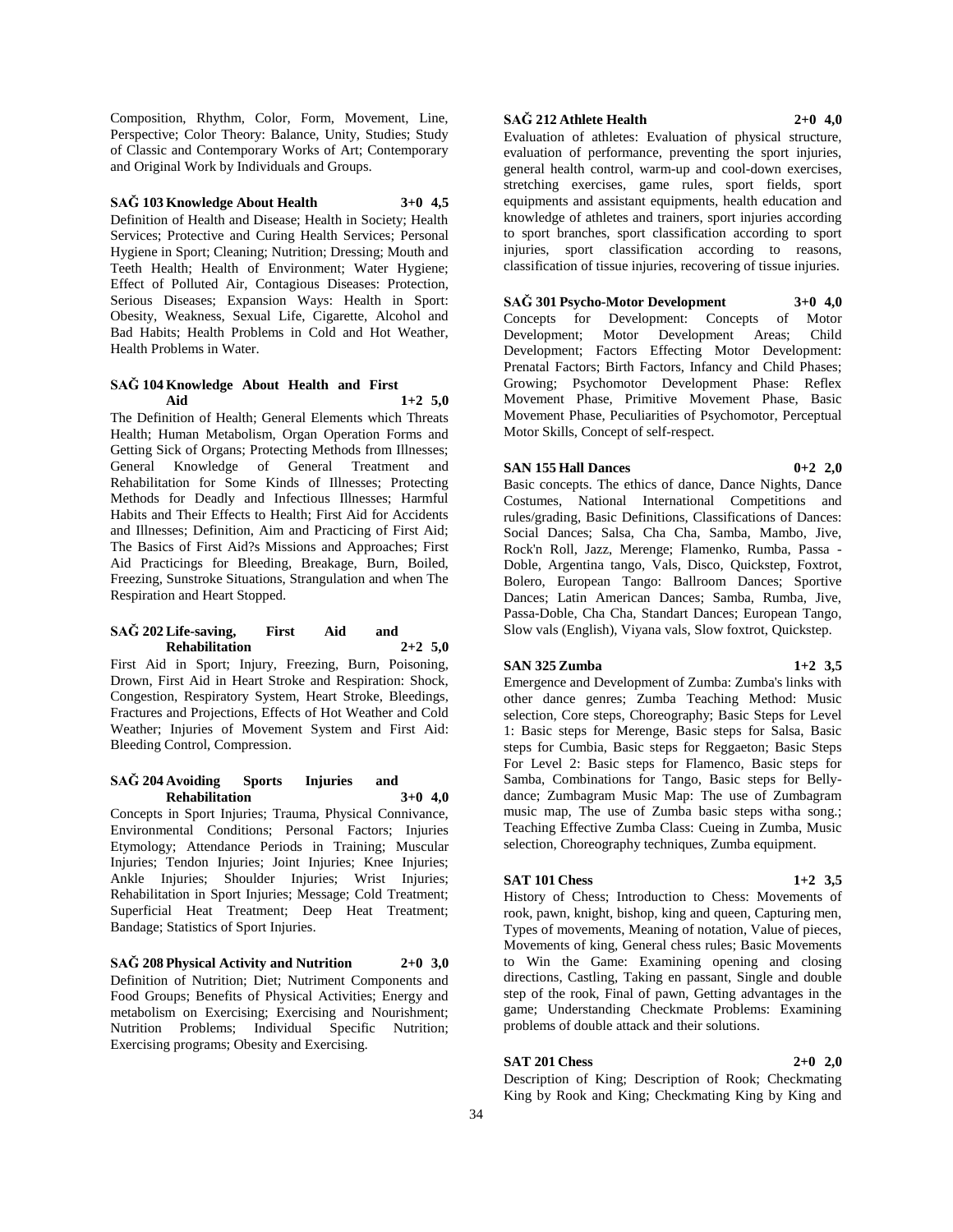Composition, Rhythm, Color, Form, Movement, Line, Perspective; Color Theory: Balance, Unity, Studies; Study of Classic and Contemporary Works of Art; Contemporary and Original Work by Individuals and Groups.

**SAĞ 103 Knowledge About Health 3+0 4,5**

Definition of Health and Disease; Health in Society; Health Services; Protective and Curing Health Services; Personal Hygiene in Sport; Cleaning; Nutrition; Dressing; Mouth and Teeth Health; Health of Environment; Water Hygiene; Effect of Polluted Air, Contagious Diseases: Protection, Serious Diseases; Expansion Ways: Health in Sport: Obesity, Weakness, Sexual Life, Cigarette, Alcohol and Bad Habits; Health Problems in Cold and Hot Weather, Health Problems in Water.

**SAĞ 104 Knowledge About Health and First Aid 1+2 5,0**

The Definition of Health; General Elements which Threats Health; Human Metabolism, Organ Operation Forms and Getting Sick of Organs; Protecting Methods from Illnesses; General Knowledge of General Treatment and Rehabilitation for Some Kinds of Illnesses; Protecting Methods for Deadly and Infectious Illnesses; Harmful Habits and Their Effects to Health; First Aid for Accidents and Illnesses; Definition, Aim and Practicing of First Aid; The Basics of First Aid?s Missions and Approaches; First Aid Practicings for Bleeding, Breakage, Burn, Boiled, Freezing, Sunstroke Situations, Strangulation and when The Respiration and Heart Stopped.

**SAĞ 202 Life-saving, First Aid and Rehabilitation 2+2 5,0**

First Aid in Sport; Injury, Freezing, Burn, Poisoning, Drown, First Aid in Heart Stroke and Respiration: Shock, Congestion, Respiratory System, Heart Stroke, Bleedings, Fractures and Projections, Effects of Hot Weather and Cold Weather; Injuries of Movement System and First Aid: Bleeding Control, Compression.

**SAĞ 204 Avoiding Sports Injuries and Rehabilitation 3+0 4,0**

Concepts in Sport Injuries; Trauma, Physical Connivance, Environmental Conditions; Personal Factors; Injuries Etymology; Attendance Periods in Training; Muscular Injuries; Tendon Injuries; Joint Injuries; Knee Injuries; Ankle Injuries; Shoulder Injuries; Wrist Injuries; Rehabilitation in Sport Injuries; Message; Cold Treatment; Superficial Heat Treatment; Deep Heat Treatment; Bandage; Statistics of Sport Injuries.

**SAĞ 208 Physical Activity and Nutrition 2+0 3,0**

Definition of Nutrition; Diet; Nutriment Components and Food Groups; Benefits of Physical Activities; Energy and metabolism on Exercising; Exercising and Nourishment; Nutrition Problems; Individual Specific Nutrition; Exercising programs; Obesity and Exercising.

**SAĞ 212 Athlete Health 2+0 4,0**

Evaluation of athletes: Evaluation of physical structure, evaluation of performance, preventing the sport injuries, general health control, warm-up and cool-down exercises, stretching exercises, game rules, sport fields, sport equipments and assistant equipments, health education and knowledge of athletes and trainers, sport injuries according to sport branches, sport classification according to sport injuries, sport classification according to reasons, classification of tissue injuries, recovering of tissue injuries.

**SAĞ 301 Psycho-Motor Development 3+0 4,0**

Concepts for Development: Concepts of Motor Development; Motor Development Areas; Child Development; Factors Effecting Motor Development: Prenatal Factors; Birth Factors, Infancy and Child Phases; Growing; Psychomotor Development Phase: Reflex Movement Phase, Primitive Movement Phase, Basic Movement Phase, Peculiarities of Psychomotor, Perceptual Motor Skills, Concept of self-respect.

**SAN 155 Hall Dances 0+2 2,0**

Basic concepts. The ethics of dance, Dance Nights, Dance Costumes, National International Competitions and rules/grading, Basic Definitions, Classifications of Dances: Social Dances; Salsa, Cha Cha, Samba, Mambo, Jive, Rock'n Roll, Jazz, Merenge; Flamenko, Rumba, Passa - Doble, Argentina tango, Vals, Disco, Quickstep, Foxtrot, Bolero, European Tango: Ballroom Dances; Sportive Dances; Latin American Dances; Samba, Rumba, Jive, Passa-Doble, Cha Cha, Standart Dances; European Tango, Slow vals (English), Viyana vals, Slow foxtrot, Quickstep.

**SAN 325 Zumba 1+2 3,5**

Emergence and Development of Zumba: Zumba's links with other dance genres; Zumba Teaching Method: Music selection, Core steps, Choreography; Basic Steps for Level 1: Basic steps for Merenge, Basic steps for Salsa, Basic steps for Cumbia, Basic steps for Reggaeton; Basic Steps For Level 2: Basic steps for Flamenco, Basic steps for Samba, Combinations for Tango, Basic steps for Belly-dance; Zumbagram Music Map: The use of Zumbagram music map, The use of Zumba basic steps witha song.; Teaching Effective Zumba Class: Cueing in Zumba, Music selection, Choreography techniques, Zumba equipment.

**SAT 101 Chess 1+2 3,5**

History of Chess; Introduction to Chess: Movements of rook, pawn, knight, bishop, king and queen, Capturing men, Types of movements, Meaning of notation, Value of pieces, Movements of king, General chess rules; Basic Movements to Win the Game: Examining opening and closing directions, Castling, Taking en passant, Single and double step of the rook, Final of pawn, Getting advantages in the game; Understanding Checkmate Problems: Examining problems of double attack and their solutions.

**SAT 201 Chess 2+0 2,0**

Description of King; Description of Rook; Checkmating King by Rook and King; Checkmating King by King and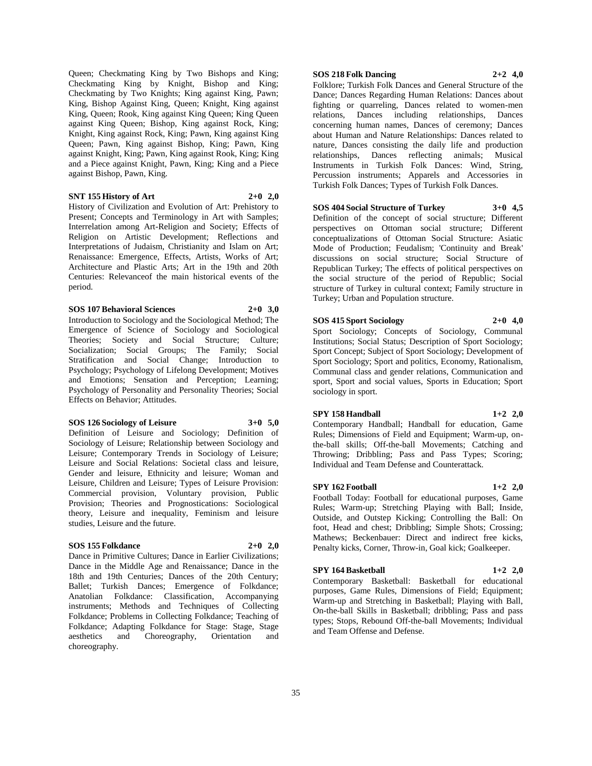Queen; Checkmating King by Two Bishops and King; Checkmating King by Knight, Bishop and King; Checkmating by Two Knights; King against King, Pawn; King, Bishop Against King, Queen; Knight, King against King, Queen; Rook, King against King Queen; King Queen against King Queen; Bishop, King against Rock, King; Knight, King against Rock, King; Pawn, King against King Queen; Pawn, King against Bishop, King; Pawn, King against Knight, King; Pawn, King against Rook, King; King and a Piece against Knight, Pawn, King; King and a Piece against Bishop, Pawn, King.

**SNT 155 History of Art 2+0 2,0**

History of Civilization and Evolution of Art: Prehistory to Present; Concepts and Terminology in Art with Samples; Interrelation among Art-Religion and Society; Effects of Religion on Artistic Development; Reflections and Interpretations of Judaism, Christianity and Islam on Art; Renaissance: Emergence, Effects, Artists, Works of Art; Architecture and Plastic Arts; Art in the 19th and 20th Centuries: Relevanceof the main historical events of the period.

**SOS 107 Behavioral Sciences 2+0 3,0**

Introduction to Sociology and the Sociological Method; The Emergence of Science of Sociology and Sociological Theories; Society and Social Structure; Culture; Socialization; Social Groups; The Family; Social Stratification and Social Change; Introduction to Psychology; Psychology of Lifelong Development; Motives and Emotions; Sensation and Perception; Learning; Psychology of Personality and Personality Theories; Social Effects on Behavior; Attitudes.

**SOS 126 Sociology of Leisure 3+0 5,0**

Definition of Leisure and Sociology; Definition of Sociology of Leisure; Relationship between Sociology and Leisure; Contemporary Trends in Sociology of Leisure; Leisure and Social Relations: Societal class and leisure, Gender and leisure, Ethnicity and leisure; Woman and Leisure, Children and Leisure; Types of Leisure Provision: Commercial provision, Voluntary provision, Public Provision; Theories and Prognostications: Sociological theory, Leisure and inequality, Feminism and leisure studies, Leisure and the future.

**SOS 155 Folkdance 2+0 2,0**

Dance in Primitive Cultures; Dance in Earlier Civilizations; Dance in the Middle Age and Renaissance; Dance in the 18th and 19th Centuries; Dances of the 20th Century; Ballet; Turkish Dances; Emergence of Folkdance; Anatolian Folkdance: Classification, Accompanying instruments; Methods and Techniques of Collecting Folkdance; Problems in Collecting Folkdance; Teaching of Folkdance; Adapting Folkdance for Stage: Stage, Stage aesthetics and Choreography, Orientation and choreography.

**SOS 218 Folk Dancing 2+2 4,0**

Folklore; Turkish Folk Dances and General Structure of the Dance; Dances Regarding Human Relations: Dances about fighting or quarreling, Dances related to women-men relations, Dances including relationships, Dances concerning human names, Dances of ceremony; Dances about Human and Nature Relationships: Dances related to nature, Dances consisting the daily life and production relationships, Dances reflecting animals; Musical Instruments in Turkish Folk Dances: Wind, String, Percussion instruments; Apparels and Accessories in Turkish Folk Dances; Types of Turkish Folk Dances.

**SOS 404 Social Structure of Turkey 3+0 4,5**

Definition of the concept of social structure; Different perspectives on Ottoman social structure; Different conceptualizations of Ottoman Social Structure: Asiatic Mode of Production; Feudalism; 'Continuity and Break' discussions on social structure; Social Structure of Republican Turkey; The effects of political perspectives on the social structure of the period of Republic; Social structure of Turkey in cultural context; Family structure in Turkey; Urban and Population structure.

**SOS 415 Sport Sociology 2+0 4,0**

Sport Sociology; Concepts of Sociology, Communal Institutions; Social Status; Description of Sport Sociology; Sport Concept; Subject of Sport Sociology; Development of Sport Sociology; Sport and politics, Economy, Rationalism, Communal class and gender relations, Communication and sport, Sport and social values, Sports in Education; Sport sociology in sport.

**SPY 158 Handball 1+2 2,0**

Contemporary Handball; Handball for education, Game Rules; Dimensions of Field and Equipment; Warm-up, on-the-ball skills; Off-the-ball Movements; Catching and Throwing; Dribbling; Pass and Pass Types; Scoring; Individual and Team Defense and Counterattack.

**SPY 162 Football 1+2 2,0**

Football Today: Football for educational purposes, Game Rules; Warm-up; Stretching Playing with Ball; Inside, Outside, and Outstep Kicking; Controlling the Ball: On foot, Head and chest; Dribbling; Simple Shots; Crossing; Mathews; Beckenbauer: Direct and indirect free kicks, Penalty kicks, Corner, Throw-in, Goal kick; Goalkeeper.

**SPY 164 Basketball 1+2 2,0**

Contemporary Basketball: Basketball for educational purposes, Game Rules, Dimensions of Field; Equipment; Warm-up and Stretching in Basketball; Playing with Ball, On-the-ball Skills in Basketball; dribbling; Pass and pass types; Stops, Rebound Off-the-ball Movements; Individual and Team Offense and Defense.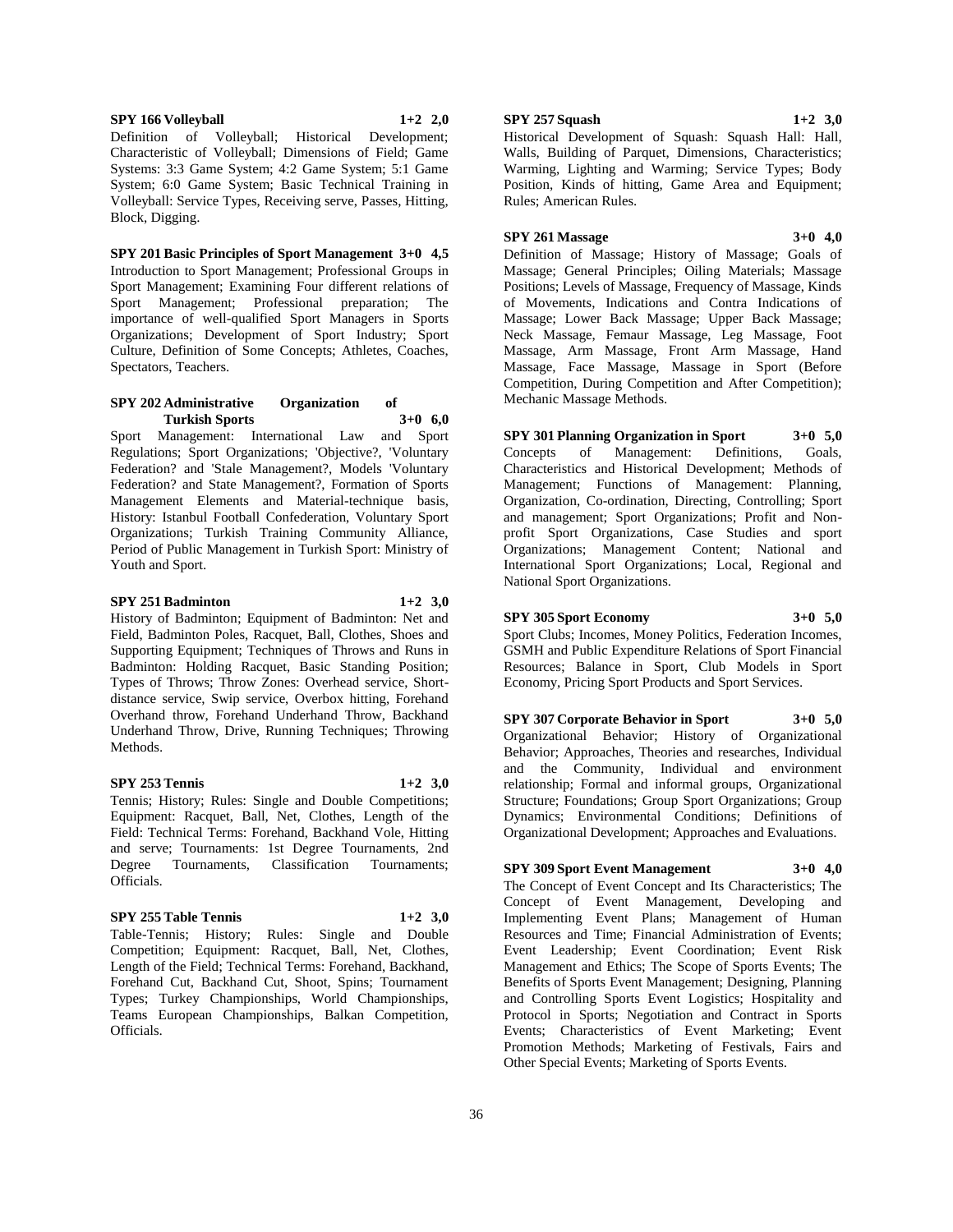**SPY 166 Volleyball 1+2 2,0**

Definition of Volleyball; Historical Development; Characteristic of Volleyball; Dimensions of Field; Game Systems: 3:3 Game System; 4:2 Game System; 5:1 Game System; 6:0 Game System; Basic Technical Training in Volleyball: Service Types, Receiving serve, Passes, Hitting, Block, Digging.

**SPY 201 Basic Principles of Sport Management 3+0 4,5**

Introduction to Sport Management; Professional Groups in Sport Management; Examining Four different relations of Sport Management; Professional preparation; The importance of well-qualified Sport Managers in Sports Organizations; Development of Sport Industry; Sport Culture, Definition of Some Concepts; Athletes, Coaches, Spectators, Teachers.

**SPY 202 Administrative Organization of Turkish Sports 3+0 6,0**

Sport Management: International Law and Sport Regulations; Sport Organizations; 'Objective?, 'Voluntary Federation? and 'Stale Management?, Models 'Voluntary Federation? and State Management?, Formation of Sports Management Elements and Material-technique basis, History: Istanbul Football Confederation, Voluntary Sport Organizations; Turkish Training Community Alliance, Period of Public Management in Turkish Sport: Ministry of Youth and Sport.

**SPY 251 Badminton 1+2 3,0**

History of Badminton; Equipment of Badminton: Net and Field, Badminton Poles, Racquet, Ball, Clothes, Shoes and Supporting Equipment; Techniques of Throws and Runs in Badminton: Holding Racquet, Basic Standing Position; Types of Throws; Throw Zones: Overhead service, Short-distance service, Swip service, Overbox hitting, Forehand Overhand throw, Forehand Underhand Throw, Backhand Underhand Throw, Drive, Running Techniques; Throwing Methods.

**SPY 253 Tennis 1+2 3,0**

Tennis; History; Rules: Single and Double Competitions; Equipment: Racquet, Ball, Net, Clothes, Length of the Field: Technical Terms: Forehand, Backhand Vole, Hitting and serve; Tournaments: 1st Degree Tournaments, 2nd Degree Tournaments, Classification Tournaments; Officials.

**SPY 255 Table Tennis 1+2 3,0**

Table-Tennis; History; Rules: Single and Double Competition; Equipment: Racquet, Ball, Net, Clothes, Length of the Field; Technical Terms: Forehand, Backhand, Forehand Cut, Backhand Cut, Shoot, Spins; Tournament Types; Turkey Championships, World Championships, Teams European Championships, Balkan Competition, Officials.

**SPY 257 Squash 1+2 3,0**

Historical Development of Squash: Squash Hall: Hall, Walls, Building of Parquet, Dimensions, Characteristics; Warming, Lighting and Warming; Service Types; Body Position, Kinds of hitting, Game Area and Equipment; Rules; American Rules.

**SPY 261 Massage 3+0 4,0**

Definition of Massage; History of Massage; Goals of Massage; General Principles; Oiling Materials; Massage Positions; Levels of Massage, Frequency of Massage, Kinds of Movements, Indications and Contra Indications of Massage; Lower Back Massage; Upper Back Massage; Neck Massage, Femaur Massage, Leg Massage, Foot Massage, Arm Massage, Front Arm Massage, Hand Massage, Face Massage, Massage in Sport (Before Competition, During Competition and After Competition); Mechanic Massage Methods.

**SPY 301 Planning Organization in Sport 3+0 5,0**

Concepts of Management: Definitions, Goals, Characteristics and Historical Development; Methods of Management; Functions of Management: Planning, Organization, Co-ordination, Directing, Controlling; Sport and management; Sport Organizations; Profit and Non-profit Sport Organizations, Case Studies and sport Organizations; Management Content; National and International Sport Organizations; Local, Regional and National Sport Organizations.

**SPY 305 Sport Economy 3+0 5,0**

Sport Clubs; Incomes, Money Politics, Federation Incomes, GSMH and Public Expenditure Relations of Sport Financial Resources; Balance in Sport, Club Models in Sport Economy, Pricing Sport Products and Sport Services.

**SPY 307 Corporate Behavior in Sport 3+0 5,0**

Organizational Behavior; History of Organizational Behavior; Approaches, Theories and researches, Individual and the Community, Individual and environment relationship; Formal and informal groups, Organizational Structure; Foundations; Group Sport Organizations; Group Dynamics; Environmental Conditions; Definitions of Organizational Development; Approaches and Evaluations.

**SPY 309 Sport Event Management 3+0 4,0**

The Concept of Event Concept and Its Characteristics; The Concept of Event Management, Developing and Implementing Event Plans; Management of Human Resources and Time; Financial Administration of Events; Event Leadership; Event Coordination; Event Risk Management and Ethics; The Scope of Sports Events; The Benefits of Sports Event Management; Designing, Planning and Controlling Sports Event Logistics; Hospitality and Protocol in Sports; Negotiation and Contract in Sports Events; Characteristics of Event Marketing; Event Promotion Methods; Marketing of Festivals, Fairs and Other Special Events; Marketing of Sports Events.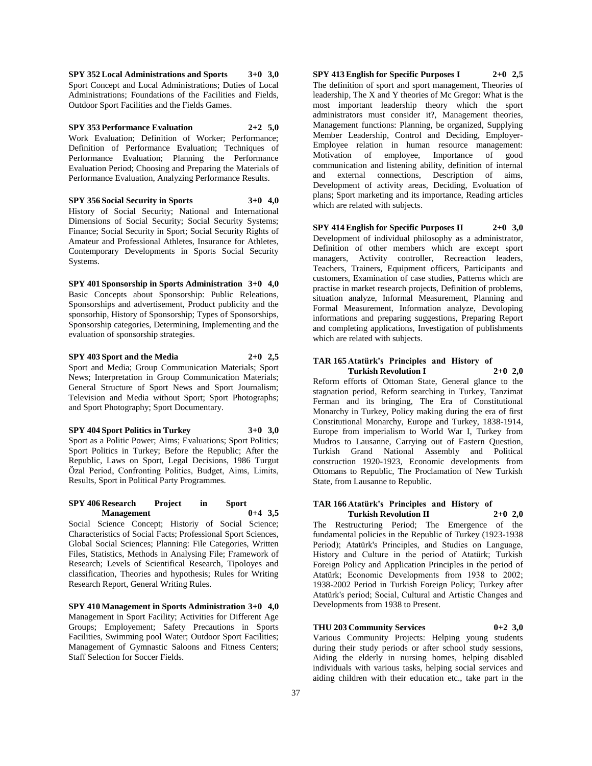**SPY 352 Local Administrations and Sports 3+0 3,0**

Sport Concept and Local Administrations; Duties of Local Administrations; Foundations of the Facilities and Fields, Outdoor Sport Facilities and the Fields Games.

**SPY 353 Performance Evaluation 2+2 5,0**

Work Evaluation; Definition of Worker; Performance; Definition of Performance Evaluation; Techniques of Performance Evaluation; Planning the Performance Evaluation Period; Choosing and Preparing the Materials of Performance Evaluation, Analyzing Performance Results.

**SPY 356 Social Security in Sports 3+0 4,0**

History of Social Security; National and International Dimensions of Social Security; Social Security Systems; Finance; Social Security in Sport; Social Security Rights of Amateur and Professional Athletes, Insurance for Athletes, Contemporary Developments in Sports Social Security Systems.

**SPY 401 Sponsorship in Sports Administration 3+0 4,0**

Basic Concepts about Sponsorship: Public Releations, Sponsorships and advertisement, Product publicity and the sponsorhip, History of Sponsorship; Types of Sponsorships, Sponsorship categories, Determining, Implementing and the evaluation of sponsorship strategies.

**SPY 403 Sport and the Media 2+0 2,5**

Sport and Media; Group Communication Materials; Sport News; Interpretation in Group Communication Materials; General Structure of Sport News and Sport Journalism; Television and Media without Sport; Sport Photographs; and Sport Photography; Sport Documentary.

**SPY 404 Sport Politics in Turkey 3+0 3,0**

Sport as a Politic Power; Aims; Evaluations; Sport Politics; Sport Politics in Turkey; Before the Republic; After the Republic, Laws on Sport, Legal Decisions, 1986 Turgut Özal Period, Confronting Politics, Budget, Aims, Limits, Results, Sport in Political Party Programmes.

**SPY 406 Research Project in Sport Management 0+4 3,5**

Social Science Concept; Historiy of Social Science; Characteristics of Social Facts; Professional Sport Sciences, Global Social Sciences; Planning: File Categories, Written Files, Statistics, Methods in Analysing File; Framework of Research; Levels of Scientifical Research, Tipoloyes and classification, Theories and hypothesis; Rules for Writing Research Report, General Writing Rules.

**SPY 410 Management in Sports Administration 3+0 4,0**

Management in Sport Facility; Activities for Different Age Groups; Employement; Safety Precautions in Sports Facilities, Swimming pool Water; Outdoor Sport Facilities; Management of Gymnastic Saloons and Fitness Centers; Staff Selection for Soccer Fields.

**SPY 413 English for Specific Purposes I 2+0 2,5**

The definition of sport and sport management, Theories of leadership, The X and Y theories of Mc Gregor: What is the most important leadership theory which the sport administrators must consider it?, Management theories, Management functions: Planning, be organized, Supplying Member Leadership, Control and Deciding, Employer-Employee relation in human resource management: Motivation of employee, Importance of good communication and listening ability, definition of internal and external connections, Description of aims, Development of activity areas, Deciding, Evoluation of plans; Sport marketing and its importance, Reading articles which are related with subjects.

**SPY 414 English for Specific Purposes II 2+0 3,0**

Development of individual philosophy as a administrator, Definition of other members which are except sport managers, Activity controller, Recreaction leaders, Teachers, Trainers, Equipment officers, Participants and customers, Examination of case studies, Patterns which are practise in market research projects, Definition of problems, situation analyze, Informal Measurement, Planning and Formal Measurement, Information analyze, Devoloping informations and preparing suggestions, Preparing Report and completing applications, Investigation of publishments which are related with subjects.

**TAR 165 Atatürk's Principles and History of Turkish Revolution I 2+0 2,0**

Reform efforts of Ottoman State, General glance to the stagnation period, Reform searching in Turkey, Tanzimat Ferman and its bringing, The Era of Constitutional Monarchy in Turkey, Policy making during the era of first Constitutional Monarchy, Europe and Turkey, 1838-1914, Europe from imperialism to World War I, Turkey from Mudros to Lausanne, Carrying out of Eastern Question, Turkish Grand National Assembly and Political construction 1920-1923, Economic developments from Ottomans to Republic, The Proclamation of New Turkish State, from Lausanne to Republic.

**TAR 166 Atatürk's Principles and History of Turkish Revolution II 2+0 2,0**

The Restructuring Period; The Emergence of the fundamental policies in the Republic of Turkey (1923-1938 Period); Atatürk's Principles, and Studies on Language, History and Culture in the period of Atatürk; Turkish Foreign Policy and Application Principles in the period of Atatürk; Economic Developments from 1938 to 2002; 1938-2002 Period in Turkish Foreign Policy; Turkey after Atatürk's period; Social, Cultural and Artistic Changes and Developments from 1938 to Present.

**THU 203 Community Services 0+2 3,0**

Various Community Projects: Helping young students during their study periods or after school study sessions, Aiding the elderly in nursing homes, helping disabled individuals with various tasks, helping social services and aiding children with their education etc., take part in the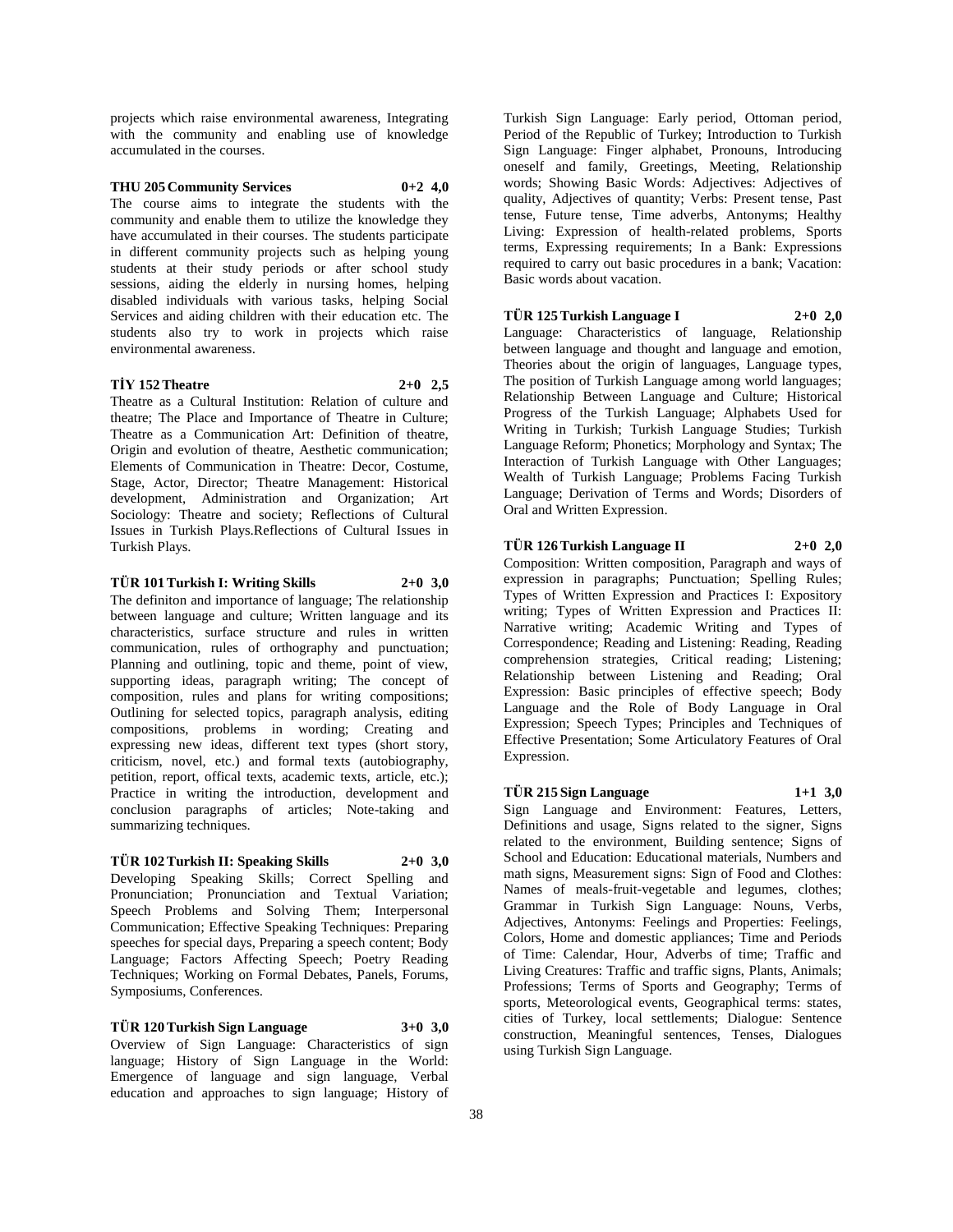projects which raise environmental awareness, Integrating with the community and enabling use of knowledge accumulated in the courses.

**THU 205 Community Services 0+2 4,0**

The course aims to integrate the students with the community and enable them to utilize the knowledge they have accumulated in their courses. The students participate in different community projects such as helping young students at their study periods or after school study sessions, aiding the elderly in nursing homes, helping disabled individuals with various tasks, helping Social Services and aiding children with their education etc. The students also try to work in projects which raise environmental awareness.

**TİY 152 Theatre 2+0 2,5**

Theatre as a Cultural Institution: Relation of culture and theatre; The Place and Importance of Theatre in Culture; Theatre as a Communication Art: Definition of theatre, Origin and evolution of theatre, Aesthetic communication; Elements of Communication in Theatre: Decor, Costume, Stage, Actor, Director; Theatre Management: Historical development, Administration and Organization; Art Sociology: Theatre and society; Reflections of Cultural Issues in Turkish Plays.Reflections of Cultural Issues in Turkish Plays.

**TÜR 101 Turkish I: Writing Skills 2+0 3,0**

The definiton and importance of language; The relationship between language and culture; Written language and its characteristics, surface structure and rules in written communication, rules of orthography and punctuation; Planning and outlining, topic and theme, point of view, supporting ideas, paragraph writing; The concept of composition, rules and plans for writing compositions; Outlining for selected topics, paragraph analysis, editing compositions, problems in wording; Creating and expressing new ideas, different text types (short story, criticism, novel, etc.) and formal texts (autobiography, petition, report, offical texts, academic texts, article, etc.); Practice in writing the introduction, development and conclusion paragraphs of articles; Note-taking and summarizing techniques.

**TÜR 102 Turkish II: Speaking Skills 2+0 3,0**

Developing Speaking Skills; Correct Spelling and Pronunciation; Pronunciation and Textual Variation; Speech Problems and Solving Them; Interpersonal Communication; Effective Speaking Techniques: Preparing speeches for special days, Preparing a speech content; Body Language; Factors Affecting Speech; Poetry Reading Techniques; Working on Formal Debates, Panels, Forums, Symposiums, Conferences.

**TÜR 120 Turkish Sign Language 3+0 3,0**

Overview of Sign Language: Characteristics of sign language; History of Sign Language in the World: Emergence of language and sign language, Verbal education and approaches to sign language; History of Turkish Sign Language: Early period, Ottoman period, Period of the Republic of Turkey; Introduction to Turkish Sign Language: Finger alphabet, Pronouns, Introducing oneself and family, Greetings, Meeting, Relationship words; Showing Basic Words: Adjectives: Adjectives of quality, Adjectives of quantity; Verbs: Present tense, Past tense, Future tense, Time adverbs, Antonyms; Healthy Living: Expression of health-related problems, Sports terms, Expressing requirements; In a Bank: Expressions required to carry out basic procedures in a bank; Vacation: Basic words about vacation.

**TÜR 125 Turkish Language I 2+0 2,0**

Language: Characteristics of language, Relationship between language and thought and language and emotion, Theories about the origin of languages, Language types, The position of Turkish Language among world languages; Relationship Between Language and Culture; Historical Progress of the Turkish Language; Alphabets Used for Writing in Turkish; Turkish Language Studies; Turkish Language Reform; Phonetics; Morphology and Syntax; The Interaction of Turkish Language with Other Languages; Wealth of Turkish Language; Problems Facing Turkish Language; Derivation of Terms and Words; Disorders of Oral and Written Expression.

**TÜR 126 Turkish Language II 2+0 2,0**

Composition: Written composition, Paragraph and ways of expression in paragraphs; Punctuation; Spelling Rules; Types of Written Expression and Practices I: Expository writing; Types of Written Expression and Practices II: Narrative writing; Academic Writing and Types of Correspondence; Reading and Listening: Reading, Reading comprehension strategies, Critical reading; Listening; Relationship between Listening and Reading; Oral Expression: Basic principles of effective speech; Body Language and the Role of Body Language in Oral Expression; Speech Types; Principles and Techniques of Effective Presentation; Some Articulatory Features of Oral Expression.

**TÜR 215 Sign Language 1+1 3,0**

Sign Language and Environment: Features, Letters, Definitions and usage, Signs related to the signer, Signs related to the environment, Building sentence; Signs of School and Education: Educational materials, Numbers and math signs, Measurement signs: Sign of Food and Clothes: Names of meals-fruit-vegetable and legumes, clothes; Grammar in Turkish Sign Language: Nouns, Verbs, Adjectives, Antonyms: Feelings and Properties: Feelings, Colors, Home and domestic appliances; Time and Periods of Time: Calendar, Hour, Adverbs of time; Traffic and Living Creatures: Traffic and traffic signs, Plants, Animals; Professions; Terms of Sports and Geography; Terms of sports, Meteorological events, Geographical terms: states, cities of Turkey, local settlements; Dialogue: Sentence construction, Meaningful sentences, Tenses, Dialogues using Turkish Sign Language.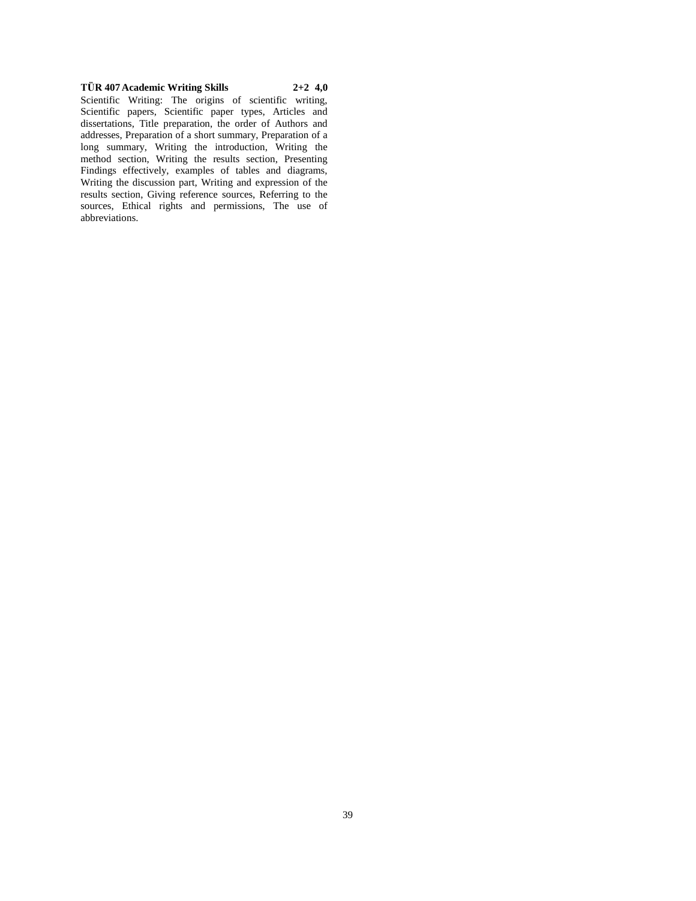**TÜR 407 Academic Writing Skills 2+2 4,0**

Scientific Writing: The origins of scientific writing, Scientific papers, Scientific paper types, Articles and dissertations, Title preparation, the order of Authors and addresses, Preparation of a short summary, Preparation of a long summary, Writing the introduction, Writing the method section, Writing the results section, Presenting Findings effectively, examples of tables and diagrams, Writing the discussion part, Writing and expression of the results section, Giving reference sources, Referring to the sources, Ethical rights and permissions, The use of abbreviations.